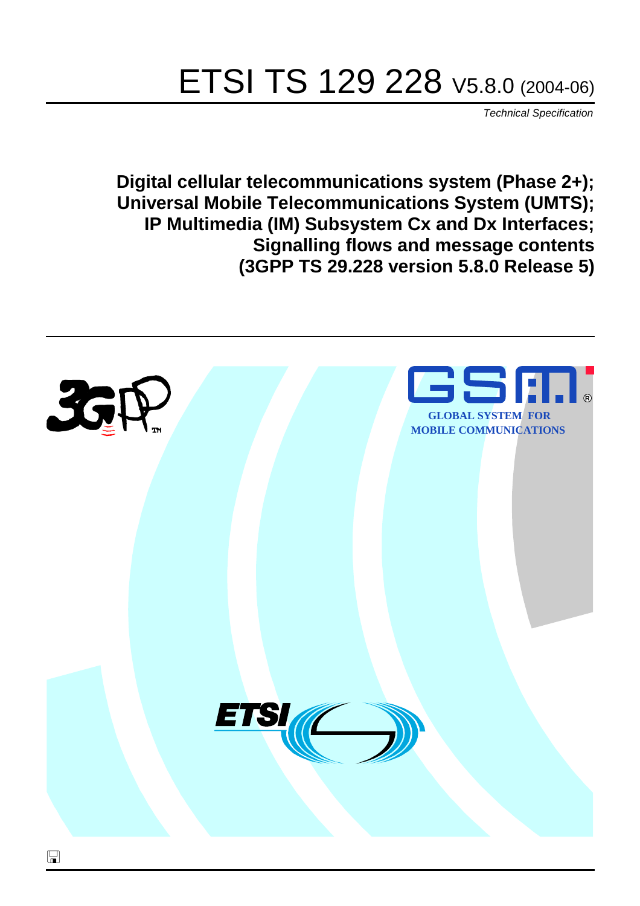# ETSI TS 129 228 V5.8.0 (2004-06)

*Technical Specification*

**Digital cellular telecommunications system (Phase 2+); Universal Mobile Telecommunications System (UMTS); IP Multimedia (IM) Subsystem Cx and Dx Interfaces; Signalling flows and message contents (3GPP TS 29.228 version 5.8.0 Release 5)**

GLOBAL SYSTEM FOR MOBILE COMMUNICATIONS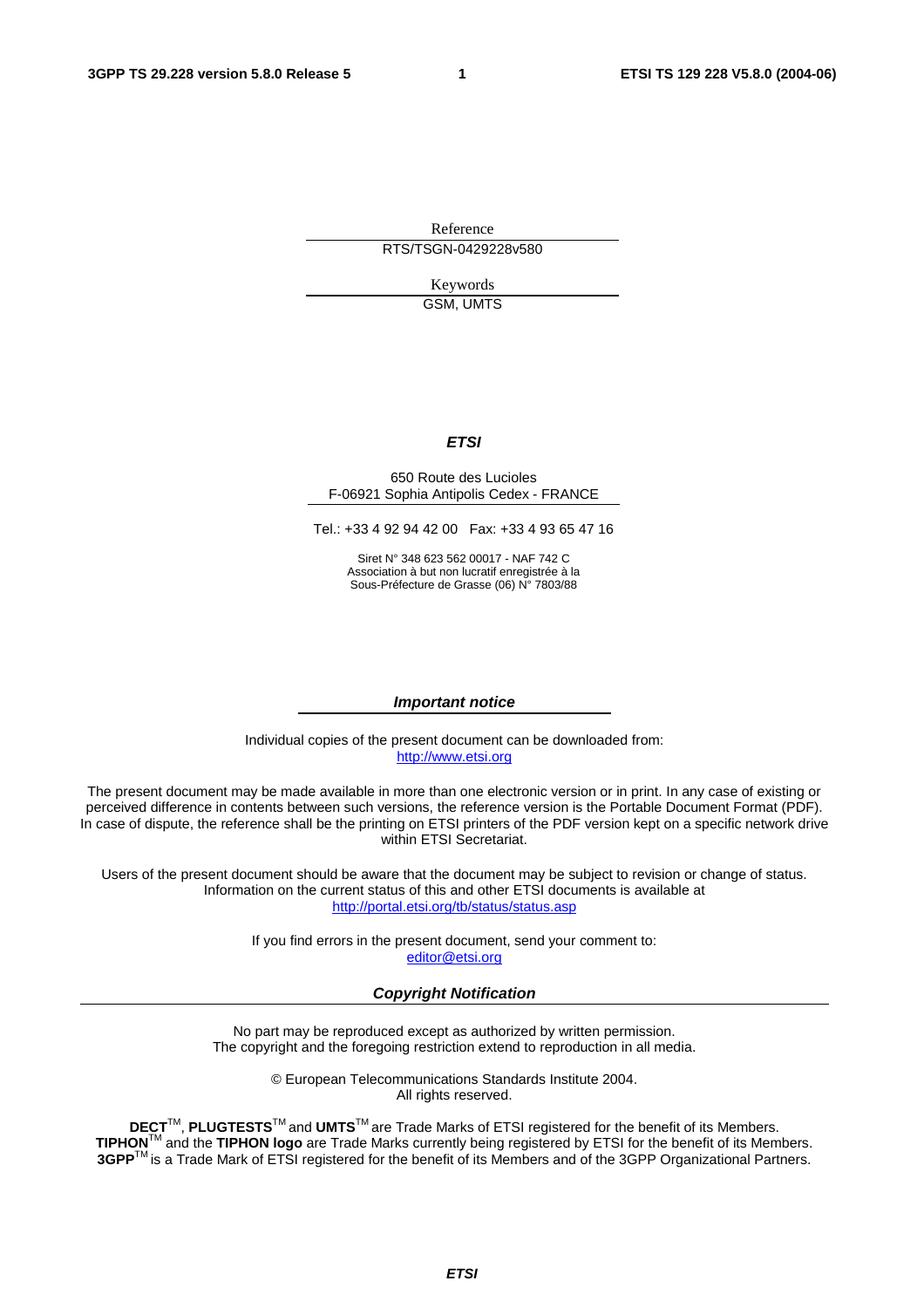Reference

RTS/TSGN-0429228v580

Keywords

GSM, UMTS

***ETSI***

650 Route des Lucioles
F-06921 Sophia Antipolis Cedex - FRANCE

Tel.: +33 4 92 94 42 00 Fax: +33 4 93 65 47 16

Siret N° 348 623 562 00017 - NAF 742 C
Association à but non lucratif enregistrée à la
Sous-Préfecture de Grasse (06) N° 7803/88

***Important notice***

Individual copies of the present document can be downloaded from:
http://www.etsi.org

The present document may be made available in more than one electronic version or in print. In any case of existing or perceived difference in contents between such versions, the reference version is the Portable Document Format (PDF). In case of dispute, the reference shall be the printing on ETSI printers of the PDF version kept on a specific network drive within ETSI Secretariat.

Users of the present document should be aware that the document may be subject to revision or change of status. Information on the current status of this and other ETSI documents is available at
http://portal.etsi.org/tb/status/status.asp

If you find errors in the present document, send your comment to:
editor@etsi.org

***Copyright Notification***

No part may be reproduced except as authorized by written permission.
The copyright and the foregoing restriction extend to reproduction in all media.

© European Telecommunications Standards Institute 2004.
All rights reserved.

**DECT**™, **PLUGTESTS**™ and **UMTS**™ are Trade Marks of ETSI registered for the benefit of its Members.
**TIPHON**™ and the **TIPHON logo** are Trade Marks currently being registered by ETSI for the benefit of its Members.
**3GPP**™ is a Trade Mark of ETSI registered for the benefit of its Members and of the 3GPP Organizational Partners.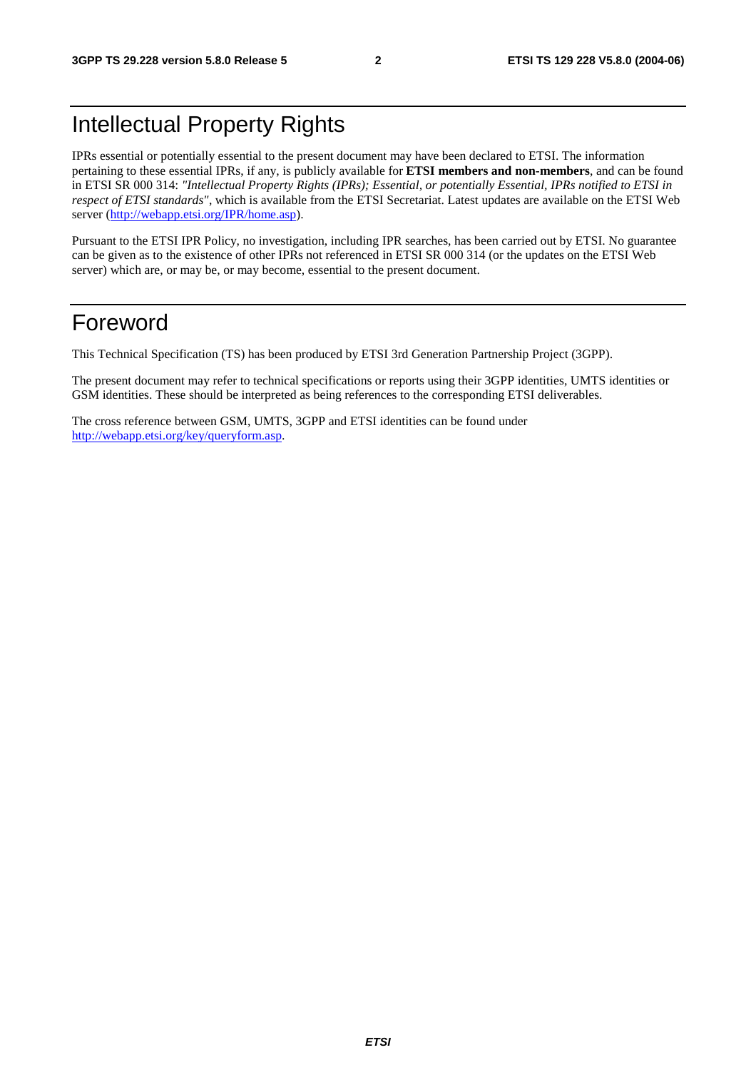# Intellectual Property Rights

IPRs essential or potentially essential to the present document may have been declared to ETSI. The information pertaining to these essential IPRs, if any, is publicly available for **ETSI members and non-members**, and can be found in ETSI SR 000 314: *"Intellectual Property Rights (IPRs); Essential, or potentially Essential, IPRs notified to ETSI in respect of ETSI standards"*, which is available from the ETSI Secretariat. Latest updates are available on the ETSI Web server (http://webapp.etsi.org/IPR/home.asp).

Pursuant to the ETSI IPR Policy, no investigation, including IPR searches, has been carried out by ETSI. No guarantee can be given as to the existence of other IPRs not referenced in ETSI SR 000 314 (or the updates on the ETSI Web server) which are, or may be, or may become, essential to the present document.

# Foreword

This Technical Specification (TS) has been produced by ETSI 3rd Generation Partnership Project (3GPP).

The present document may refer to technical specifications or reports using their 3GPP identities, UMTS identities or GSM identities. These should be interpreted as being references to the corresponding ETSI deliverables.

The cross reference between GSM, UMTS, 3GPP and ETSI identities can be found under http://webapp.etsi.org/key/queryform.asp.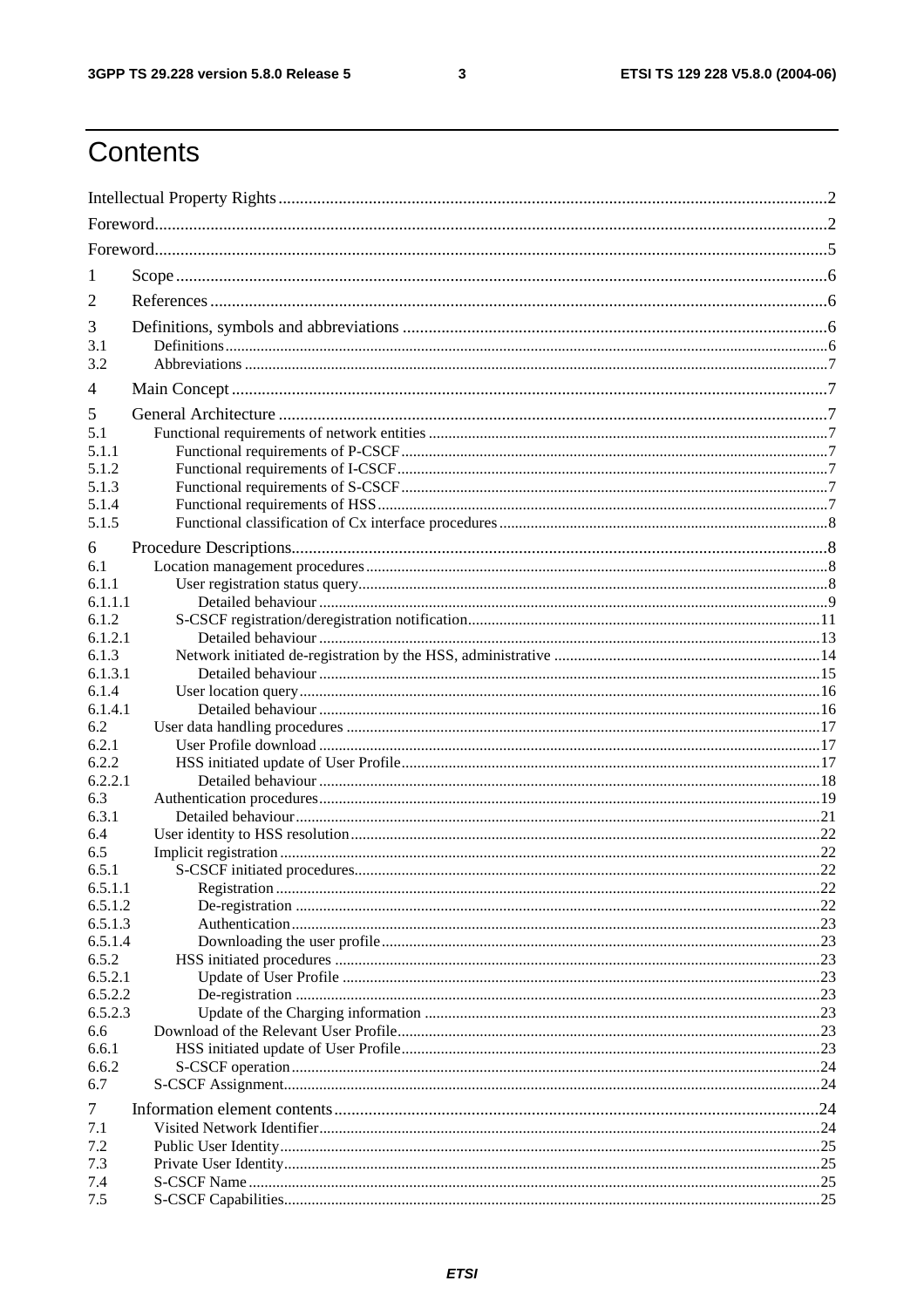# Contents

Intellectual Property Rights ..... 2
Foreword ..... 2
Foreword ..... 5

1 Scope ..... 6

2 References ..... 6

3 Definitions, symbols and abbreviations ..... 6
3.1 Definitions ..... 6
3.2 Abbreviations ..... 7

4 Main Concept ..... 7

5 General Architecture ..... 7
5.1 Functional requirements of network entities ..... 7
5.1.1 Functional requirements of P-CSCF ..... 7
5.1.2 Functional requirements of I-CSCF ..... 7
5.1.3 Functional requirements of S-CSCF ..... 7
5.1.4 Functional requirements of HSS ..... 7
5.1.5 Functional classification of Cx interface procedures ..... 8

6 Procedure Descriptions ..... 8
6.1 Location management procedures ..... 8
6.1.1 User registration status query ..... 8
6.1.1.1 Detailed behaviour ..... 9
6.1.2 S-CSCF registration/deregistration notification ..... 11
6.1.2.1 Detailed behaviour ..... 13
6.1.3 Network initiated de-registration by the HSS, administrative ..... 14
6.1.3.1 Detailed behaviour ..... 15
6.1.4 User location query ..... 16
6.1.4.1 Detailed behaviour ..... 16
6.2 User data handling procedures ..... 17
6.2.1 User Profile download ..... 17
6.2.2 HSS initiated update of User Profile ..... 17
6.2.2.1 Detailed behaviour ..... 18
6.3 Authentication procedures ..... 19
6.3.1 Detailed behaviour ..... 21
6.4 User identity to HSS resolution ..... 22
6.5 Implicit registration ..... 22
6.5.1 S-CSCF initiated procedures ..... 22
6.5.1.1 Registration ..... 22
6.5.1.2 De-registration ..... 22
6.5.1.3 Authentication ..... 23
6.5.1.4 Downloading the user profile ..... 23
6.5.2 HSS initiated procedures ..... 23
6.5.2.1 Update of User Profile ..... 23
6.5.2.2 De-registration ..... 23
6.5.2.3 Update of the Charging information ..... 23
6.6 Download of the Relevant User Profile ..... 23
6.6.1 HSS initiated update of User Profile ..... 23
6.6.2 S-CSCF operation ..... 24
6.7 S-CSCF Assignment ..... 24

7 Information element contents ..... 24
7.1 Visited Network Identifier ..... 24
7.2 Public User Identity ..... 25
7.3 Private User Identity ..... 25
7.4 S-CSCF Name ..... 25
7.5 S-CSCF Capabilities ..... 25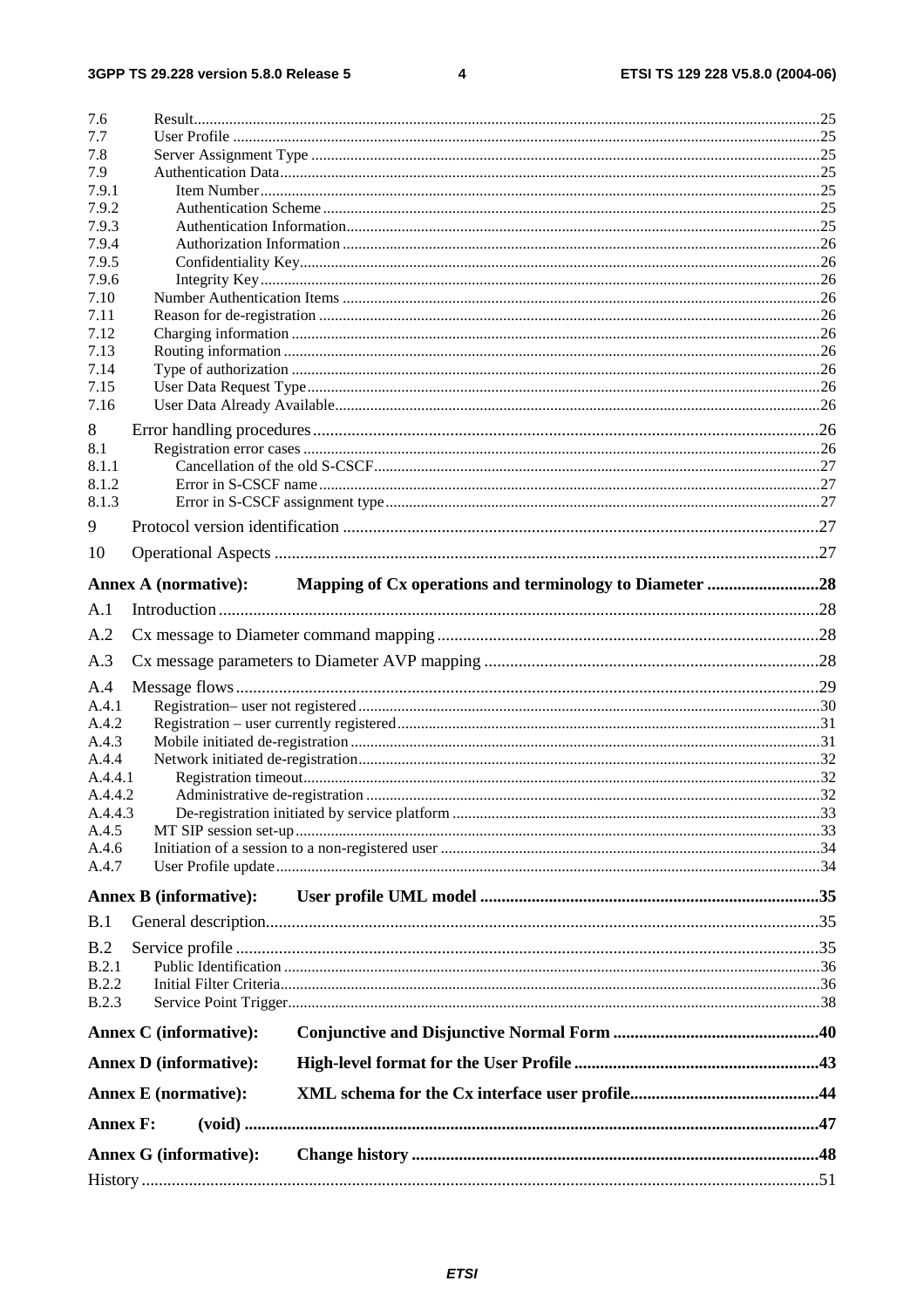7.6 Result...25
7.7 User Profile...25
7.8 Server Assignment Type...25
7.9 Authentication Data...25
7.9.1 Item Number...25
7.9.2 Authentication Scheme...25
7.9.3 Authentication Information...25
7.9.4 Authorization Information...26
7.9.5 Confidentiality Key...26
7.9.6 Integrity Key...26
7.10 Number Authentication Items...26
7.11 Reason for de-registration...26
7.12 Charging information...26
7.13 Routing information...26
7.14 Type of authorization...26
7.15 User Data Request Type...26
7.16 User Data Already Available...26

8 Error handling procedures...26
8.1 Registration error cases...26
8.1.1 Cancellation of the old S-CSCF...27
8.1.2 Error in S-CSCF name...27
8.1.3 Error in S-CSCF assignment type...27

9 Protocol version identification...27

10 Operational Aspects...27

**Annex A (normative): Mapping of Cx operations and terminology to Diameter...28**

A.1 Introduction...28

A.2 Cx message to Diameter command mapping...28

A.3 Cx message parameters to Diameter AVP mapping...28

A.4 Message flows...29
A.4.1 Registration– user not registered...30
A.4.2 Registration – user currently registered...31
A.4.3 Mobile initiated de-registration...31
A.4.4 Network initiated de-registration...32
A.4.4.1 Registration timeout...32
A.4.4.2 Administrative de-registration...32
A.4.4.3 De-registration initiated by service platform...33
A.4.5 MT SIP session set-up...33
A.4.6 Initiation of a session to a non-registered user...34
A.4.7 User Profile update...34

**Annex B (informative): User profile UML model...35**

B.1 General description...35

B.2 Service profile...35
B.2.1 Public Identification...36
B.2.2 Initial Filter Criteria...36
B.2.3 Service Point Trigger...38

**Annex C (informative): Conjunctive and Disjunctive Normal Form...40**

**Annex D (informative): High-level format for the User Profile...43**

**Annex E (normative): XML schema for the Cx interface user profile...44**

**Annex F: (void)...47**

**Annex G (informative): Change history...48**

History...51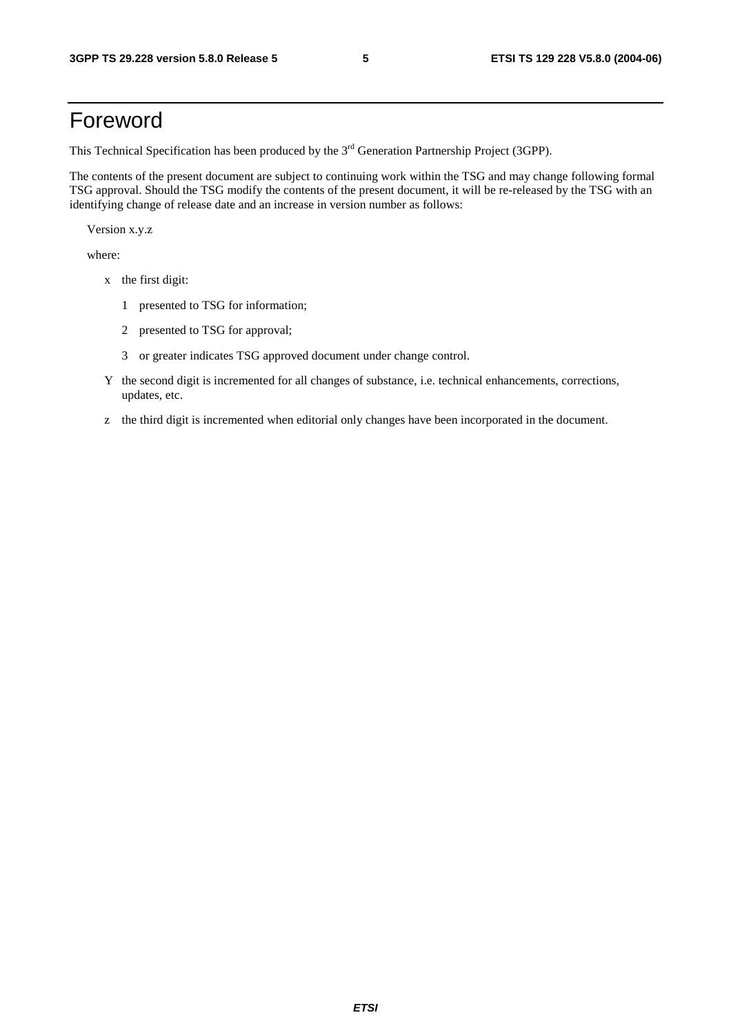# Foreword

This Technical Specification has been produced by the 3rd Generation Partnership Project (3GPP).

The contents of the present document are subject to continuing work within the TSG and may change following formal TSG approval. Should the TSG modify the contents of the present document, it will be re-released by the TSG with an identifying change of release date and an increase in version number as follows:

Version x.y.z

where:

- x the first digit:
  - 1 presented to TSG for information;
  - 2 presented to TSG for approval;
  - 3 or greater indicates TSG approved document under change control.
- Y the second digit is incremented for all changes of substance, i.e. technical enhancements, corrections, updates, etc.
- z the third digit is incremented when editorial only changes have been incorporated in the document.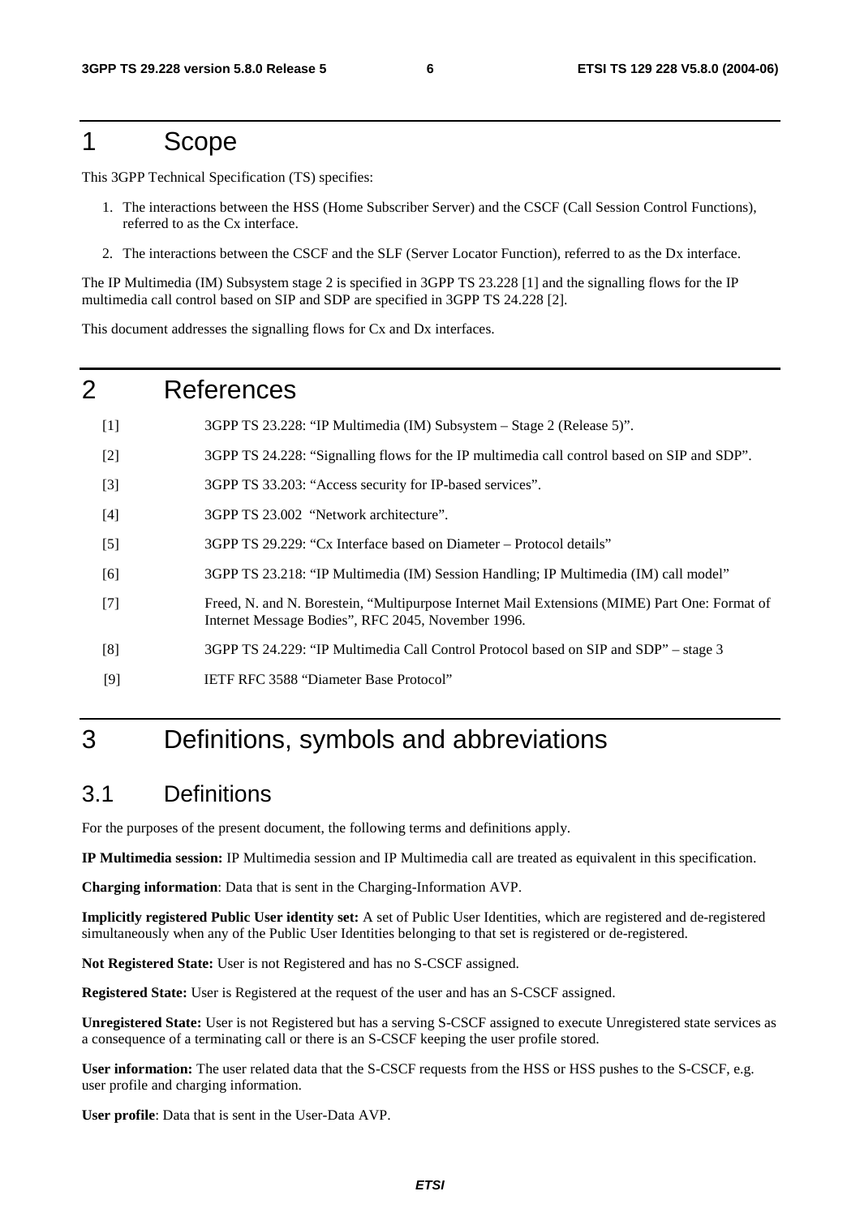# 1 Scope

This 3GPP Technical Specification (TS) specifies:

1. The interactions between the HSS (Home Subscriber Server) and the CSCF (Call Session Control Functions), referred to as the Cx interface.
2. The interactions between the CSCF and the SLF (Server Locator Function), referred to as the Dx interface.

The IP Multimedia (IM) Subsystem stage 2 is specified in 3GPP TS 23.228 [1] and the signalling flows for the IP multimedia call control based on SIP and SDP are specified in 3GPP TS 24.228 [2].

This document addresses the signalling flows for Cx and Dx interfaces.

# 2 References

[1] 3GPP TS 23.228: "IP Multimedia (IM) Subsystem – Stage 2 (Release 5)".

[2] 3GPP TS 24.228: "Signalling flows for the IP multimedia call control based on SIP and SDP".

[3] 3GPP TS 33.203: "Access security for IP-based services".

[4] 3GPP TS 23.002 "Network architecture".

[5] 3GPP TS 29.229: "Cx Interface based on Diameter – Protocol details"

[6] 3GPP TS 23.218: "IP Multimedia (IM) Session Handling; IP Multimedia (IM) call model"

[7] Freed, N. and N. Borestein, "Multipurpose Internet Mail Extensions (MIME) Part One: Format of Internet Message Bodies", RFC 2045, November 1996.

[8] 3GPP TS 24.229: "IP Multimedia Call Control Protocol based on SIP and SDP" – stage 3

[9] IETF RFC 3588 "Diameter Base Protocol"

# 3 Definitions, symbols and abbreviations

## 3.1 Definitions

For the purposes of the present document, the following terms and definitions apply.

**IP Multimedia session:** IP Multimedia session and IP Multimedia call are treated as equivalent in this specification.

**Charging information**: Data that is sent in the Charging-Information AVP.

**Implicitly registered Public User identity set:** A set of Public User Identities, which are registered and de-registered simultaneously when any of the Public User Identities belonging to that set is registered or de-registered.

**Not Registered State:** User is not Registered and has no S-CSCF assigned.

**Registered State:** User is Registered at the request of the user and has an S-CSCF assigned.

**Unregistered State:** User is not Registered but has a serving S-CSCF assigned to execute Unregistered state services as a consequence of a terminating call or there is an S-CSCF keeping the user profile stored.

**User information:** The user related data that the S-CSCF requests from the HSS or HSS pushes to the S-CSCF, e.g. user profile and charging information.

**User profile**: Data that is sent in the User-Data AVP.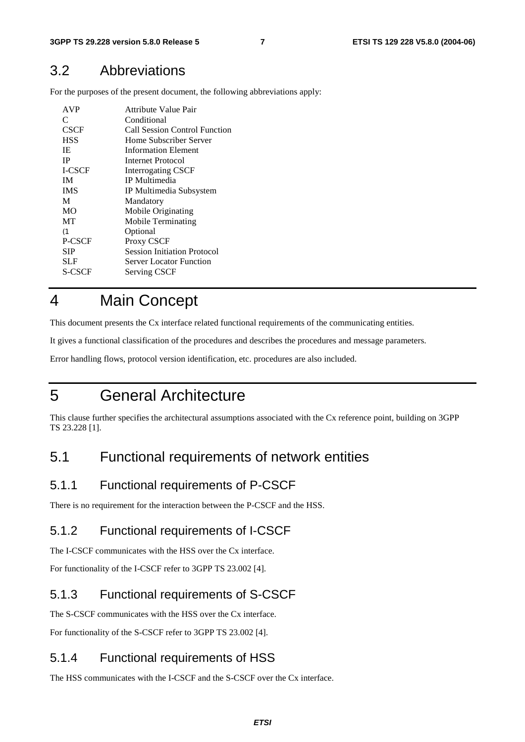## 3.2 Abbreviations

For the purposes of the present document, the following abbreviations apply:

| | |
|---|---|
| AVP | Attribute Value Pair |
| C | Conditional |
| CSCF | Call Session Control Function |
| HSS | Home Subscriber Server |
| IE | Information Element |
| IP | Internet Protocol |
| I-CSCF | Interrogating CSCF |
| IM | IP Multimedia |
| IMS | IP Multimedia Subsystem |
| M | Mandatory |
| MO | Mobile Originating |
| MT | Mobile Terminating |
| (1 | Optional |
| P-CSCF | Proxy CSCF |
| SIP | Session Initiation Protocol |
| SLF | Server Locator Function |
| S-CSCF | Serving CSCF |

# 4 Main Concept

This document presents the Cx interface related functional requirements of the communicating entities.

It gives a functional classification of the procedures and describes the procedures and message parameters.

Error handling flows, protocol version identification, etc. procedures are also included.

# 5 General Architecture

This clause further specifies the architectural assumptions associated with the Cx reference point, building on 3GPP TS 23.228 [1].

## 5.1 Functional requirements of network entities

### 5.1.1 Functional requirements of P-CSCF

There is no requirement for the interaction between the P-CSCF and the HSS.

### 5.1.2 Functional requirements of I-CSCF

The I-CSCF communicates with the HSS over the Cx interface.

For functionality of the I-CSCF refer to 3GPP TS 23.002 [4].

### 5.1.3 Functional requirements of S-CSCF

The S-CSCF communicates with the HSS over the Cx interface.

For functionality of the S-CSCF refer to 3GPP TS 23.002 [4].

### 5.1.4 Functional requirements of HSS

The HSS communicates with the I-CSCF and the S-CSCF over the Cx interface.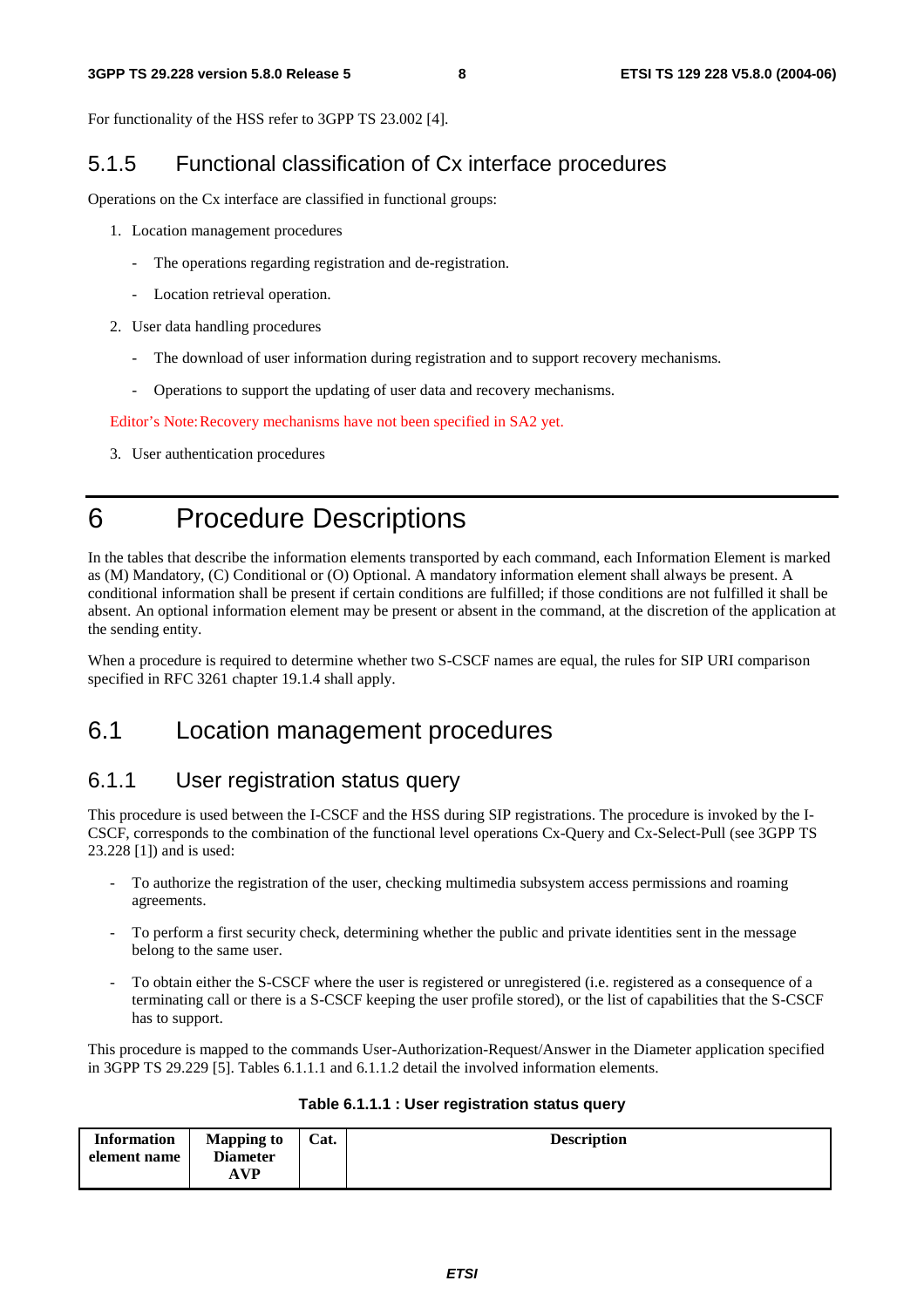For functionality of the HSS refer to 3GPP TS 23.002 [4].

### 5.1.5 Functional classification of Cx interface procedures

Operations on the Cx interface are classified in functional groups:

1. Location management procedures
   - The operations regarding registration and de-registration.
   - Location retrieval operation.
2. User data handling procedures
   - The download of user information during registration and to support recovery mechanisms.
   - Operations to support the updating of user data and recovery mechanisms.

Editor's Note: Recovery mechanisms have not been specified in SA2 yet.

3. User authentication procedures

# 6 Procedure Descriptions

In the tables that describe the information elements transported by each command, each Information Element is marked as (M) Mandatory, (C) Conditional or (O) Optional. A mandatory information element shall always be present. A conditional information shall be present if certain conditions are fulfilled; if those conditions are not fulfilled it shall be absent. An optional information element may be present or absent in the command, at the discretion of the application at the sending entity.

When a procedure is required to determine whether two S-CSCF names are equal, the rules for SIP URI comparison specified in RFC 3261 chapter 19.1.4 shall apply.

## 6.1 Location management procedures

### 6.1.1 User registration status query

This procedure is used between the I-CSCF and the HSS during SIP registrations. The procedure is invoked by the I-CSCF, corresponds to the combination of the functional level operations Cx-Query and Cx-Select-Pull (see 3GPP TS 23.228 [1]) and is used:

- To authorize the registration of the user, checking multimedia subsystem access permissions and roaming agreements.
- To perform a first security check, determining whether the public and private identities sent in the message belong to the same user.
- To obtain either the S-CSCF where the user is registered or unregistered (i.e. registered as a consequence of a terminating call or there is a S-CSCF keeping the user profile stored), or the list of capabilities that the S-CSCF has to support.

This procedure is mapped to the commands User-Authorization-Request/Answer in the Diameter application specified in 3GPP TS 29.229 [5]. Tables 6.1.1.1 and 6.1.1.2 detail the involved information elements.

**Table 6.1.1.1 : User registration status query**

| Information element name | Mapping to Diameter AVP | Cat. | Description |
|---|---|---|---|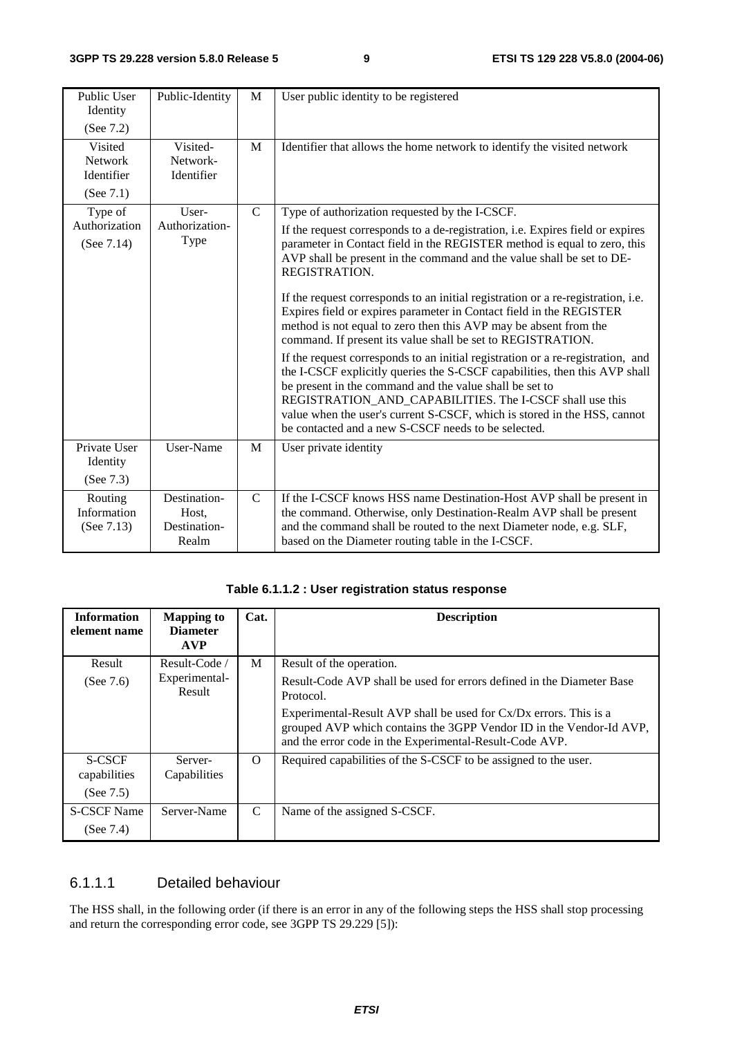| | | | |
|---|---|---|---|
| Public User Identity (See 7.2) | Public-Identity | M | User public identity to be registered |
| Visited Network Identifier (See 7.1) | Visited-Network-Identifier | M | Identifier that allows the home network to identify the visited network |
| Type of Authorization (See 7.14) | User-Authorization-Type | C | Type of authorization requested by the I-CSCF.<br>If the request corresponds to a de-registration, i.e. Expires field or expires parameter in Contact field in the REGISTER method is equal to zero, this AVP shall be present in the command and the value shall be set to DE-REGISTRATION.<br>If the request corresponds to an initial registration or a re-registration, i.e. Expires field or expires parameter in Contact field in the REGISTER method is not equal to zero then this AVP may be absent from the command. If present its value shall be set to REGISTRATION.<br>If the request corresponds to an initial registration or a re-registration, and the I-CSCF explicitly queries the S-CSCF capabilities, then this AVP shall be present in the command and the value shall be set to REGISTRATION_AND_CAPABILITIES. The I-CSCF shall use this value when the user's current S-CSCF, which is stored in the HSS, cannot be contacted and a new S-CSCF needs to be selected. |
| Private User Identity (See 7.3) | User-Name | M | User private identity |
| Routing Information (See 7.13) | Destination-Host, Destination-Realm | C | If the I-CSCF knows HSS name Destination-Host AVP shall be present in the command. Otherwise, only Destination-Realm AVP shall be present and the command shall be routed to the next Diameter node, e.g. SLF, based on the Diameter routing table in the I-CSCF. |

**Table 6.1.1.2 : User registration status response**

| Information element name | Mapping to Diameter AVP | Cat. | Description |
|---|---|---|---|
| Result (See 7.6) | Result-Code / Experimental-Result | M | Result of the operation.<br>Result-Code AVP shall be used for errors defined in the Diameter Base Protocol.<br>Experimental-Result AVP shall be used for Cx/Dx errors. This is a grouped AVP which contains the 3GPP Vendor ID in the Vendor-Id AVP, and the error code in the Experimental-Result-Code AVP. |
| S-CSCF capabilities (See 7.5) | Server-Capabilities | O | Required capabilities of the S-CSCF to be assigned to the user. |
| S-CSCF Name (See 7.4) | Server-Name | C | Name of the assigned S-CSCF. |

#### 6.1.1.1 Detailed behaviour

The HSS shall, in the following order (if there is an error in any of the following steps the HSS shall stop processing and return the corresponding error code, see 3GPP TS 29.229 [5]):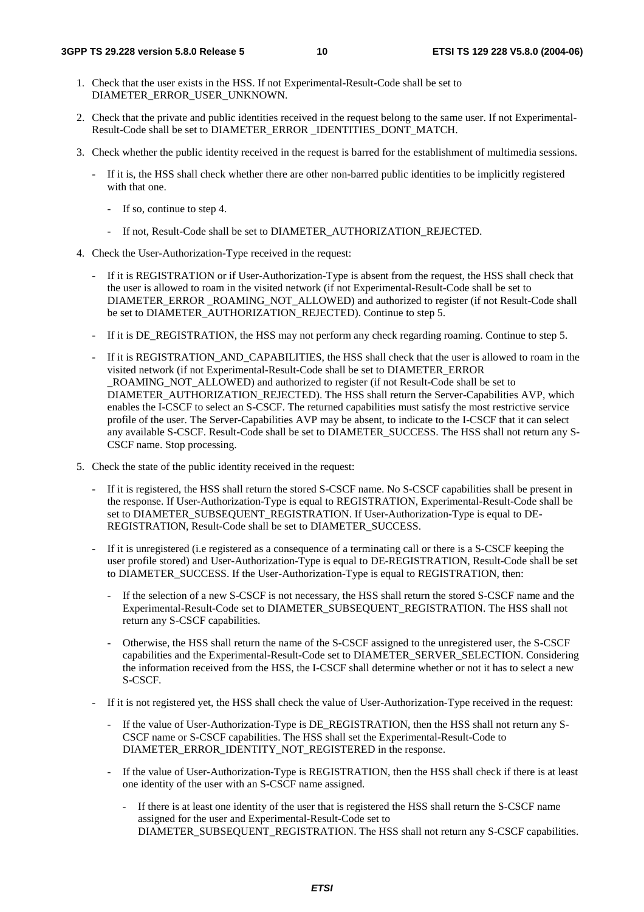1. Check that the user exists in the HSS. If not Experimental-Result-Code shall be set to DIAMETER_ERROR_USER_UNKNOWN.

2. Check that the private and public identities received in the request belong to the same user. If not Experimental-Result-Code shall be set to DIAMETER_ERROR _IDENTITIES_DONT_MATCH.

3. Check whether the public identity received in the request is barred for the establishment of multimedia sessions.

   - If it is, the HSS shall check whether there are other non-barred public identities to be implicitly registered with that one.

     - If so, continue to step 4.

     - If not, Result-Code shall be set to DIAMETER_AUTHORIZATION_REJECTED.

4. Check the User-Authorization-Type received in the request:

   - If it is REGISTRATION or if User-Authorization-Type is absent from the request, the HSS shall check that the user is allowed to roam in the visited network (if not Experimental-Result-Code shall be set to DIAMETER_ERROR _ROAMING_NOT_ALLOWED) and authorized to register (if not Result-Code shall be set to DIAMETER_AUTHORIZATION_REJECTED). Continue to step 5.

   - If it is DE_REGISTRATION, the HSS may not perform any check regarding roaming. Continue to step 5.

   - If it is REGISTRATION_AND_CAPABILITIES, the HSS shall check that the user is allowed to roam in the visited network (if not Experimental-Result-Code shall be set to DIAMETER_ERROR _ROAMING_NOT_ALLOWED) and authorized to register (if not Result-Code shall be set to DIAMETER_AUTHORIZATION_REJECTED). The HSS shall return the Server-Capabilities AVP, which enables the I-CSCF to select an S-CSCF. The returned capabilities must satisfy the most restrictive service profile of the user. The Server-Capabilities AVP may be absent, to indicate to the I-CSCF that it can select any available S-CSCF. Result-Code shall be set to DIAMETER_SUCCESS. The HSS shall not return any S-CSCF name. Stop processing.

5. Check the state of the public identity received in the request:

   - If it is registered, the HSS shall return the stored S-CSCF name. No S-CSCF capabilities shall be present in the response. If User-Authorization-Type is equal to REGISTRATION, Experimental-Result-Code shall be set to DIAMETER_SUBSEQUENT_REGISTRATION. If User-Authorization-Type is equal to DE-REGISTRATION, Result-Code shall be set to DIAMETER_SUCCESS.

   - If it is unregistered (i.e registered as a consequence of a terminating call or there is a S-CSCF keeping the user profile stored) and User-Authorization-Type is equal to DE-REGISTRATION, Result-Code shall be set to DIAMETER_SUCCESS. If the User-Authorization-Type is equal to REGISTRATION, then:

     - If the selection of a new S-CSCF is not necessary, the HSS shall return the stored S-CSCF name and the Experimental-Result-Code set to DIAMETER_SUBSEQUENT_REGISTRATION. The HSS shall not return any S-CSCF capabilities.

     - Otherwise, the HSS shall return the name of the S-CSCF assigned to the unregistered user, the S-CSCF capabilities and the Experimental-Result-Code set to DIAMETER_SERVER_SELECTION. Considering the information received from the HSS, the I-CSCF shall determine whether or not it has to select a new S-CSCF.

   - If it is not registered yet, the HSS shall check the value of User-Authorization-Type received in the request:

     - If the value of User-Authorization-Type is DE_REGISTRATION, then the HSS shall not return any S-CSCF name or S-CSCF capabilities. The HSS shall set the Experimental-Result-Code to DIAMETER_ERROR_IDENTITY_NOT_REGISTERED in the response.

     - If the value of User-Authorization-Type is REGISTRATION, then the HSS shall check if there is at least one identity of the user with an S-CSCF name assigned.

       - If there is at least one identity of the user that is registered the HSS shall return the S-CSCF name assigned for the user and Experimental-Result-Code set to DIAMETER_SUBSEQUENT_REGISTRATION. The HSS shall not return any S-CSCF capabilities.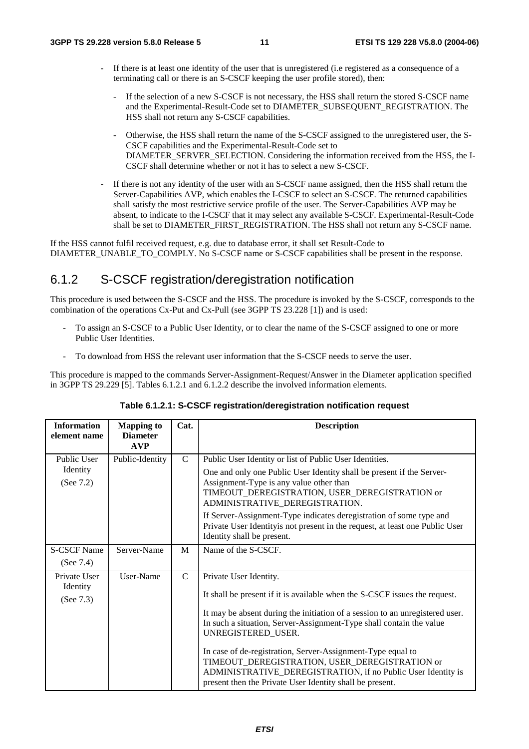- If there is at least one identity of the user that is unregistered (i.e registered as a consequence of a terminating call or there is an S-CSCF keeping the user profile stored), then:
  - If the selection of a new S-CSCF is not necessary, the HSS shall return the stored S-CSCF name and the Experimental-Result-Code set to DIAMETER_SUBSEQUENT_REGISTRATION. The HSS shall not return any S-CSCF capabilities.
  - Otherwise, the HSS shall return the name of the S-CSCF assigned to the unregistered user, the S-CSCF capabilities and the Experimental-Result-Code set to DIAMETER_SERVER_SELECTION. Considering the information received from the HSS, the I-CSCF shall determine whether or not it has to select a new S-CSCF.
- If there is not any identity of the user with an S-CSCF name assigned, then the HSS shall return the Server-Capabilities AVP, which enables the I-CSCF to select an S-CSCF. The returned capabilities shall satisfy the most restrictive service profile of the user. The Server-Capabilities AVP may be absent, to indicate to the I-CSCF that it may select any available S-CSCF. Experimental-Result-Code shall be set to DIAMETER_FIRST_REGISTRATION. The HSS shall not return any S-CSCF name.

If the HSS cannot fulfil received request, e.g. due to database error, it shall set Result-Code to DIAMETER_UNABLE_TO_COMPLY. No S-CSCF name or S-CSCF capabilities shall be present in the response.

### 6.1.2 S-CSCF registration/deregistration notification

This procedure is used between the S-CSCF and the HSS. The procedure is invoked by the S-CSCF, corresponds to the combination of the operations Cx-Put and Cx-Pull (see 3GPP TS 23.228 [1]) and is used:

- To assign an S-CSCF to a Public User Identity, or to clear the name of the S-CSCF assigned to one or more Public User Identities.
- To download from HSS the relevant user information that the S-CSCF needs to serve the user.

This procedure is mapped to the commands Server-Assignment-Request/Answer in the Diameter application specified in 3GPP TS 29.229 [5]. Tables 6.1.2.1 and 6.1.2.2 describe the involved information elements.

**Table 6.1.2.1: S-CSCF registration/deregistration notification request**

| Information element name | Mapping to Diameter AVP | Cat. | Description |
|---|---|---|---|
| Public User Identity (See 7.2) | Public-Identity | C | Public User Identity or list of Public User Identities.<br>One and only one Public User Identity shall be present if the Server-Assignment-Type is any value other than TIMEOUT_DEREGISTRATION, USER_DEREGISTRATION or ADMINISTRATIVE_DEREGISTRATION.<br>If Server-Assignment-Type indicates deregistration of some type and Private User Identityis not present in the request, at least one Public User Identity shall be present. |
| S-CSCF Name (See 7.4) | Server-Name | M | Name of the S-CSCF. |
| Private User Identity (See 7.3) | User-Name | C | Private User Identity.<br>It shall be present if it is available when the S-CSCF issues the request.<br>It may be absent during the initiation of a session to an unregistered user. In such a situation, Server-Assignment-Type shall contain the value UNREGISTERED_USER.<br>In case of de-registration, Server-Assignment-Type equal to TIMEOUT_DEREGISTRATION, USER_DEREGISTRATION or ADMINISTRATIVE_DEREGISTRATION, if no Public User Identity is present then the Private User Identity shall be present. |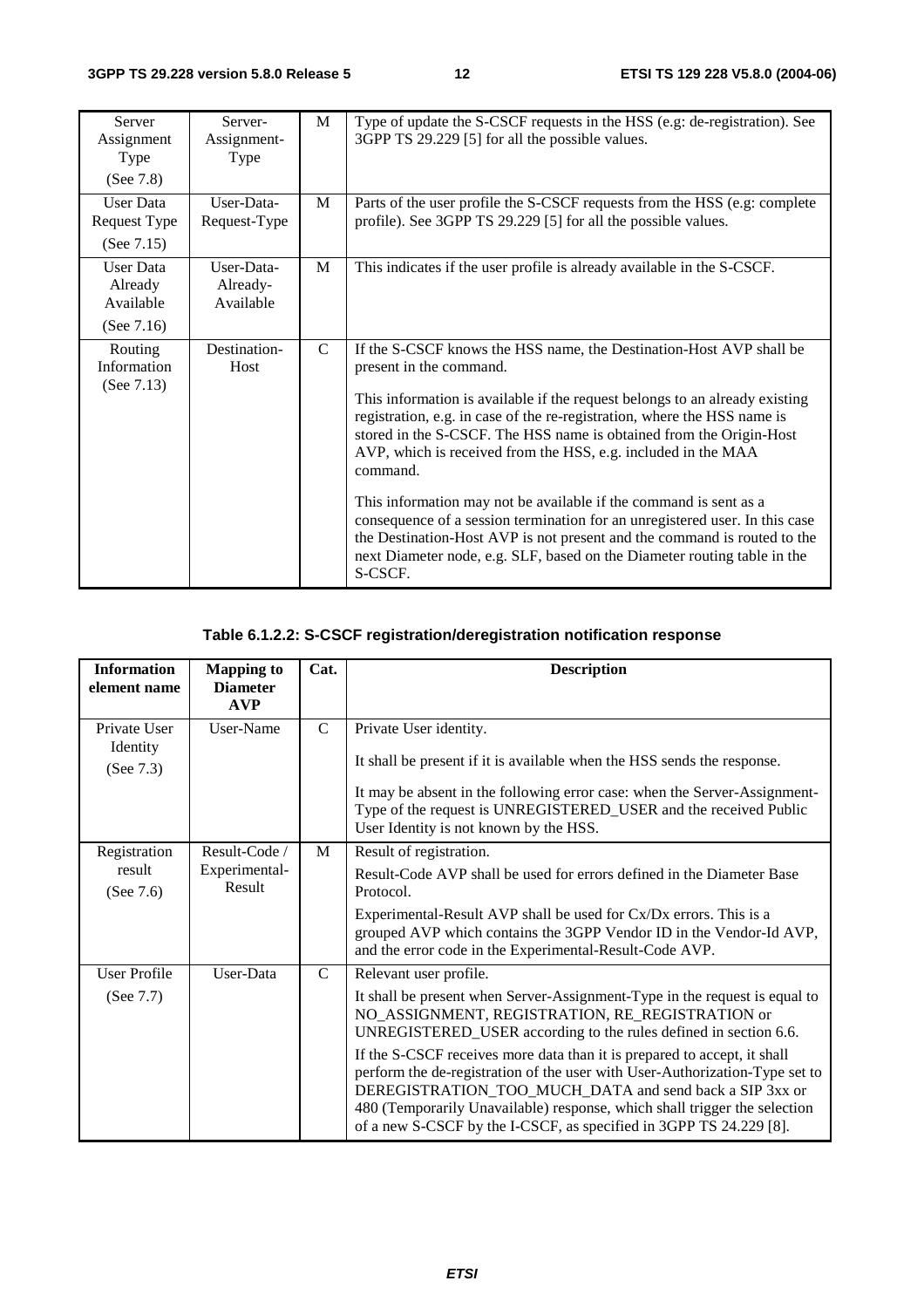| Server Assignment Type (See 7.8) | Server-Assignment-Type | M | Type of update the S-CSCF requests in the HSS (e.g: de-registration). See 3GPP TS 29.229 [5] for all the possible values. |
|---|---|---|---|
| User Data Request Type (See 7.15) | User-Data-Request-Type | M | Parts of the user profile the S-CSCF requests from the HSS (e.g: complete profile). See 3GPP TS 29.229 [5] for all the possible values. |
| User Data Already Available (See 7.16) | User-Data-Already-Available | M | This indicates if the user profile is already available in the S-CSCF. |
| Routing Information (See 7.13) | Destination-Host | C | If the S-CSCF knows the HSS name, the Destination-Host AVP shall be present in the command. This information is available if the request belongs to an already existing registration, e.g. in case of the re-registration, where the HSS name is stored in the S-CSCF. The HSS name is obtained from the Origin-Host AVP, which is received from the HSS, e.g. included in the MAA command. This information may not be available if the command is sent as a consequence of a session termination for an unregistered user. In this case the Destination-Host AVP is not present and the command is routed to the next Diameter node, e.g. SLF, based on the Diameter routing table in the S-CSCF. |

**Table 6.1.2.2: S-CSCF registration/deregistration notification response**

| Information element name | Mapping to Diameter AVP | Cat. | Description |
|---|---|---|---|
| Private User Identity (See 7.3) | User-Name | C | Private User identity. It shall be present if it is available when the HSS sends the response. It may be absent in the following error case: when the Server-Assignment-Type of the request is UNREGISTERED_USER and the received Public User Identity is not known by the HSS. |
| Registration result (See 7.6) | Result-Code / Experimental-Result | M | Result of registration. Result-Code AVP shall be used for errors defined in the Diameter Base Protocol. Experimental-Result AVP shall be used for Cx/Dx errors. This is a grouped AVP which contains the 3GPP Vendor ID in the Vendor-Id AVP, and the error code in the Experimental-Result-Code AVP. |
| User Profile (See 7.7) | User-Data | C | Relevant user profile. It shall be present when Server-Assignment-Type in the request is equal to NO_ASSIGNMENT, REGISTRATION, RE_REGISTRATION or UNREGISTERED_USER according to the rules defined in section 6.6. If the S-CSCF receives more data than it is prepared to accept, it shall perform the de-registration of the user with User-Authorization-Type set to DEREGISTRATION_TOO_MUCH_DATA and send back a SIP 3xx or 480 (Temporarily Unavailable) response, which shall trigger the selection of a new S-CSCF by the I-CSCF, as specified in 3GPP TS 24.229 [8]. |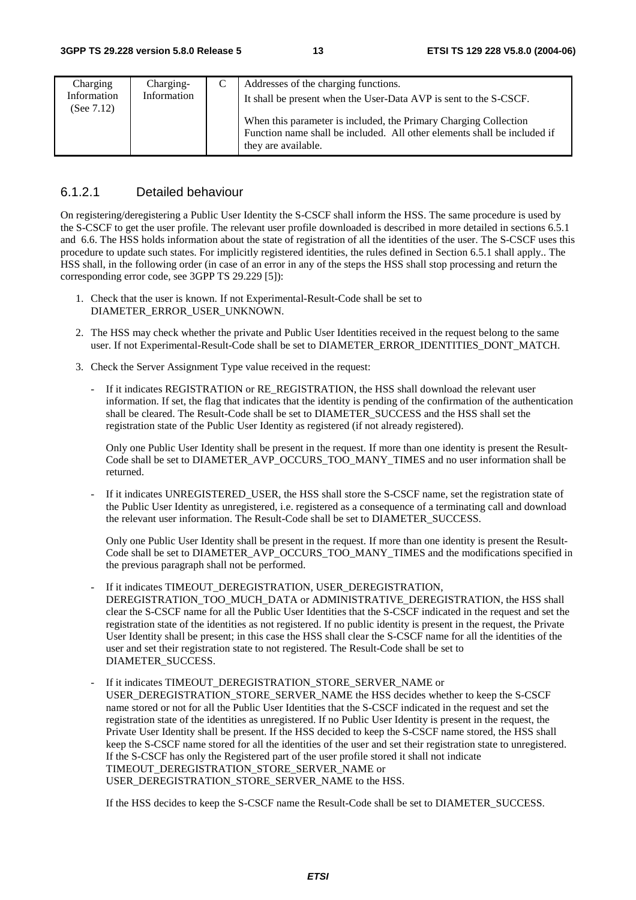| Charging Information (See 7.12) | Charging-Information | C | Addresses of the charging functions.<br>It shall be present when the User-Data AVP is sent to the S-CSCF.<br><br>When this parameter is included, the Primary Charging Collection Function name shall be included. All other elements shall be included if they are available. |
|---|---|---|---|

#### 6.1.2.1 Detailed behaviour

On registering/deregistering a Public User Identity the S-CSCF shall inform the HSS. The same procedure is used by the S-CSCF to get the user profile. The relevant user profile downloaded is described in more detailed in sections 6.5.1 and 6.6. The HSS holds information about the state of registration of all the identities of the user. The S-CSCF uses this procedure to update such states. For implicitly registered identities, the rules defined in Section 6.5.1 shall apply.. The HSS shall, in the following order (in case of an error in any of the steps the HSS shall stop processing and return the corresponding error code, see 3GPP TS 29.229 [5]):

1. Check that the user is known. If not Experimental-Result-Code shall be set to DIAMETER_ERROR_USER_UNKNOWN.
2. The HSS may check whether the private and Public User Identities received in the request belong to the same user. If not Experimental-Result-Code shall be set to DIAMETER_ERROR_IDENTITIES_DONT_MATCH.
3. Check the Server Assignment Type value received in the request:
   - If it indicates REGISTRATION or RE_REGISTRATION, the HSS shall download the relevant user information. If set, the flag that indicates that the identity is pending of the confirmation of the authentication shall be cleared. The Result-Code shall be set to DIAMETER_SUCCESS and the HSS shall set the registration state of the Public User Identity as registered (if not already registered).

     Only one Public User Identity shall be present in the request. If more than one identity is present the Result-Code shall be set to DIAMETER_AVP_OCCURS_TOO_MANY_TIMES and no user information shall be returned.
   - If it indicates UNREGISTERED_USER, the HSS shall store the S-CSCF name, set the registration state of the Public User Identity as unregistered, i.e. registered as a consequence of a terminating call and download the relevant user information. The Result-Code shall be set to DIAMETER_SUCCESS.

     Only one Public User Identity shall be present in the request. If more than one identity is present the Result-Code shall be set to DIAMETER_AVP_OCCURS_TOO_MANY_TIMES and the modifications specified in the previous paragraph shall not be performed.
   - If it indicates TIMEOUT_DEREGISTRATION, USER_DEREGISTRATION, DEREGISTRATION_TOO_MUCH_DATA or ADMINISTRATIVE_DEREGISTRATION, the HSS shall clear the S-CSCF name for all the Public User Identities that the S-CSCF indicated in the request and set the registration state of the identities as not registered. If no public identity is present in the request, the Private User Identity shall be present; in this case the HSS shall clear the S-CSCF name for all the identities of the user and set their registration state to not registered. The Result-Code shall be set to DIAMETER_SUCCESS.
   - If it indicates TIMEOUT_DEREGISTRATION_STORE_SERVER_NAME or USER_DEREGISTRATION_STORE_SERVER_NAME the HSS decides whether to keep the S-CSCF name stored or not for all the Public User Identities that the S-CSCF indicated in the request and set the registration state of the identities as unregistered. If no Public User Identity is present in the request, the Private User Identity shall be present. If the HSS decided to keep the S-CSCF name stored, the HSS shall keep the S-CSCF name stored for all the identities of the user and set their registration state to unregistered. If the S-CSCF has only the Registered part of the user profile stored it shall not indicate TIMEOUT_DEREGISTRATION_STORE_SERVER_NAME or USER_DEREGISTRATION_STORE_SERVER_NAME to the HSS.

     If the HSS decides to keep the S-CSCF name the Result-Code shall be set to DIAMETER_SUCCESS.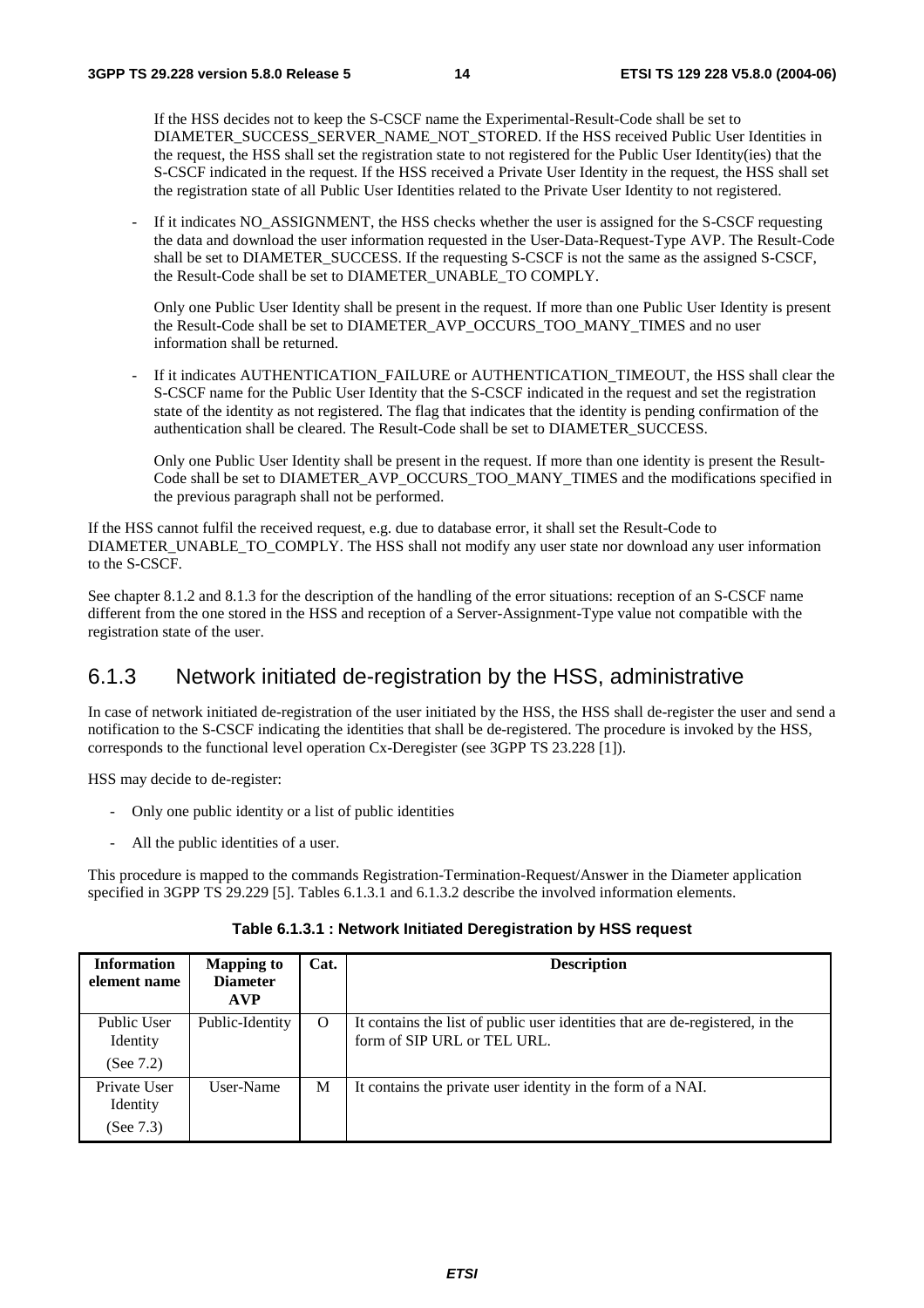If the HSS decides not to keep the S-CSCF name the Experimental-Result-Code shall be set to DIAMETER_SUCCESS_SERVER_NAME_NOT_STORED. If the HSS received Public User Identities in the request, the HSS shall set the registration state to not registered for the Public User Identity(ies) that the S-CSCF indicated in the request. If the HSS received a Private User Identity in the request, the HSS shall set the registration state of all Public User Identities related to the Private User Identity to not registered.

- If it indicates NO_ASSIGNMENT, the HSS checks whether the user is assigned for the S-CSCF requesting the data and download the user information requested in the User-Data-Request-Type AVP. The Result-Code shall be set to DIAMETER_SUCCESS. If the requesting S-CSCF is not the same as the assigned S-CSCF, the Result-Code shall be set to DIAMETER_UNABLE_TO COMPLY.

  Only one Public User Identity shall be present in the request. If more than one Public User Identity is present the Result-Code shall be set to DIAMETER_AVP_OCCURS_TOO_MANY_TIMES and no user information shall be returned.

- If it indicates AUTHENTICATION_FAILURE or AUTHENTICATION_TIMEOUT, the HSS shall clear the S-CSCF name for the Public User Identity that the S-CSCF indicated in the request and set the registration state of the identity as not registered. The flag that indicates that the identity is pending confirmation of the authentication shall be cleared. The Result-Code shall be set to DIAMETER_SUCCESS.

  Only one Public User Identity shall be present in the request. If more than one identity is present the Result-Code shall be set to DIAMETER_AVP_OCCURS_TOO_MANY_TIMES and the modifications specified in the previous paragraph shall not be performed.

If the HSS cannot fulfil the received request, e.g. due to database error, it shall set the Result-Code to DIAMETER_UNABLE_TO_COMPLY. The HSS shall not modify any user state nor download any user information to the S-CSCF.

See chapter 8.1.2 and 8.1.3 for the description of the handling of the error situations: reception of an S-CSCF name different from the one stored in the HSS and reception of a Server-Assignment-Type value not compatible with the registration state of the user.

## 6.1.3 Network initiated de-registration by the HSS, administrative

In case of network initiated de-registration of the user initiated by the HSS, the HSS shall de-register the user and send a notification to the S-CSCF indicating the identities that shall be de-registered. The procedure is invoked by the HSS, corresponds to the functional level operation Cx-Deregister (see 3GPP TS 23.228 [1]).

HSS may decide to de-register:

- Only one public identity or a list of public identities
- All the public identities of a user.

This procedure is mapped to the commands Registration-Termination-Request/Answer in the Diameter application specified in 3GPP TS 29.229 [5]. Tables 6.1.3.1 and 6.1.3.2 describe the involved information elements.

**Table 6.1.3.1 : Network Initiated Deregistration by HSS request**

| Information element name | Mapping to Diameter AVP | Cat. | Description |
|---|---|---|---|
| Public User Identity (See 7.2) | Public-Identity | O | It contains the list of public user identities that are de-registered, in the form of SIP URL or TEL URL. |
| Private User Identity (See 7.3) | User-Name | M | It contains the private user identity in the form of a NAI. |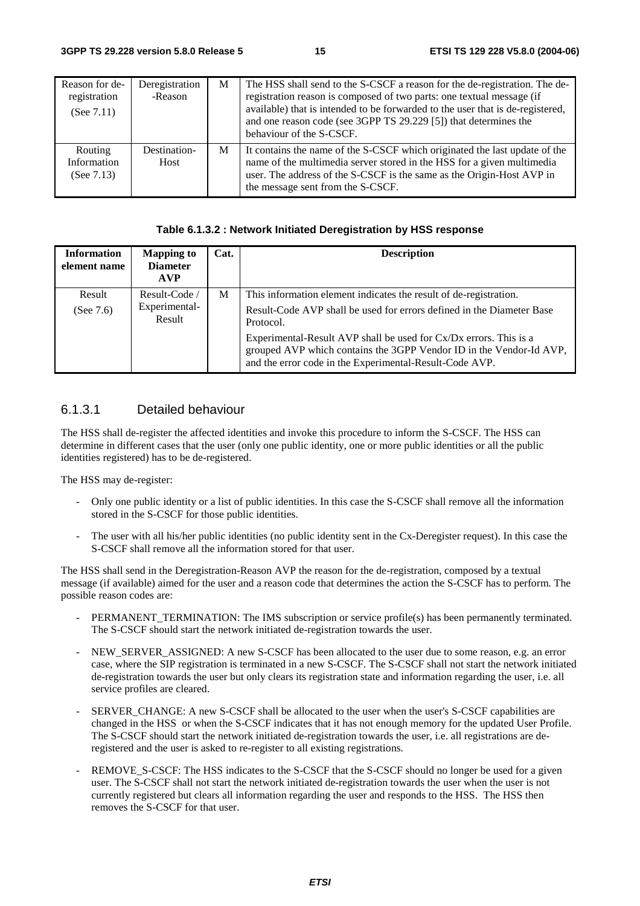| Reason for de-registration (See 7.11) | Deregistration-Reason | M | The HSS shall send to the S-CSCF a reason for the de-registration. The de-registration reason is composed of two parts: one textual message (if available) that is intended to be forwarded to the user that is de-registered, and one reason code (see 3GPP TS 29.229 [5]) that determines the behaviour of the S-CSCF. |
|---|---|---|---|
| Routing Information (See 7.13) | Destination-Host | M | It contains the name of the S-CSCF which originated the last update of the name of the multimedia server stored in the HSS for a given multimedia user. The address of the S-CSCF is the same as the Origin-Host AVP in the message sent from the S-CSCF. |

**Table 6.1.3.2 : Network Initiated Deregistration by HSS response**

| Information element name | Mapping to Diameter AVP | Cat. | Description |
|---|---|---|---|
| Result (See 7.6) | Result-Code / Experimental-Result | M | This information element indicates the result of de-registration.<br>Result-Code AVP shall be used for errors defined in the Diameter Base Protocol.<br>Experimental-Result AVP shall be used for Cx/Dx errors. This is a grouped AVP which contains the 3GPP Vendor ID in the Vendor-Id AVP, and the error code in the Experimental-Result-Code AVP. |

### 6.1.3.1 Detailed behaviour

The HSS shall de-register the affected identities and invoke this procedure to inform the S-CSCF. The HSS can determine in different cases that the user (only one public identity, one or more public identities or all the public identities registered) has to be de-registered.

The HSS may de-register:

- Only one public identity or a list of public identities. In this case the S-CSCF shall remove all the information stored in the S-CSCF for those public identities.
- The user with all his/her public identities (no public identity sent in the Cx-Deregister request). In this case the S-CSCF shall remove all the information stored for that user.

The HSS shall send in the Deregistration-Reason AVP the reason for the de-registration, composed by a textual message (if available) aimed for the user and a reason code that determines the action the S-CSCF has to perform. The possible reason codes are:

- PERMANENT_TERMINATION: The IMS subscription or service profile(s) has been permanently terminated. The S-CSCF should start the network initiated de-registration towards the user.
- NEW_SERVER_ASSIGNED: A new S-CSCF has been allocated to the user due to some reason, e.g. an error case, where the SIP registration is terminated in a new S-CSCF. The S-CSCF shall not start the network initiated de-registration towards the user but only clears its registration state and information regarding the user, i.e. all service profiles are cleared.
- SERVER_CHANGE: A new S-CSCF shall be allocated to the user when the user's S-CSCF capabilities are changed in the HSS or when the S-CSCF indicates that it has not enough memory for the updated User Profile. The S-CSCF should start the network initiated de-registration towards the user, i.e. all registrations are de-registered and the user is asked to re-register to all existing registrations.
- REMOVE_S-CSCF: The HSS indicates to the S-CSCF that the S-CSCF should no longer be used for a given user. The S-CSCF shall not start the network initiated de-registration towards the user when the user is not currently registered but clears all information regarding the user and responds to the HSS. The HSS then removes the S-CSCF for that user.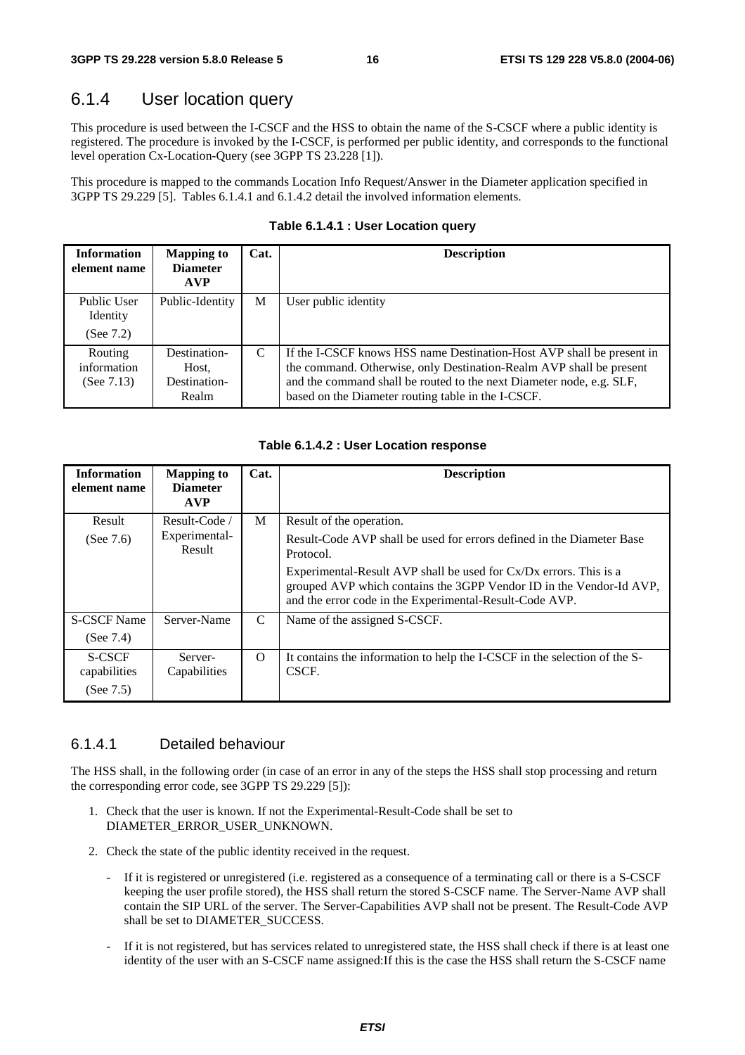### 6.1.4 User location query

This procedure is used between the I-CSCF and the HSS to obtain the name of the S-CSCF where a public identity is registered. The procedure is invoked by the I-CSCF, is performed per public identity, and corresponds to the functional level operation Cx-Location-Query (see 3GPP TS 23.228 [1]).

This procedure is mapped to the commands Location Info Request/Answer in the Diameter application specified in 3GPP TS 29.229 [5]. Tables 6.1.4.1 and 6.1.4.2 detail the involved information elements.

**Table 6.1.4.1 : User Location query**

| Information element name | Mapping to Diameter AVP | Cat. | Description |
|---|---|---|---|
| Public User Identity (See 7.2) | Public-Identity | M | User public identity |
| Routing information (See 7.13) | Destination-Host, Destination-Realm | C | If the I-CSCF knows HSS name Destination-Host AVP shall be present in the command. Otherwise, only Destination-Realm AVP shall be present and the command shall be routed to the next Diameter node, e.g. SLF, based on the Diameter routing table in the I-CSCF. |

**Table 6.1.4.2 : User Location response**

| Information element name | Mapping to Diameter AVP | Cat. | Description |
|---|---|---|---|
| Result (See 7.6) | Result-Code / Experimental-Result | M | Result of the operation.<br>Result-Code AVP shall be used for errors defined in the Diameter Base Protocol.<br>Experimental-Result AVP shall be used for Cx/Dx errors. This is a grouped AVP which contains the 3GPP Vendor ID in the Vendor-Id AVP, and the error code in the Experimental-Result-Code AVP. |
| S-CSCF Name (See 7.4) | Server-Name | C | Name of the assigned S-CSCF. |
| S-CSCF capabilities (See 7.5) | Server-Capabilities | O | It contains the information to help the I-CSCF in the selection of the S-CSCF. |

#### 6.1.4.1 Detailed behaviour

The HSS shall, in the following order (in case of an error in any of the steps the HSS shall stop processing and return the corresponding error code, see 3GPP TS 29.229 [5]):

1. Check that the user is known. If not the Experimental-Result-Code shall be set to DIAMETER_ERROR_USER_UNKNOWN.

2. Check the state of the public identity received in the request.

   - If it is registered or unregistered (i.e. registered as a consequence of a terminating call or there is a S-CSCF keeping the user profile stored), the HSS shall return the stored S-CSCF name. The Server-Name AVP shall contain the SIP URL of the server. The Server-Capabilities AVP shall not be present. The Result-Code AVP shall be set to DIAMETER_SUCCESS.

   - If it is not registered, but has services related to unregistered state, the HSS shall check if there is at least one identity of the user with an S-CSCF name assigned:If this is the case the HSS shall return the S-CSCF name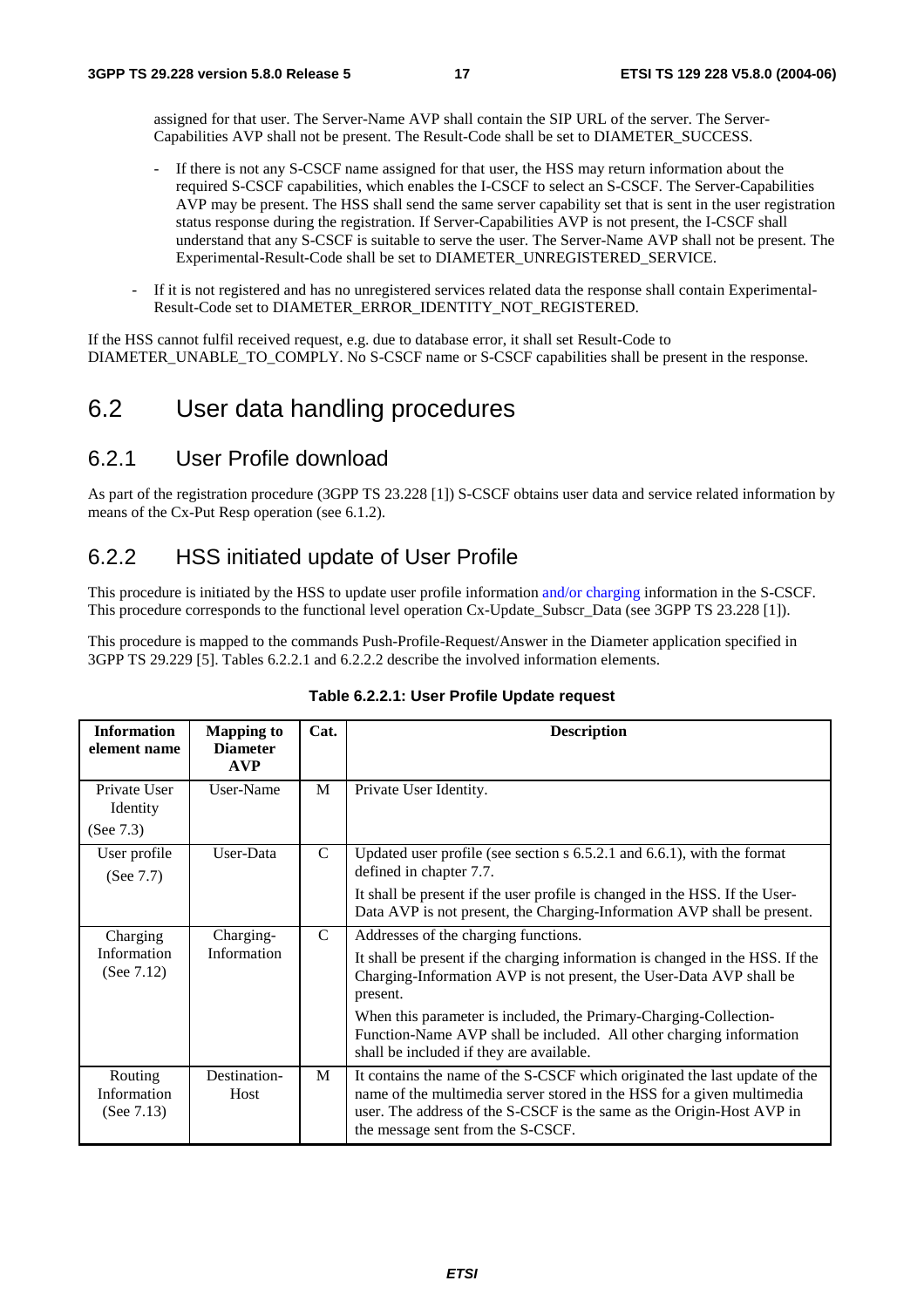assigned for that user. The Server-Name AVP shall contain the SIP URL of the server. The Server-Capabilities AVP shall not be present. The Result-Code shall be set to DIAMETER_SUCCESS.

   - If there is not any S-CSCF name assigned for that user, the HSS may return information about the required S-CSCF capabilities, which enables the I-CSCF to select an S-CSCF. The Server-Capabilities AVP may be present. The HSS shall send the same server capability set that is sent in the user registration status response during the registration. If Server-Capabilities AVP is not present, the I-CSCF shall understand that any S-CSCF is suitable to serve the user. The Server-Name AVP shall not be present. The Experimental-Result-Code shall be set to DIAMETER_UNREGISTERED_SERVICE.

- If it is not registered and has no unregistered services related data the response shall contain Experimental-Result-Code set to DIAMETER_ERROR_IDENTITY_NOT_REGISTERED.

If the HSS cannot fulfil received request, e.g. due to database error, it shall set Result-Code to DIAMETER_UNABLE_TO_COMPLY. No S-CSCF name or S-CSCF capabilities shall be present in the response.

## 6.2 User data handling procedures

### 6.2.1 User Profile download

As part of the registration procedure (3GPP TS 23.228 [1]) S-CSCF obtains user data and service related information by means of the Cx-Put Resp operation (see 6.1.2).

### 6.2.2 HSS initiated update of User Profile

This procedure is initiated by the HSS to update user profile information and/or charging information in the S-CSCF. This procedure corresponds to the functional level operation Cx-Update_Subscr_Data (see 3GPP TS 23.228 [1]).

This procedure is mapped to the commands Push-Profile-Request/Answer in the Diameter application specified in 3GPP TS 29.229 [5]. Tables 6.2.2.1 and 6.2.2.2 describe the involved information elements.

**Table 6.2.2.1: User Profile Update request**

| Information element name | Mapping to Diameter AVP | Cat. | Description |
|---|---|---|---|
| Private User Identity (See 7.3) | User-Name | M | Private User Identity. |
| User profile (See 7.7) | User-Data | C | Updated user profile (see section s 6.5.2.1 and 6.6.1), with the format defined in chapter 7.7.<br><br>It shall be present if the user profile is changed in the HSS. If the User-Data AVP is not present, the Charging-Information AVP shall be present. |
| Charging Information (See 7.12) | Charging-Information | C | Addresses of the charging functions.<br><br>It shall be present if the charging information is changed in the HSS. If the Charging-Information AVP is not present, the User-Data AVP shall be present.<br><br>When this parameter is included, the Primary-Charging-Collection-Function-Name AVP shall be included. All other charging information shall be included if they are available. |
| Routing Information (See 7.13) | Destination-Host | M | It contains the name of the S-CSCF which originated the last update of the name of the multimedia server stored in the HSS for a given multimedia user. The address of the S-CSCF is the same as the Origin-Host AVP in the message sent from the S-CSCF. |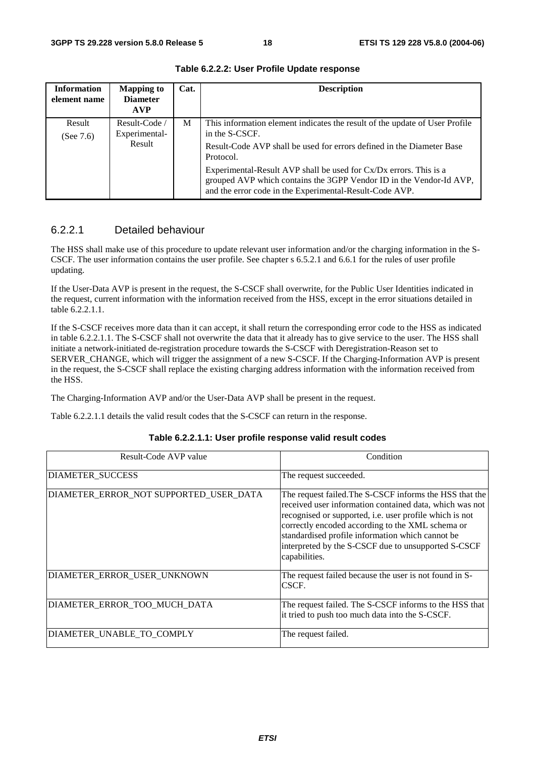**Table 6.2.2.2: User Profile Update response**

| Information element name | Mapping to Diameter AVP | Cat. | Description |
|---|---|---|---|
| Result (See 7.6) | Result-Code / Experimental-Result | M | This information element indicates the result of the update of User Profile in the S-CSCF. Result-Code AVP shall be used for errors defined in the Diameter Base Protocol. Experimental-Result AVP shall be used for Cx/Dx errors. This is a grouped AVP which contains the 3GPP Vendor ID in the Vendor-Id AVP, and the error code in the Experimental-Result-Code AVP. |

### 6.2.2.1 Detailed behaviour

The HSS shall make use of this procedure to update relevant user information and/or the charging information in the S-CSCF. The user information contains the user profile. See chapter s 6.5.2.1 and 6.6.1 for the rules of user profile updating.

If the User-Data AVP is present in the request, the S-CSCF shall overwrite, for the Public User Identities indicated in the request, current information with the information received from the HSS, except in the error situations detailed in table 6.2.2.1.1.

If the S-CSCF receives more data than it can accept, it shall return the corresponding error code to the HSS as indicated in table 6.2.2.1.1. The S-CSCF shall not overwrite the data that it already has to give service to the user. The HSS shall initiate a network-initiated de-registration procedure towards the S-CSCF with Deregistration-Reason set to SERVER_CHANGE, which will trigger the assignment of a new S-CSCF. If the Charging-Information AVP is present in the request, the S-CSCF shall replace the existing charging address information with the information received from the HSS.

The Charging-Information AVP and/or the User-Data AVP shall be present in the request.

Table 6.2.2.1.1 details the valid result codes that the S-CSCF can return in the response.

**Table 6.2.2.1.1: User profile response valid result codes**

| Result-Code AVP value | Condition |
|---|---|
| DIAMETER_SUCCESS | The request succeeded. |
| DIAMETER_ERROR_NOT SUPPORTED_USER_DATA | The request failed.The S-CSCF informs the HSS that the received user information contained data, which was not recognised or supported, i.e. user profile which is not correctly encoded according to the XML schema or standardised profile information which cannot be interpreted by the S-CSCF due to unsupported S-CSCF capabilities. |
| DIAMETER_ERROR_USER_UNKNOWN | The request failed because the user is not found in S-CSCF. |
| DIAMETER_ERROR_TOO_MUCH_DATA | The request failed. The S-CSCF informs to the HSS that it tried to push too much data into the S-CSCF. |
| DIAMETER_UNABLE_TO_COMPLY | The request failed. |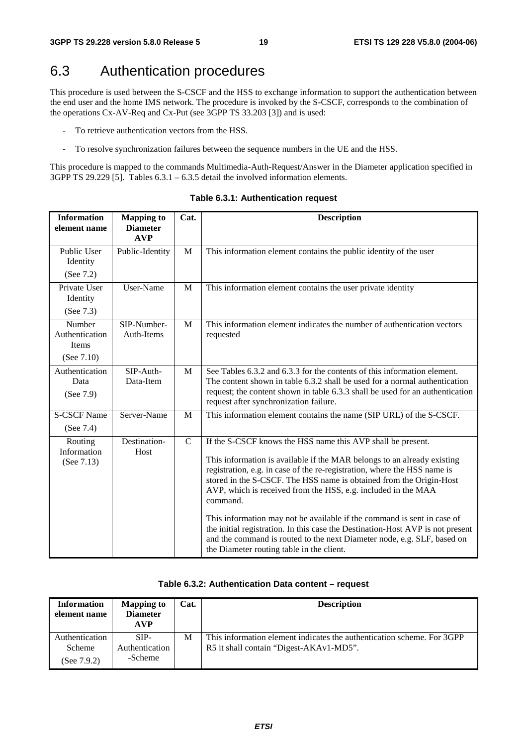## 6.3 Authentication procedures

This procedure is used between the S-CSCF and the HSS to exchange information to support the authentication between the end user and the home IMS network. The procedure is invoked by the S-CSCF, corresponds to the combination of the operations Cx-AV-Req and Cx-Put (see 3GPP TS 33.203 [3]) and is used:

- To retrieve authentication vectors from the HSS.
- To resolve synchronization failures between the sequence numbers in the UE and the HSS.

This procedure is mapped to the commands Multimedia-Auth-Request/Answer in the Diameter application specified in 3GPP TS 29.229 [5]. Tables 6.3.1 – 6.3.5 detail the involved information elements.

**Table 6.3.1: Authentication request**

| Information element name | Mapping to Diameter AVP | Cat. | Description |
|---|---|---|---|
| Public User Identity (See 7.2) | Public-Identity | M | This information element contains the public identity of the user |
| Private User Identity (See 7.3) | User-Name | M | This information element contains the user private identity |
| Number Authentication Items (See 7.10) | SIP-Number-Auth-Items | M | This information element indicates the number of authentication vectors requested |
| Authentication Data (See 7.9) | SIP-Auth-Data-Item | M | See Tables 6.3.2 and 6.3.3 for the contents of this information element. The content shown in table 6.3.2 shall be used for a normal authentication request; the content shown in table 6.3.3 shall be used for an authentication request after synchronization failure. |
| S-CSCF Name (See 7.4) | Server-Name | M | This information element contains the name (SIP URL) of the S-CSCF. |
| Routing Information (See 7.13) | Destination-Host | C | If the S-CSCF knows the HSS name this AVP shall be present.<br><br>This information is available if the MAR belongs to an already existing registration, e.g. in case of the re-registration, where the HSS name is stored in the S-CSCF. The HSS name is obtained from the Origin-Host AVP, which is received from the HSS, e.g. included in the MAA command.<br><br>This information may not be available if the command is sent in case of the initial registration. In this case the Destination-Host AVP is not present and the command is routed to the next Diameter node, e.g. SLF, based on the Diameter routing table in the client. |

**Table 6.3.2: Authentication Data content – request**

| Information element name | Mapping to Diameter AVP | Cat. | Description |
|---|---|---|---|
| Authentication Scheme (See 7.9.2) | SIP-Authentication-Scheme | M | This information element indicates the authentication scheme. For 3GPP R5 it shall contain "Digest-AKAv1-MD5". |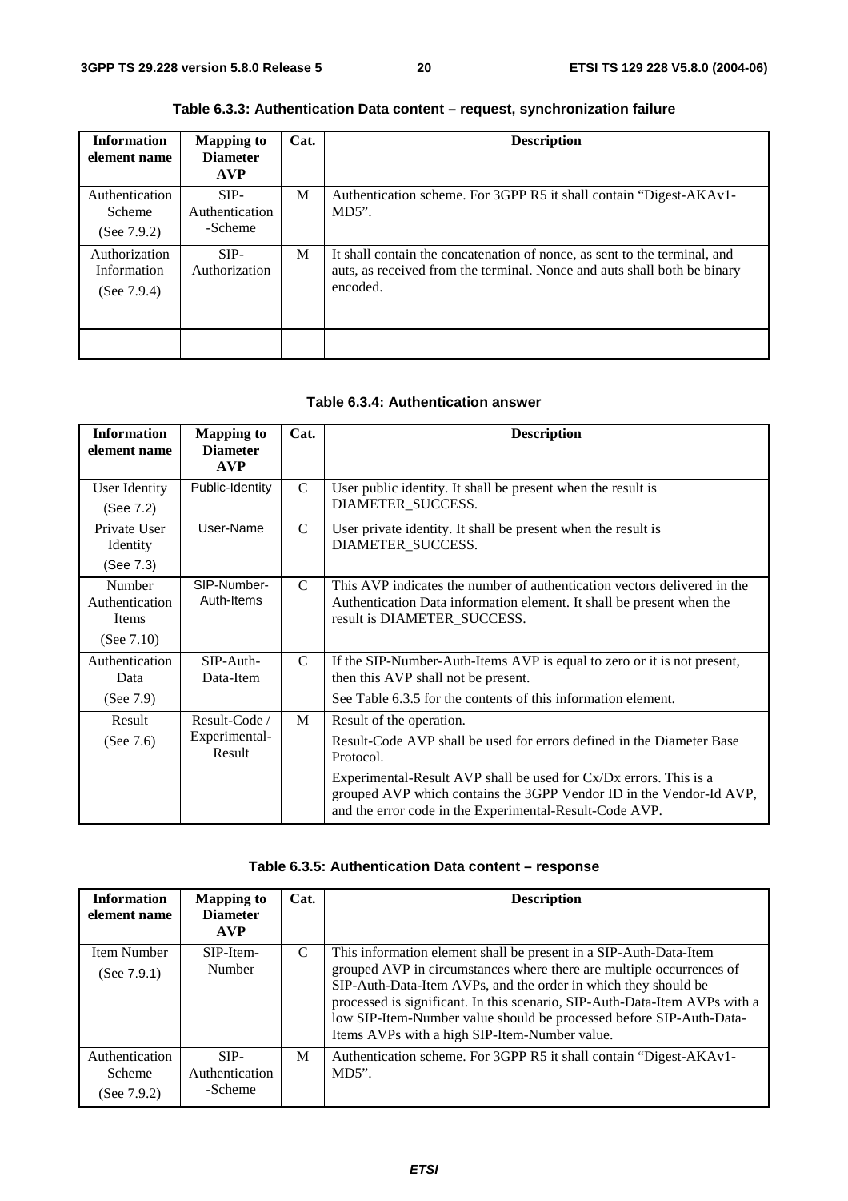**Table 6.3.3: Authentication Data content – request, synchronization failure**

| Information element name | Mapping to Diameter AVP | Cat. | Description |
|---|---|---|---|
| Authentication Scheme (See 7.9.2) | SIP-Authentication-Scheme | M | Authentication scheme. For 3GPP R5 it shall contain "Digest-AKAv1-MD5". |
| Authorization Information (See 7.9.4) | SIP-Authorization | M | It shall contain the concatenation of nonce, as sent to the terminal, and auts, as received from the terminal. Nonce and auts shall both be binary encoded. |
| | | | |

**Table 6.3.4: Authentication answer**

| Information element name | Mapping to Diameter AVP | Cat. | Description |
|---|---|---|---|
| User Identity (See 7.2) | Public-Identity | C | User public identity. It shall be present when the result is DIAMETER_SUCCESS. |
| Private User Identity (See 7.3) | User-Name | C | User private identity. It shall be present when the result is DIAMETER_SUCCESS. |
| Number Authentication Items (See 7.10) | SIP-Number-Auth-Items | C | This AVP indicates the number of authentication vectors delivered in the Authentication Data information element. It shall be present when the result is DIAMETER_SUCCESS. |
| Authentication Data (See 7.9) | SIP-Auth-Data-Item | C | If the SIP-Number-Auth-Items AVP is equal to zero or it is not present, then this AVP shall not be present.<br>See Table 6.3.5 for the contents of this information element. |
| Result (See 7.6) | Result-Code / Experimental-Result | M | Result of the operation.<br>Result-Code AVP shall be used for errors defined in the Diameter Base Protocol.<br>Experimental-Result AVP shall be used for Cx/Dx errors. This is a grouped AVP which contains the 3GPP Vendor ID in the Vendor-Id AVP, and the error code in the Experimental-Result-Code AVP. |

**Table 6.3.5: Authentication Data content – response**

| Information element name | Mapping to Diameter AVP | Cat. | Description |
|---|---|---|---|
| Item Number (See 7.9.1) | SIP-Item-Number | C | This information element shall be present in a SIP-Auth-Data-Item grouped AVP in circumstances where there are multiple occurrences of SIP-Auth-Data-Item AVPs, and the order in which they should be processed is significant. In this scenario, SIP-Auth-Data-Item AVPs with a low SIP-Item-Number value should be processed before SIP-Auth-Data-Items AVPs with a high SIP-Item-Number value. |
| Authentication Scheme (See 7.9.2) | SIP-Authentication-Scheme | M | Authentication scheme. For 3GPP R5 it shall contain "Digest-AKAv1-MD5". |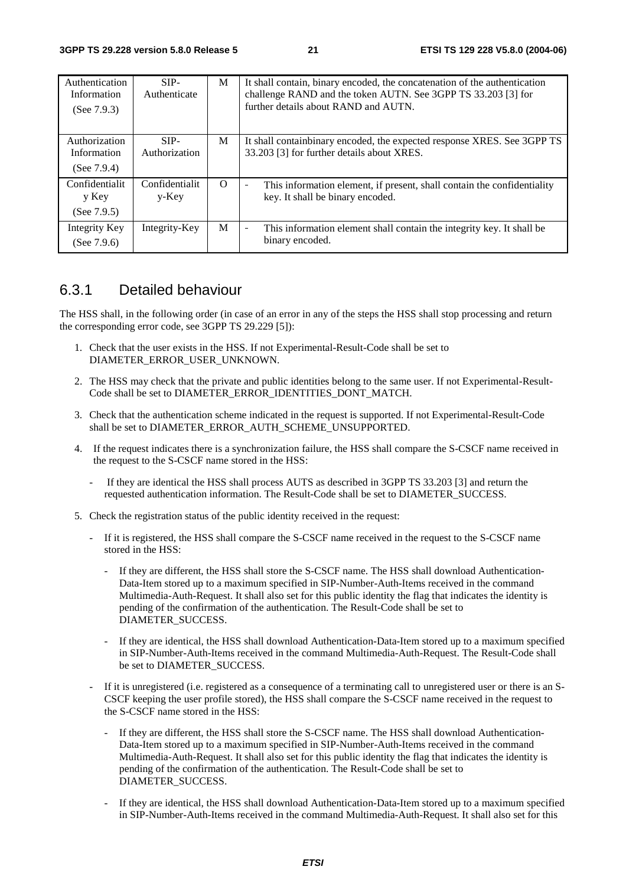| Authentication Information (See 7.9.3) | SIP-Authenticate | M | It shall contain, binary encoded, the concatenation of the authentication challenge RAND and the token AUTN. See 3GPP TS 33.203 [3] for further details about RAND and AUTN. |
|---|---|---|---|
| Authorization Information (See 7.9.4) | SIP-Authorization | M | It shall containbinary encoded, the expected response XRES. See 3GPP TS 33.203 [3] for further details about XRES. |
| Confidentiality Key (See 7.9.5) | Confidentiality-Key | O | - This information element, if present, shall contain the confidentiality key. It shall be binary encoded. |
| Integrity Key (See 7.9.6) | Integrity-Key | M | - This information element shall contain the integrity key. It shall be binary encoded. |

### 6.3.1 Detailed behaviour

The HSS shall, in the following order (in case of an error in any of the steps the HSS shall stop processing and return the corresponding error code, see 3GPP TS 29.229 [5]):

1. Check that the user exists in the HSS. If not Experimental-Result-Code shall be set to DIAMETER_ERROR_USER_UNKNOWN.
2. The HSS may check that the private and public identities belong to the same user. If not Experimental-Result-Code shall be set to DIAMETER_ERROR_IDENTITIES_DONT_MATCH.
3. Check that the authentication scheme indicated in the request is supported. If not Experimental-Result-Code shall be set to DIAMETER_ERROR_AUTH_SCHEME_UNSUPPORTED.
4. If the request indicates there is a synchronization failure, the HSS shall compare the S-CSCF name received in the request to the S-CSCF name stored in the HSS:
   - If they are identical the HSS shall process AUTS as described in 3GPP TS 33.203 [3] and return the requested authentication information. The Result-Code shall be set to DIAMETER_SUCCESS.
5. Check the registration status of the public identity received in the request:
   - If it is registered, the HSS shall compare the S-CSCF name received in the request to the S-CSCF name stored in the HSS:
     - If they are different, the HSS shall store the S-CSCF name. The HSS shall download Authentication-Data-Item stored up to a maximum specified in SIP-Number-Auth-Items received in the command Multimedia-Auth-Request. It shall also set for this public identity the flag that indicates the identity is pending of the confirmation of the authentication. The Result-Code shall be set to DIAMETER_SUCCESS.
     - If they are identical, the HSS shall download Authentication-Data-Item stored up to a maximum specified in SIP-Number-Auth-Items received in the command Multimedia-Auth-Request. The Result-Code shall be set to DIAMETER_SUCCESS.
   - If it is unregistered (i.e. registered as a consequence of a terminating call to unregistered user or there is an S-CSCF keeping the user profile stored), the HSS shall compare the S-CSCF name received in the request to the S-CSCF name stored in the HSS:
     - If they are different, the HSS shall store the S-CSCF name. The HSS shall download Authentication-Data-Item stored up to a maximum specified in SIP-Number-Auth-Items received in the command Multimedia-Auth-Request. It shall also set for this public identity the flag that indicates the identity is pending of the confirmation of the authentication. The Result-Code shall be set to DIAMETER_SUCCESS.
     - If they are identical, the HSS shall download Authentication-Data-Item stored up to a maximum specified in SIP-Number-Auth-Items received in the command Multimedia-Auth-Request. It shall also set for this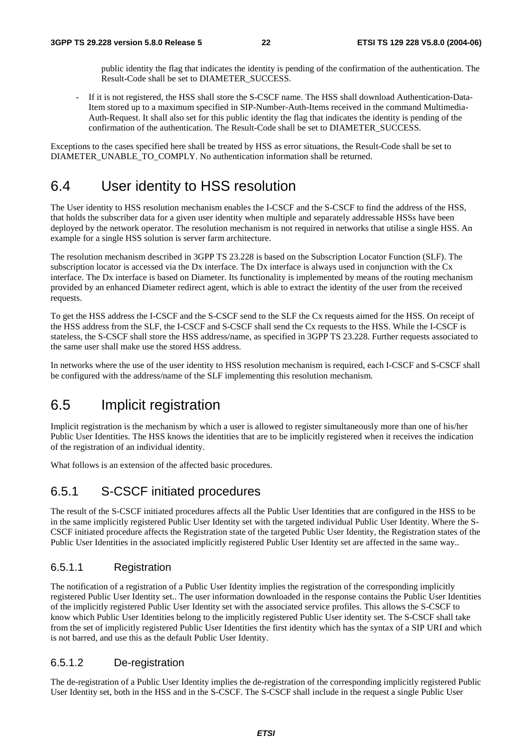public identity the flag that indicates the identity is pending of the confirmation of the authentication. The Result-Code shall be set to DIAMETER_SUCCESS.

- If it is not registered, the HSS shall store the S-CSCF name. The HSS shall download Authentication-Data-Item stored up to a maximum specified in SIP-Number-Auth-Items received in the command Multimedia-Auth-Request. It shall also set for this public identity the flag that indicates the identity is pending of the confirmation of the authentication. The Result-Code shall be set to DIAMETER_SUCCESS.

Exceptions to the cases specified here shall be treated by HSS as error situations, the Result-Code shall be set to DIAMETER_UNABLE_TO_COMPLY. No authentication information shall be returned.

# 6.4 User identity to HSS resolution

The User identity to HSS resolution mechanism enables the I-CSCF and the S-CSCF to find the address of the HSS, that holds the subscriber data for a given user identity when multiple and separately addressable HSSs have been deployed by the network operator. The resolution mechanism is not required in networks that utilise a single HSS. An example for a single HSS solution is server farm architecture.

The resolution mechanism described in 3GPP TS 23.228 is based on the Subscription Locator Function (SLF). The subscription locator is accessed via the Dx interface. The Dx interface is always used in conjunction with the Cx interface. The Dx interface is based on Diameter. Its functionality is implemented by means of the routing mechanism provided by an enhanced Diameter redirect agent, which is able to extract the identity of the user from the received requests.

To get the HSS address the I-CSCF and the S-CSCF send to the SLF the Cx requests aimed for the HSS. On receipt of the HSS address from the SLF, the I-CSCF and S-CSCF shall send the Cx requests to the HSS. While the I-CSCF is stateless, the S-CSCF shall store the HSS address/name, as specified in 3GPP TS 23.228. Further requests associated to the same user shall make use the stored HSS address.

In networks where the use of the user identity to HSS resolution mechanism is required, each I-CSCF and S-CSCF shall be configured with the address/name of the SLF implementing this resolution mechanism.

# 6.5 Implicit registration

Implicit registration is the mechanism by which a user is allowed to register simultaneously more than one of his/her Public User Identities. The HSS knows the identities that are to be implicitly registered when it receives the indication of the registration of an individual identity.

What follows is an extension of the affected basic procedures.

## 6.5.1 S-CSCF initiated procedures

The result of the S-CSCF initiated procedures affects all the Public User Identities that are configured in the HSS to be in the same implicitly registered Public User Identity set with the targeted individual Public User Identity. Where the S-CSCF initiated procedure affects the Registration state of the targeted Public User Identity, the Registration states of the Public User Identities in the associated implicitly registered Public User Identity set are affected in the same way..

### 6.5.1.1 Registration

The notification of a registration of a Public User Identity implies the registration of the corresponding implicitly registered Public User Identity set.. The user information downloaded in the response contains the Public User Identities of the implicitly registered Public User Identity set with the associated service profiles. This allows the S-CSCF to know which Public User Identities belong to the implicitly registered Public User identity set. The S-CSCF shall take from the set of implicitly registered Public User Identities the first identity which has the syntax of a SIP URI and which is not barred, and use this as the default Public User Identity.

### 6.5.1.2 De-registration

The de-registration of a Public User Identity implies the de-registration of the corresponding implicitly registered Public User Identity set, both in the HSS and in the S-CSCF. The S-CSCF shall include in the request a single Public User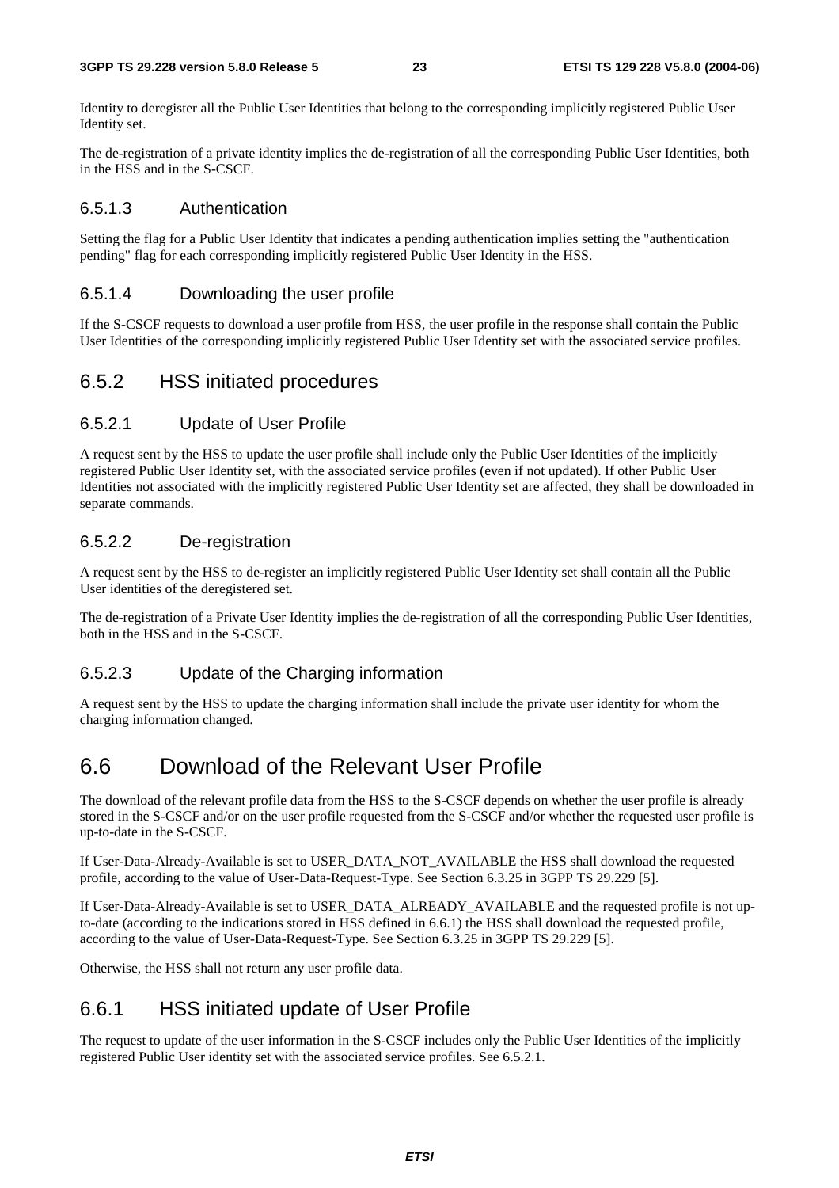Identity to deregister all the Public User Identities that belong to the corresponding implicitly registered Public User Identity set.

The de-registration of a private identity implies the de-registration of all the corresponding Public User Identities, both in the HSS and in the S-CSCF.

#### 6.5.1.3 Authentication

Setting the flag for a Public User Identity that indicates a pending authentication implies setting the "authentication pending" flag for each corresponding implicitly registered Public User Identity in the HSS.

#### 6.5.1.4 Downloading the user profile

If the S-CSCF requests to download a user profile from HSS, the user profile in the response shall contain the Public User Identities of the corresponding implicitly registered Public User Identity set with the associated service profiles.

### 6.5.2 HSS initiated procedures

#### 6.5.2.1 Update of User Profile

A request sent by the HSS to update the user profile shall include only the Public User Identities of the implicitly registered Public User Identity set, with the associated service profiles (even if not updated). If other Public User Identities not associated with the implicitly registered Public User Identity set are affected, they shall be downloaded in separate commands.

#### 6.5.2.2 De-registration

A request sent by the HSS to de-register an implicitly registered Public User Identity set shall contain all the Public User identities of the deregistered set.

The de-registration of a Private User Identity implies the de-registration of all the corresponding Public User Identities, both in the HSS and in the S-CSCF.

#### 6.5.2.3 Update of the Charging information

A request sent by the HSS to update the charging information shall include the private user identity for whom the charging information changed.

## 6.6 Download of the Relevant User Profile

The download of the relevant profile data from the HSS to the S-CSCF depends on whether the user profile is already stored in the S-CSCF and/or on the user profile requested from the S-CSCF and/or whether the requested user profile is up-to-date in the S-CSCF.

If User-Data-Already-Available is set to USER_DATA_NOT_AVAILABLE the HSS shall download the requested profile, according to the value of User-Data-Request-Type. See Section 6.3.25 in 3GPP TS 29.229 [5].

If User-Data-Already-Available is set to USER_DATA_ALREADY_AVAILABLE and the requested profile is not up-to-date (according to the indications stored in HSS defined in 6.6.1) the HSS shall download the requested profile, according to the value of User-Data-Request-Type. See Section 6.3.25 in 3GPP TS 29.229 [5].

Otherwise, the HSS shall not return any user profile data.

### 6.6.1 HSS initiated update of User Profile

The request to update of the user information in the S-CSCF includes only the Public User Identities of the implicitly registered Public User identity set with the associated service profiles. See 6.5.2.1.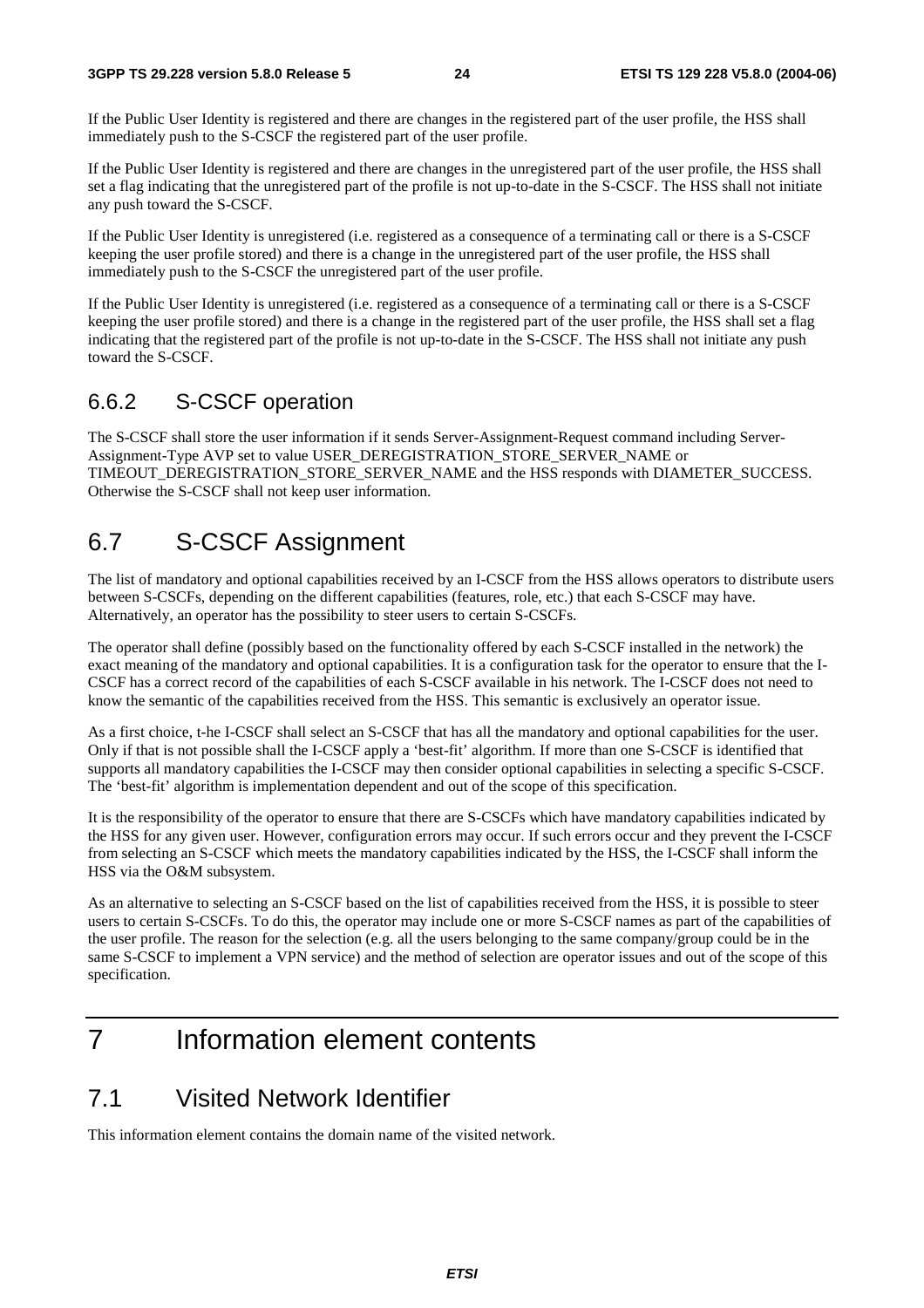If the Public User Identity is registered and there are changes in the registered part of the user profile, the HSS shall immediately push to the S-CSCF the registered part of the user profile.

If the Public User Identity is registered and there are changes in the unregistered part of the user profile, the HSS shall set a flag indicating that the unregistered part of the profile is not up-to-date in the S-CSCF. The HSS shall not initiate any push toward the S-CSCF.

If the Public User Identity is unregistered (i.e. registered as a consequence of a terminating call or there is a S-CSCF keeping the user profile stored) and there is a change in the unregistered part of the user profile, the HSS shall immediately push to the S-CSCF the unregistered part of the user profile.

If the Public User Identity is unregistered (i.e. registered as a consequence of a terminating call or there is a S-CSCF keeping the user profile stored) and there is a change in the registered part of the user profile, the HSS shall set a flag indicating that the registered part of the profile is not up-to-date in the S-CSCF. The HSS shall not initiate any push toward the S-CSCF.

### 6.6.2 S-CSCF operation

The S-CSCF shall store the user information if it sends Server-Assignment-Request command including Server-Assignment-Type AVP set to value USER_DEREGISTRATION_STORE_SERVER_NAME or TIMEOUT_DEREGISTRATION_STORE_SERVER_NAME and the HSS responds with DIAMETER_SUCCESS. Otherwise the S-CSCF shall not keep user information.

## 6.7 S-CSCF Assignment

The list of mandatory and optional capabilities received by an I-CSCF from the HSS allows operators to distribute users between S-CSCFs, depending on the different capabilities (features, role, etc.) that each S-CSCF may have. Alternatively, an operator has the possibility to steer users to certain S-CSCFs.

The operator shall define (possibly based on the functionality offered by each S-CSCF installed in the network) the exact meaning of the mandatory and optional capabilities. It is a configuration task for the operator to ensure that the I-CSCF has a correct record of the capabilities of each S-CSCF available in his network. The I-CSCF does not need to know the semantic of the capabilities received from the HSS. This semantic is exclusively an operator issue.

As a first choice, t-he I-CSCF shall select an S-CSCF that has all the mandatory and optional capabilities for the user. Only if that is not possible shall the I-CSCF apply a 'best-fit' algorithm. If more than one S-CSCF is identified that supports all mandatory capabilities the I-CSCF may then consider optional capabilities in selecting a specific S-CSCF. The 'best-fit' algorithm is implementation dependent and out of the scope of this specification.

It is the responsibility of the operator to ensure that there are S-CSCFs which have mandatory capabilities indicated by the HSS for any given user. However, configuration errors may occur. If such errors occur and they prevent the I-CSCF from selecting an S-CSCF which meets the mandatory capabilities indicated by the HSS, the I-CSCF shall inform the HSS via the O&M subsystem.

As an alternative to selecting an S-CSCF based on the list of capabilities received from the HSS, it is possible to steer users to certain S-CSCFs. To do this, the operator may include one or more S-CSCF names as part of the capabilities of the user profile. The reason for the selection (e.g. all the users belonging to the same company/group could be in the same S-CSCF to implement a VPN service) and the method of selection are operator issues and out of the scope of this specification.

# 7 Information element contents

## 7.1 Visited Network Identifier

This information element contains the domain name of the visited network.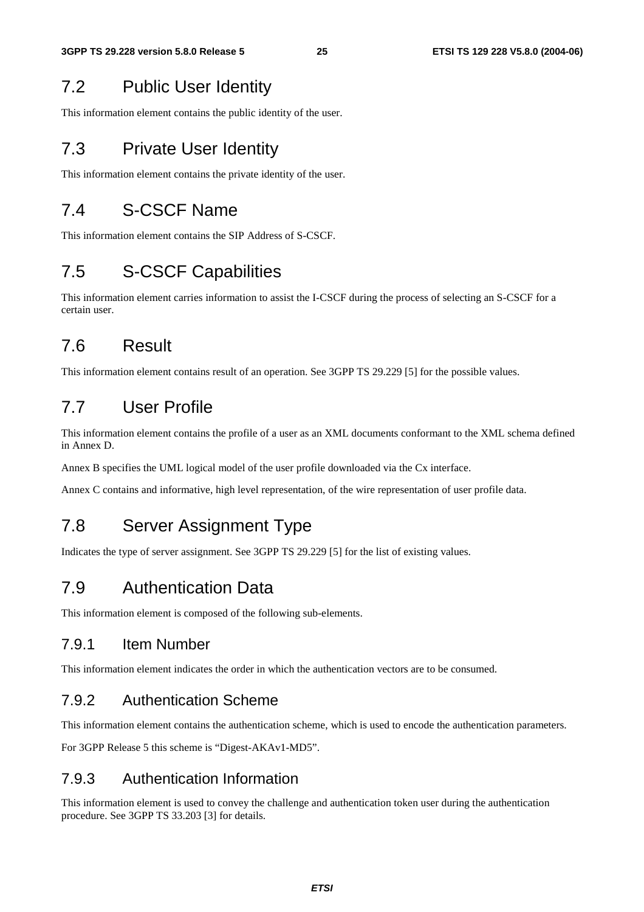## 7.2 Public User Identity

This information element contains the public identity of the user.

## 7.3 Private User Identity

This information element contains the private identity of the user.

## 7.4 S-CSCF Name

This information element contains the SIP Address of S-CSCF.

## 7.5 S-CSCF Capabilities

This information element carries information to assist the I-CSCF during the process of selecting an S-CSCF for a certain user.

## 7.6 Result

This information element contains result of an operation. See 3GPP TS 29.229 [5] for the possible values.

## 7.7 User Profile

This information element contains the profile of a user as an XML documents conformant to the XML schema defined in Annex D.

Annex B specifies the UML logical model of the user profile downloaded via the Cx interface.

Annex C contains and informative, high level representation, of the wire representation of user profile data.

## 7.8 Server Assignment Type

Indicates the type of server assignment. See 3GPP TS 29.229 [5] for the list of existing values.

## 7.9 Authentication Data

This information element is composed of the following sub-elements.

### 7.9.1 Item Number

This information element indicates the order in which the authentication vectors are to be consumed.

### 7.9.2 Authentication Scheme

This information element contains the authentication scheme, which is used to encode the authentication parameters.

For 3GPP Release 5 this scheme is "Digest-AKAv1-MD5".

### 7.9.3 Authentication Information

This information element is used to convey the challenge and authentication token user during the authentication procedure. See 3GPP TS 33.203 [3] for details.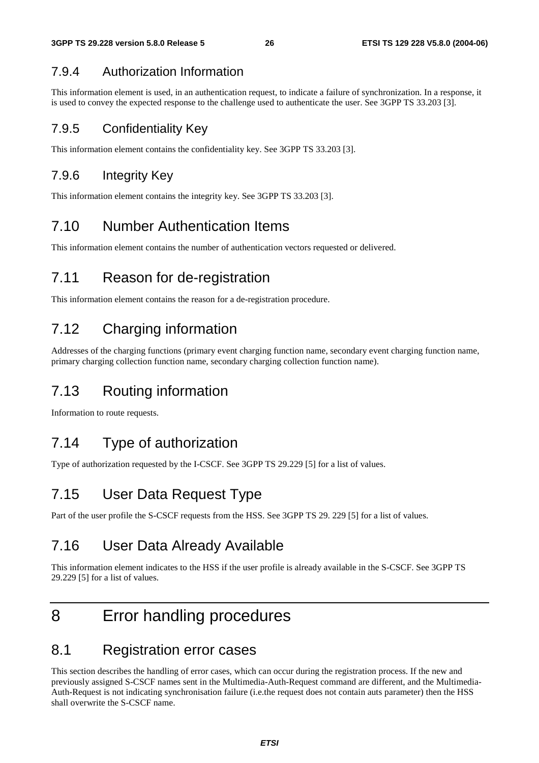### 7.9.4 Authorization Information

This information element is used, in an authentication request, to indicate a failure of synchronization. In a response, it is used to convey the expected response to the challenge used to authenticate the user. See 3GPP TS 33.203 [3].

### 7.9.5 Confidentiality Key

This information element contains the confidentiality key. See 3GPP TS 33.203 [3].

### 7.9.6 Integrity Key

This information element contains the integrity key. See 3GPP TS 33.203 [3].

## 7.10 Number Authentication Items

This information element contains the number of authentication vectors requested or delivered.

## 7.11 Reason for de-registration

This information element contains the reason for a de-registration procedure.

## 7.12 Charging information

Addresses of the charging functions (primary event charging function name, secondary event charging function name, primary charging collection function name, secondary charging collection function name).

## 7.13 Routing information

Information to route requests.

## 7.14 Type of authorization

Type of authorization requested by the I-CSCF. See 3GPP TS 29.229 [5] for a list of values.

## 7.15 User Data Request Type

Part of the user profile the S-CSCF requests from the HSS. See 3GPP TS 29. 229 [5] for a list of values.

## 7.16 User Data Already Available

This information element indicates to the HSS if the user profile is already available in the S-CSCF. See 3GPP TS 29.229 [5] for a list of values.

# 8 Error handling procedures

## 8.1 Registration error cases

This section describes the handling of error cases, which can occur during the registration process. If the new and previously assigned S-CSCF names sent in the Multimedia-Auth-Request command are different, and the Multimedia-Auth-Request is not indicating synchronisation failure (i.e.the request does not contain auts parameter) then the HSS shall overwrite the S-CSCF name.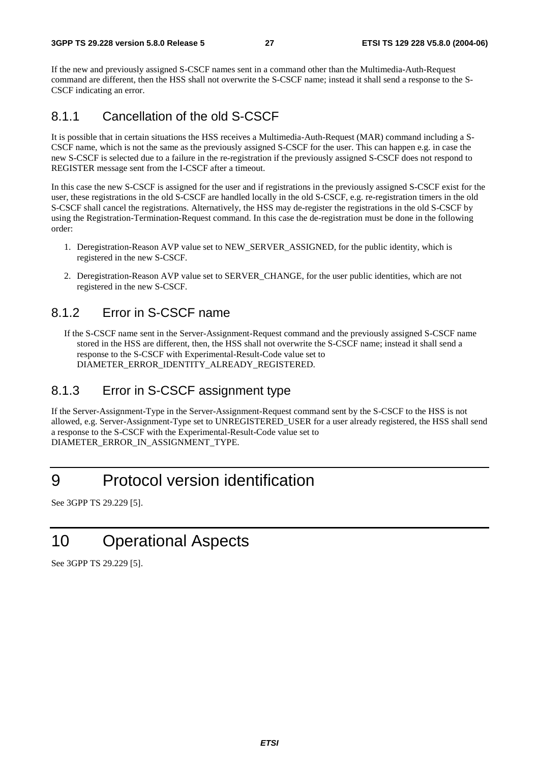If the new and previously assigned S-CSCF names sent in a command other than the Multimedia-Auth-Request command are different, then the HSS shall not overwrite the S-CSCF name; instead it shall send a response to the S-CSCF indicating an error.

### 8.1.1 Cancellation of the old S-CSCF

It is possible that in certain situations the HSS receives a Multimedia-Auth-Request (MAR) command including a S-CSCF name, which is not the same as the previously assigned S-CSCF for the user. This can happen e.g. in case the new S-CSCF is selected due to a failure in the re-registration if the previously assigned S-CSCF does not respond to REGISTER message sent from the I-CSCF after a timeout.

In this case the new S-CSCF is assigned for the user and if registrations in the previously assigned S-CSCF exist for the user, these registrations in the old S-CSCF are handled locally in the old S-CSCF, e.g. re-registration timers in the old S-CSCF shall cancel the registrations. Alternatively, the HSS may de-register the registrations in the old S-CSCF by using the Registration-Termination-Request command. In this case the de-registration must be done in the following order:

1. Deregistration-Reason AVP value set to NEW_SERVER_ASSIGNED, for the public identity, which is registered in the new S-CSCF.
2. Deregistration-Reason AVP value set to SERVER_CHANGE, for the user public identities, which are not registered in the new S-CSCF.

### 8.1.2 Error in S-CSCF name

If the S-CSCF name sent in the Server-Assignment-Request command and the previously assigned S-CSCF name stored in the HSS are different, then, the HSS shall not overwrite the S-CSCF name; instead it shall send a response to the S-CSCF with Experimental-Result-Code value set to DIAMETER_ERROR_IDENTITY_ALREADY_REGISTERED.

### 8.1.3 Error in S-CSCF assignment type

If the Server-Assignment-Type in the Server-Assignment-Request command sent by the S-CSCF to the HSS is not allowed, e.g. Server-Assignment-Type set to UNREGISTERED_USER for a user already registered, the HSS shall send a response to the S-CSCF with the Experimental-Result-Code value set to DIAMETER_ERROR_IN_ASSIGNMENT_TYPE.

# 9 Protocol version identification

See 3GPP TS 29.229 [5].

# 10 Operational Aspects

See 3GPP TS 29.229 [5].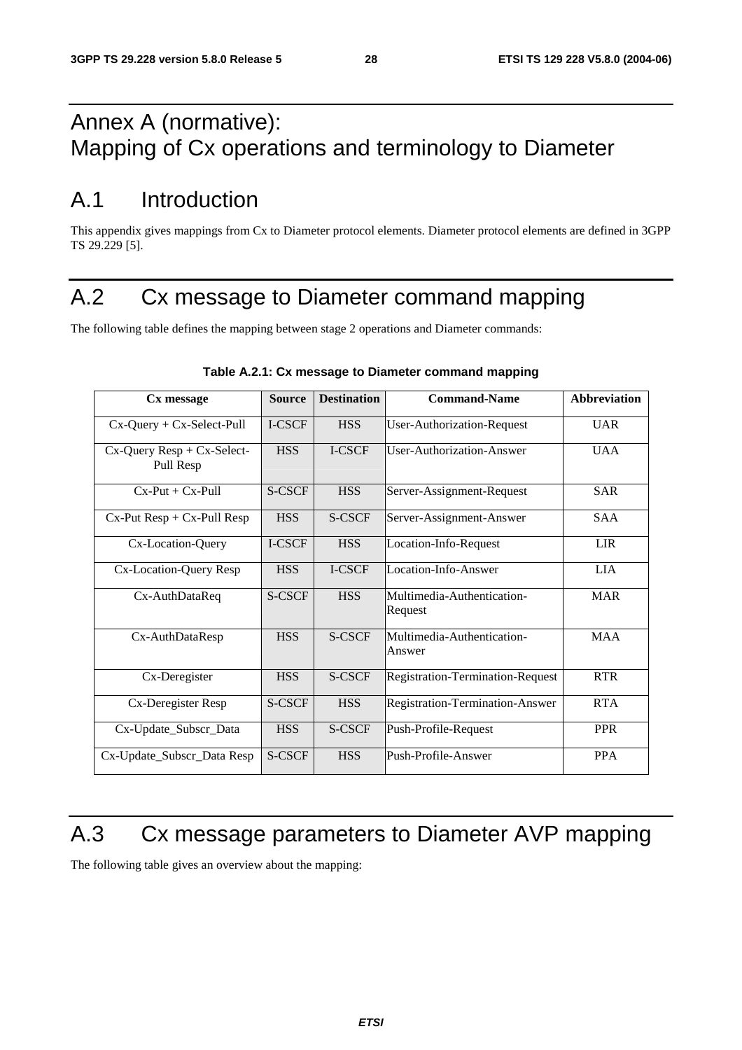# Annex A (normative): Mapping of Cx operations and terminology to Diameter

## A.1 Introduction

This appendix gives mappings from Cx to Diameter protocol elements. Diameter protocol elements are defined in 3GPP TS 29.229 [5].

## A.2 Cx message to Diameter command mapping

The following table defines the mapping between stage 2 operations and Diameter commands:

**Table A.2.1: Cx message to Diameter command mapping**

| Cx message | Source | Destination | Command-Name | Abbreviation |
|---|---|---|---|---|
| Cx-Query + Cx-Select-Pull | I-CSCF | HSS | User-Authorization-Request | UAR |
| Cx-Query Resp + Cx-Select-Pull Resp | HSS | I-CSCF | User-Authorization-Answer | UAA |
| Cx-Put + Cx-Pull | S-CSCF | HSS | Server-Assignment-Request | SAR |
| Cx-Put Resp + Cx-Pull Resp | HSS | S-CSCF | Server-Assignment-Answer | SAA |
| Cx-Location-Query | I-CSCF | HSS | Location-Info-Request | LIR |
| Cx-Location-Query Resp | HSS | I-CSCF | Location-Info-Answer | LIA |
| Cx-AuthDataReq | S-CSCF | HSS | Multimedia-Authentication-Request | MAR |
| Cx-AuthDataResp | HSS | S-CSCF | Multimedia-Authentication-Answer | MAA |
| Cx-Deregister | HSS | S-CSCF | Registration-Termination-Request | RTR |
| Cx-Deregister Resp | S-CSCF | HSS | Registration-Termination-Answer | RTA |
| Cx-Update_Subscr_Data | HSS | S-CSCF | Push-Profile-Request | PPR |
| Cx-Update_Subscr_Data Resp | S-CSCF | HSS | Push-Profile-Answer | PPA |

## A.3 Cx message parameters to Diameter AVP mapping

The following table gives an overview about the mapping: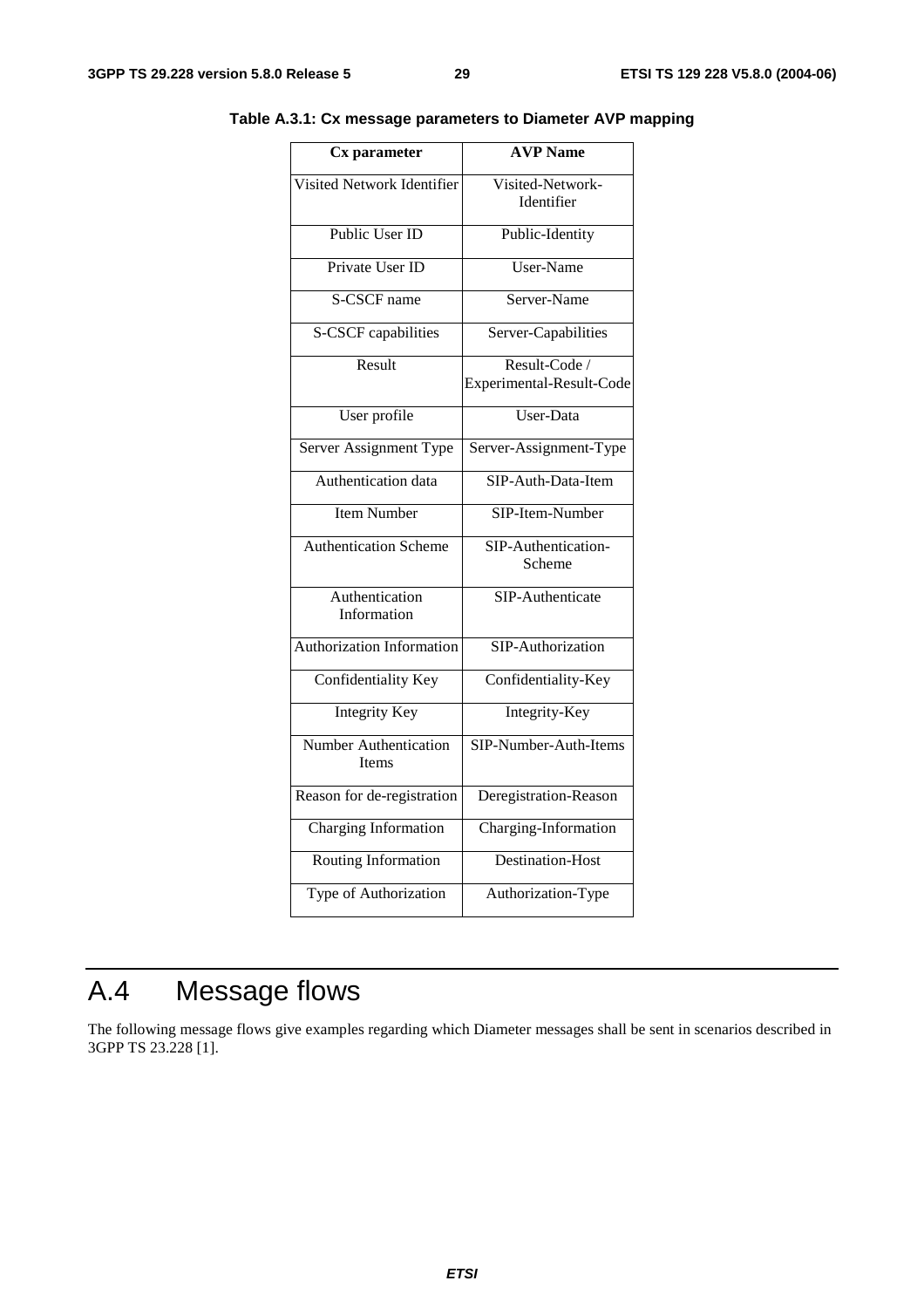**Table A.3.1: Cx message parameters to Diameter AVP mapping**

| Cx parameter | AVP Name |
|---|---|
| Visited Network Identifier | Visited-Network-Identifier |
| Public User ID | Public-Identity |
| Private User ID | User-Name |
| S-CSCF name | Server-Name |
| S-CSCF capabilities | Server-Capabilities |
| Result | Result-Code / Experimental-Result-Code |
| User profile | User-Data |
| Server Assignment Type | Server-Assignment-Type |
| Authentication data | SIP-Auth-Data-Item |
| Item Number | SIP-Item-Number |
| Authentication Scheme | SIP-Authentication-Scheme |
| Authentication Information | SIP-Authenticate |
| Authorization Information | SIP-Authorization |
| Confidentiality Key | Confidentiality-Key |
| Integrity Key | Integrity-Key |
| Number Authentication Items | SIP-Number-Auth-Items |
| Reason for de-registration | Deregistration-Reason |
| Charging Information | Charging-Information |
| Routing Information | Destination-Host |
| Type of Authorization | Authorization-Type |

# A.4 Message flows

The following message flows give examples regarding which Diameter messages shall be sent in scenarios described in 3GPP TS 23.228 [1].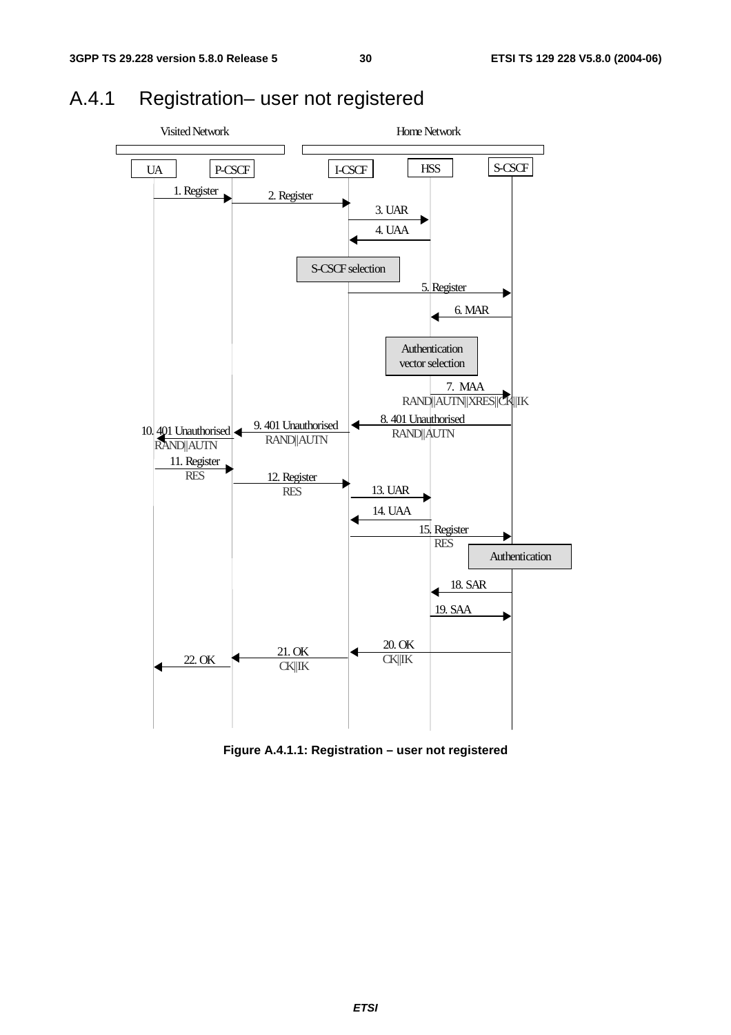## A.4.1 Registration– user not registered

Visited Network

Home Network

UA P-CSCF I-CSCF HSS S-CSCF

1. Register

2. Register

3. UAR

4. UAA

S-CSCF selection

5. Register

6. MAR

Authentication vector selection

7. MAA RAND||AUTN||XRES||CK||IK

8. 401 Unauthorised RAND||AUTN

9. 401 Unauthorised RAND||AUTN

10. 401 Unauthorised RAND||AUTN

11. Register RES

12. Register RES

13. UAR

14. UAA

15. Register RES

Authentication

18. SAR

19. SAA

20. OK CK||IK

21. OK CK||IK

22. OK

**Figure A.4.1.1: Registration – user not registered**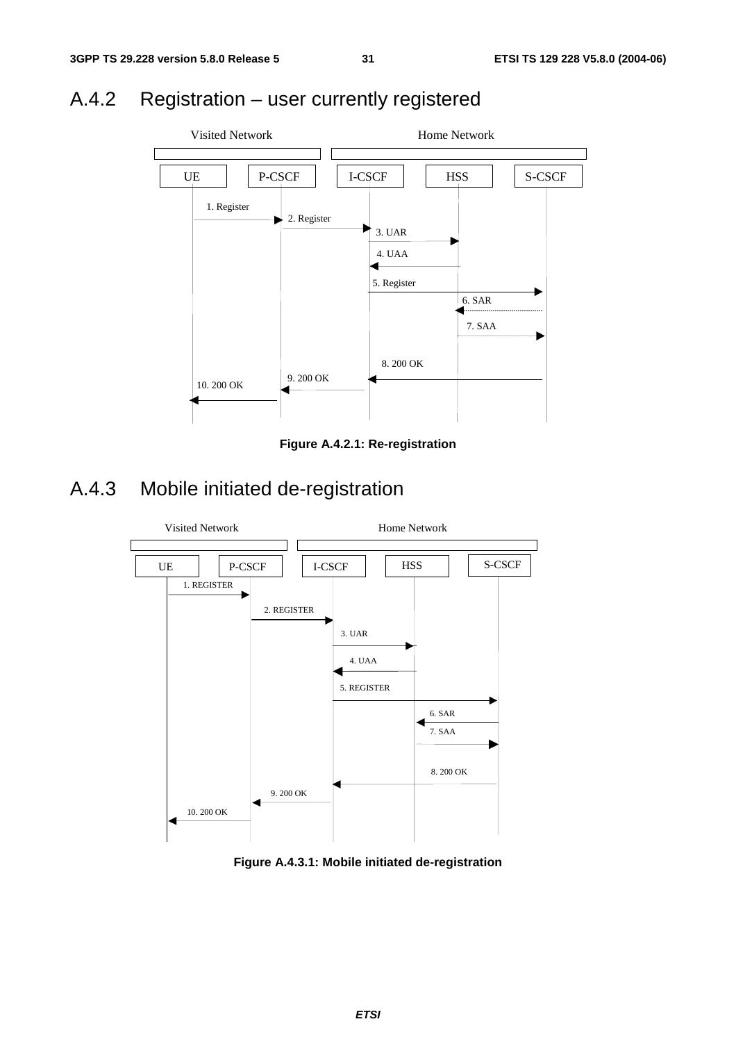## A.4.2 Registration – user currently registered

Figure A.4.2.1: Re-registration

## A.4.3 Mobile initiated de-registration

Figure A.4.3.1: Mobile initiated de-registration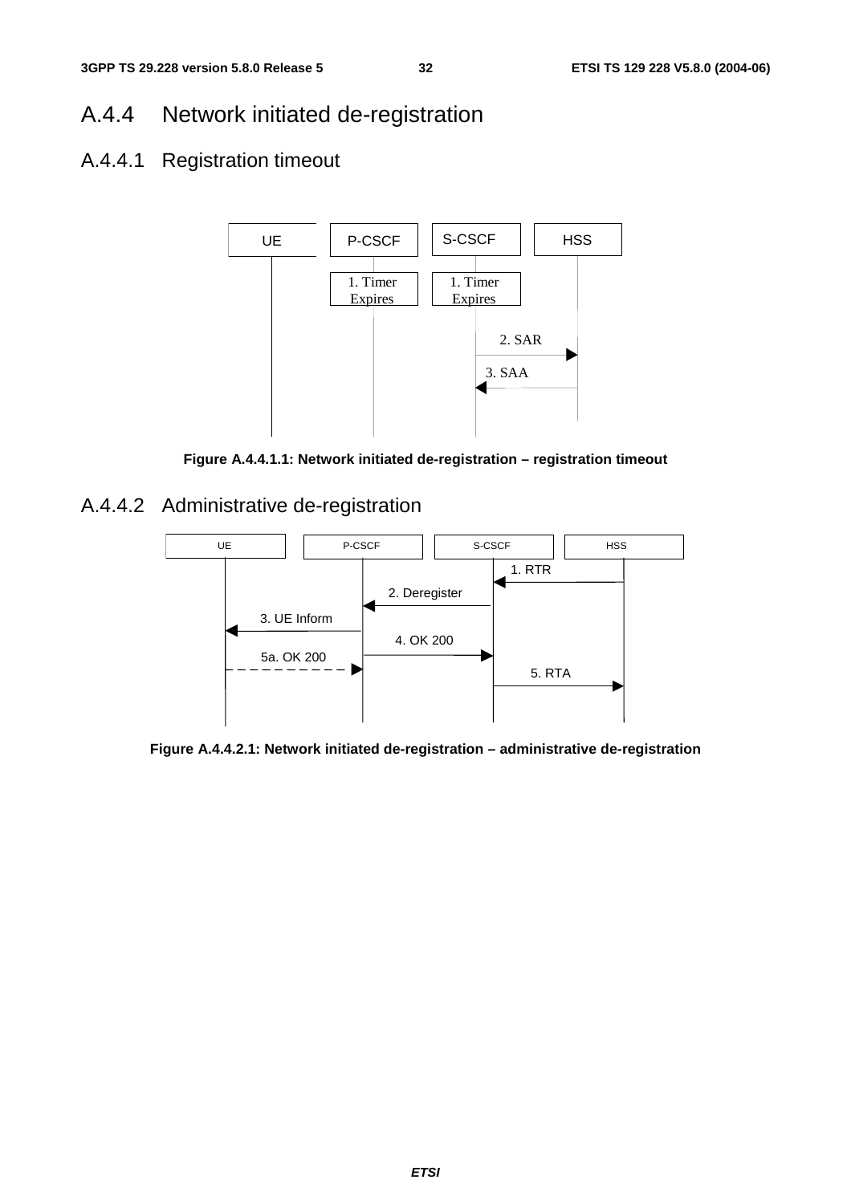### A.4.4 Network initiated de-registration

#### A.4.4.1 Registration timeout

UE | P-CSCF | S-CSCF | HSS

1. Timer Expires
1. Timer Expires
2. SAR
3. SAA

**Figure A.4.4.1.1: Network initiated de-registration – registration timeout**

#### A.4.4.2 Administrative de-registration

UE | P-CSCF | S-CSCF | HSS

1. RTR
2. Deregister
3. UE Inform
4. OK 200
5a. OK 200
5. RTA

**Figure A.4.4.2.1: Network initiated de-registration – administrative de-registration**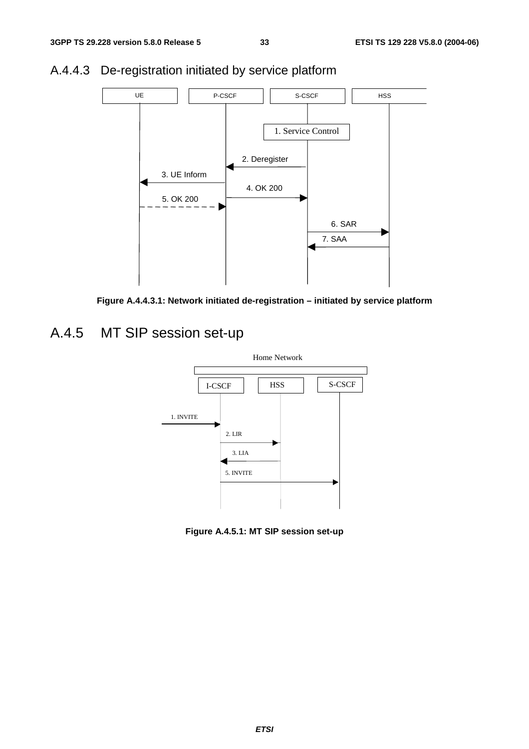### A.4.4.3 De-registration initiated by service platform

**Figure A.4.4.3.1: Network initiated de-registration – initiated by service platform**

## A.4.5 MT SIP session set-up

**Figure A.4.5.1: MT SIP session set-up**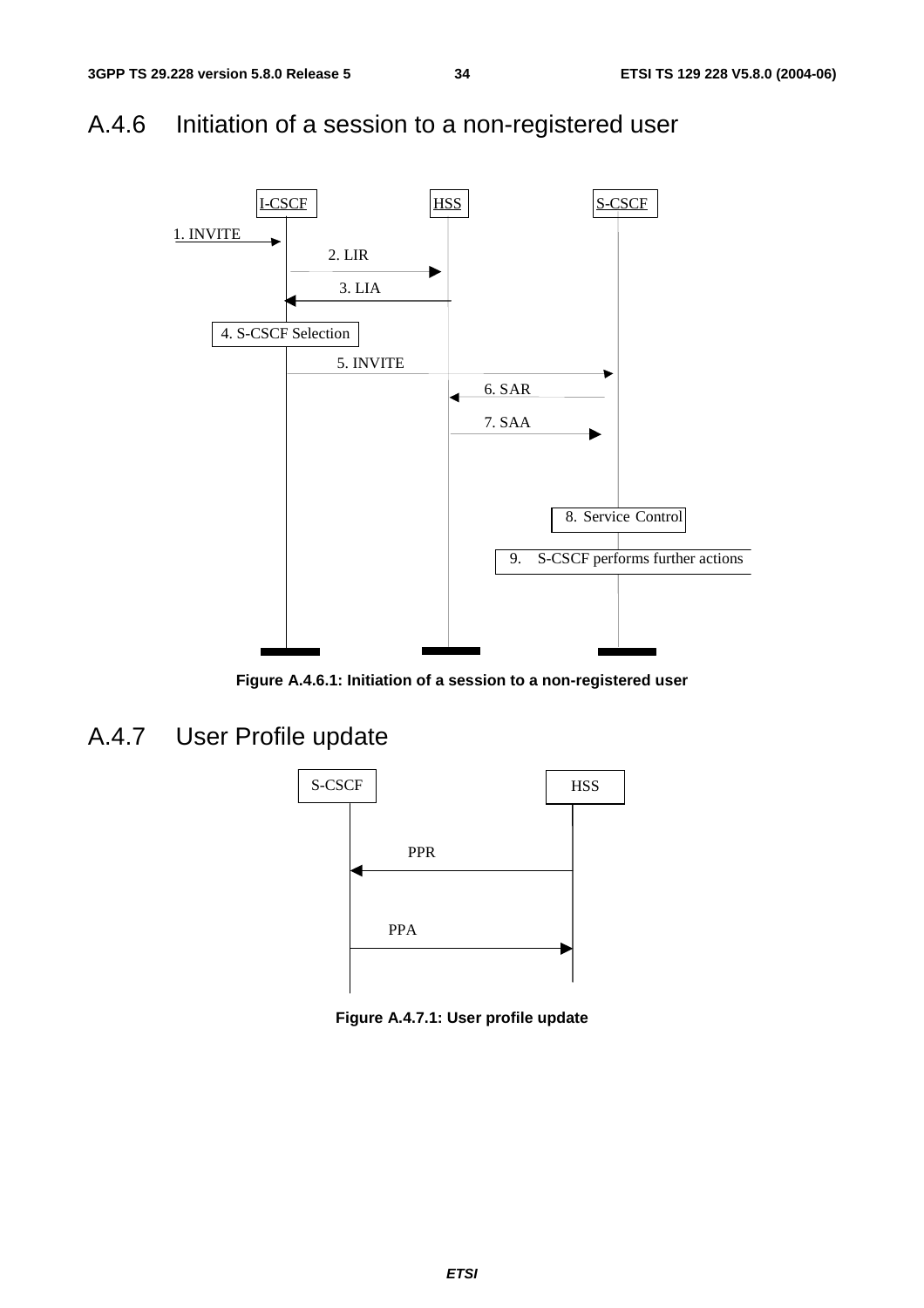## A.4.6 Initiation of a session to a non-registered user

I-CSCF HSS S-CSCF

1. INVITE

2. LIR

3. LIA

4. S-CSCF Selection

5. INVITE

6. SAR

7. SAA

8. Service Control

9. S-CSCF performs further actions

**Figure A.4.6.1: Initiation of a session to a non-registered user**

## A.4.7 User Profile update

S-CSCF HSS

PPR

PPA

**Figure A.4.7.1: User profile update**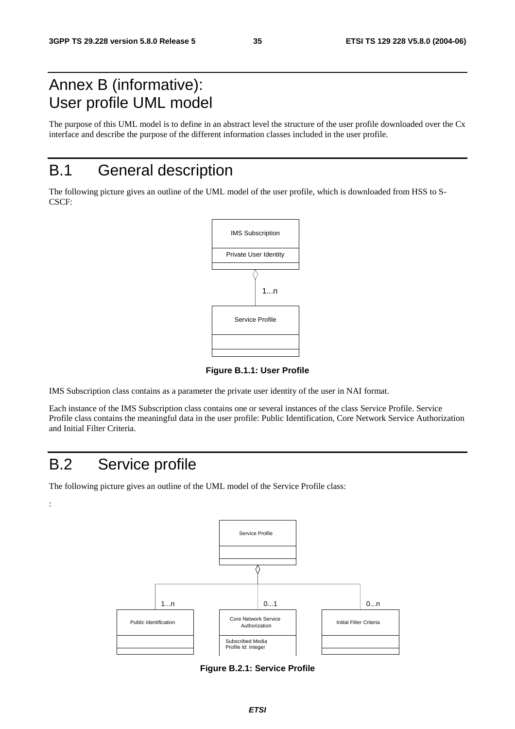# Annex B (informative): User profile UML model

The purpose of this UML model is to define in an abstract level the structure of the user profile downloaded over the Cx interface and describe the purpose of the different information classes included in the user profile.

# B.1 General description

The following picture gives an outline of the UML model of the user profile, which is downloaded from HSS to S-CSCF:

**Figure B.1.1: User Profile**

IMS Subscription class contains as a parameter the private user identity of the user in NAI format.

Each instance of the IMS Subscription class contains one or several instances of the class Service Profile. Service Profile class contains the meaningful data in the user profile: Public Identification, Core Network Service Authorization and Initial Filter Criteria.

# B.2 Service profile

The following picture gives an outline of the UML model of the Service Profile class:

:

**Figure B.2.1: Service Profile**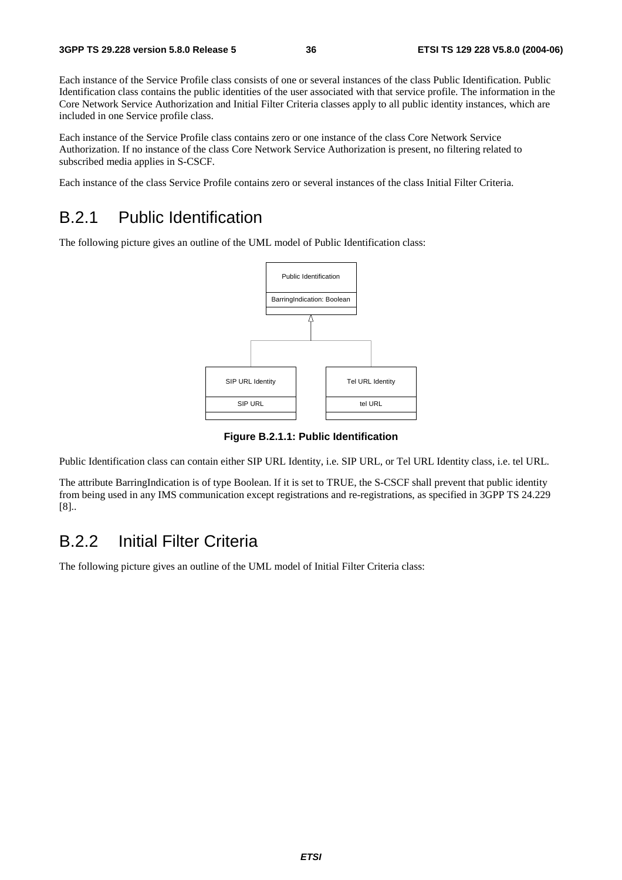Each instance of the Service Profile class consists of one or several instances of the class Public Identification. Public Identification class contains the public identities of the user associated with that service profile. The information in the Core Network Service Authorization and Initial Filter Criteria classes apply to all public identity instances, which are included in one Service profile class.

Each instance of the Service Profile class contains zero or one instance of the class Core Network Service Authorization. If no instance of the class Core Network Service Authorization is present, no filtering related to subscribed media applies in S-CSCF.

Each instance of the class Service Profile contains zero or several instances of the class Initial Filter Criteria.

# B.2.1 Public Identification

The following picture gives an outline of the UML model of Public Identification class:

**Figure B.2.1.1: Public Identification**

Public Identification class can contain either SIP URL Identity, i.e. SIP URL, or Tel URL Identity class, i.e. tel URL.

The attribute BarringIndication is of type Boolean. If it is set to TRUE, the S-CSCF shall prevent that public identity from being used in any IMS communication except registrations and re-registrations, as specified in 3GPP TS 24.229 [8]..

# B.2.2 Initial Filter Criteria

The following picture gives an outline of the UML model of Initial Filter Criteria class: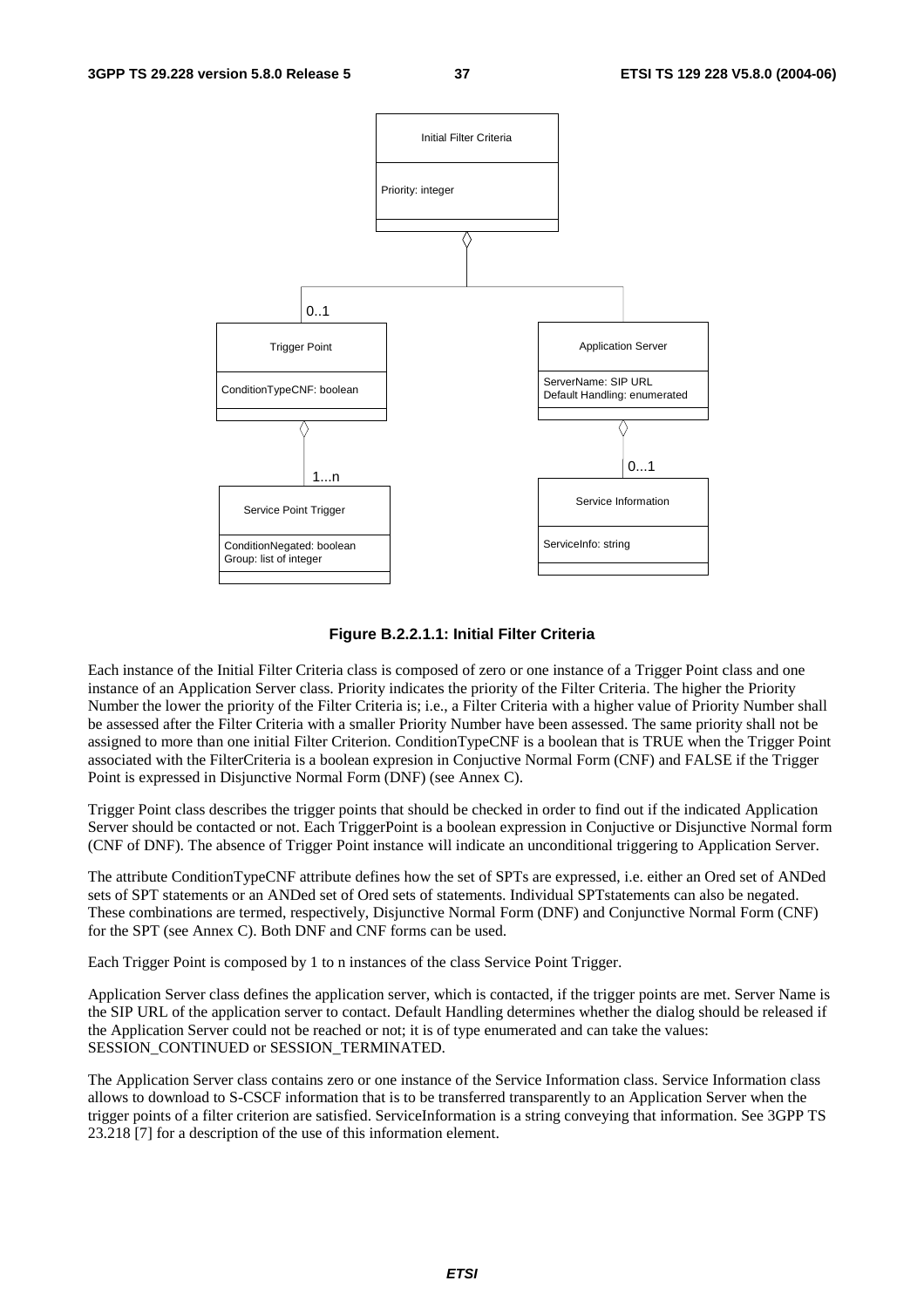**Figure B.2.2.1.1: Initial Filter Criteria**

Each instance of the Initial Filter Criteria class is composed of zero or one instance of a Trigger Point class and one instance of an Application Server class. Priority indicates the priority of the Filter Criteria. The higher the Priority Number the lower the priority of the Filter Criteria is; i.e., a Filter Criteria with a higher value of Priority Number shall be assessed after the Filter Criteria with a smaller Priority Number have been assessed. The same priority shall not be assigned to more than one initial Filter Criterion. ConditionTypeCNF is a boolean that is TRUE when the Trigger Point associated with the FilterCriteria is a boolean expresion in Conjuctive Normal Form (CNF) and FALSE if the Trigger Point is expressed in Disjunctive Normal Form (DNF) (see Annex C).

Trigger Point class describes the trigger points that should be checked in order to find out if the indicated Application Server should be contacted or not. Each TriggerPoint is a boolean expression in Conjuctive or Disjunctive Normal form (CNF of DNF). The absence of Trigger Point instance will indicate an unconditional triggering to Application Server.

The attribute ConditionTypeCNF attribute defines how the set of SPTs are expressed, i.e. either an Ored set of ANDed sets of SPT statements or an ANDed set of Ored sets of statements. Individual SPTstatements can also be negated. These combinations are termed, respectively, Disjunctive Normal Form (DNF) and Conjunctive Normal Form (CNF) for the SPT (see Annex C). Both DNF and CNF forms can be used.

Each Trigger Point is composed by 1 to n instances of the class Service Point Trigger.

Application Server class defines the application server, which is contacted, if the trigger points are met. Server Name is the SIP URL of the application server to contact. Default Handling determines whether the dialog should be released if the Application Server could not be reached or not; it is of type enumerated and can take the values: SESSION_CONTINUED or SESSION_TERMINATED.

The Application Server class contains zero or one instance of the Service Information class. Service Information class allows to download to S-CSCF information that is to be transferred transparently to an Application Server when the trigger points of a filter criterion are satisfied. ServiceInformation is a string conveying that information. See 3GPP TS 23.218 [7] for a description of the use of this information element.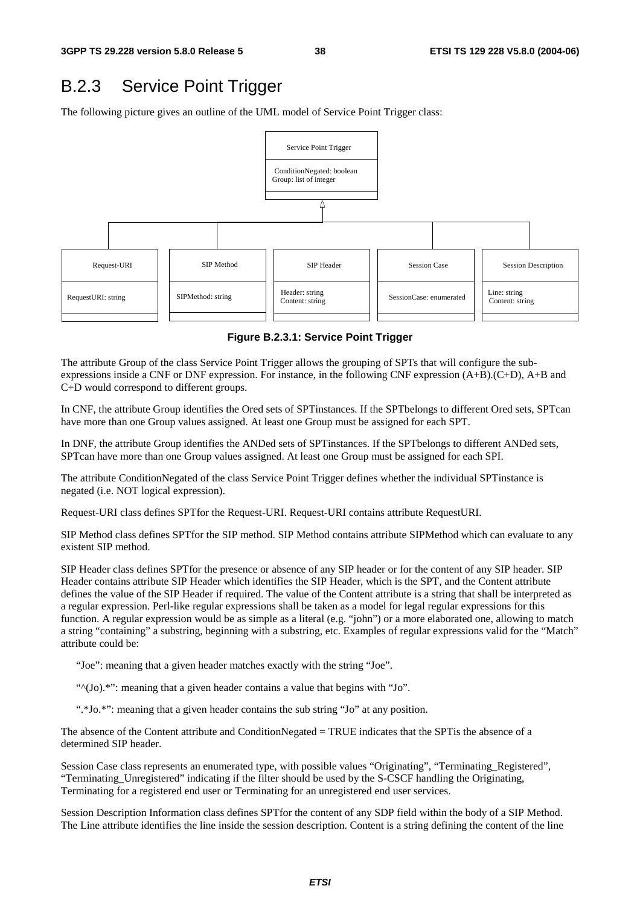## B.2.3 Service Point Trigger

The following picture gives an outline of the UML model of Service Point Trigger class:

| Service Point Trigger |
| --- |
| ConditionNegated: boolean<br>Group: list of integer |

| Request-URI | SIP Method | SIP Header | Session Case | Session Description |
| --- | --- | --- | --- | --- |
| RequestURI: string | SIPMethod: string | Header: string<br>Content: string | SessionCase: enumerated | Line: string<br>Content: string |

**Figure B.2.3.1: Service Point Trigger**

The attribute Group of the class Service Point Trigger allows the grouping of SPTs that will configure the sub-expressions inside a CNF or DNF expression. For instance, in the following CNF expression (A+B).(C+D), A+B and C+D would correspond to different groups.

In CNF, the attribute Group identifies the Ored sets of SPTinstances. If the SPTbelongs to different Ored sets, SPTcan have more than one Group values assigned. At least one Group must be assigned for each SPT.

In DNF, the attribute Group identifies the ANDed sets of SPTinstances. If the SPTbelongs to different ANDed sets, SPTcan have more than one Group values assigned. At least one Group must be assigned for each SPI.

The attribute ConditionNegated of the class Service Point Trigger defines whether the individual SPTinstance is negated (i.e. NOT logical expression).

Request-URI class defines SPTfor the Request-URI. Request-URI contains attribute RequestURI.

SIP Method class defines SPTfor the SIP method. SIP Method contains attribute SIPMethod which can evaluate to any existent SIP method.

SIP Header class defines SPTfor the presence or absence of any SIP header or for the content of any SIP header. SIP Header contains attribute SIP Header which identifies the SIP Header, which is the SPT, and the Content attribute defines the value of the SIP Header if required. The value of the Content attribute is a string that shall be interpreted as a regular expression. Perl-like regular expressions shall be taken as a model for legal regular expressions for this function. A regular expression would be as simple as a literal (e.g. "john") or a more elaborated one, allowing to match a string "containing" a substring, beginning with a substring, etc. Examples of regular expressions valid for the "Match" attribute could be:

"Joe": meaning that a given header matches exactly with the string "Joe".

"^(Jo).*": meaning that a given header contains a value that begins with "Jo".

".*Jo.*": meaning that a given header contains the sub string "Jo" at any position.

The absence of the Content attribute and ConditionNegated = TRUE indicates that the SPTis the absence of a determined SIP header.

Session Case class represents an enumerated type, with possible values "Originating", "Terminating_Registered", "Terminating_Unregistered" indicating if the filter should be used by the S-CSCF handling the Originating, Terminating for a registered end user or Terminating for an unregistered end user services.

Session Description Information class defines SPTfor the content of any SDP field within the body of a SIP Method. The Line attribute identifies the line inside the session description. Content is a string defining the content of the line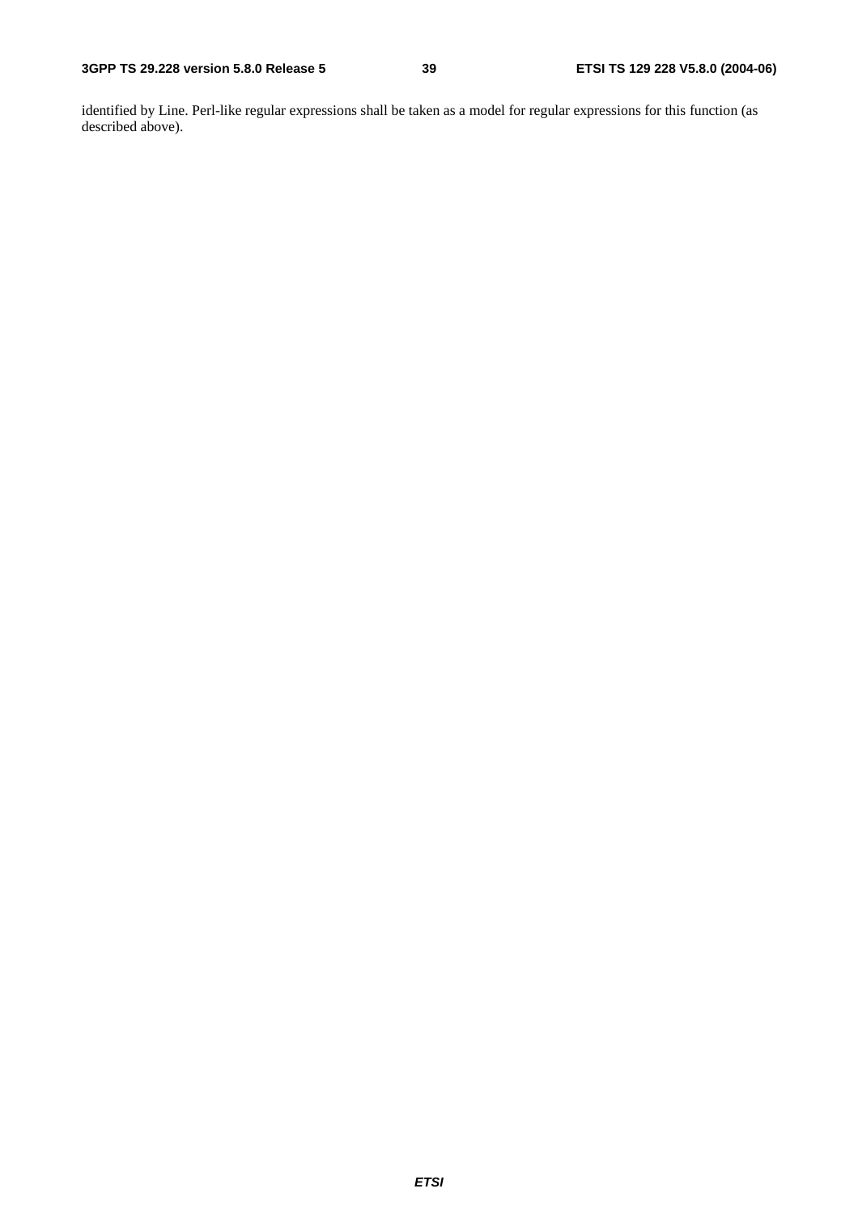identified by Line. Perl-like regular expressions shall be taken as a model for regular expressions for this function (as described above).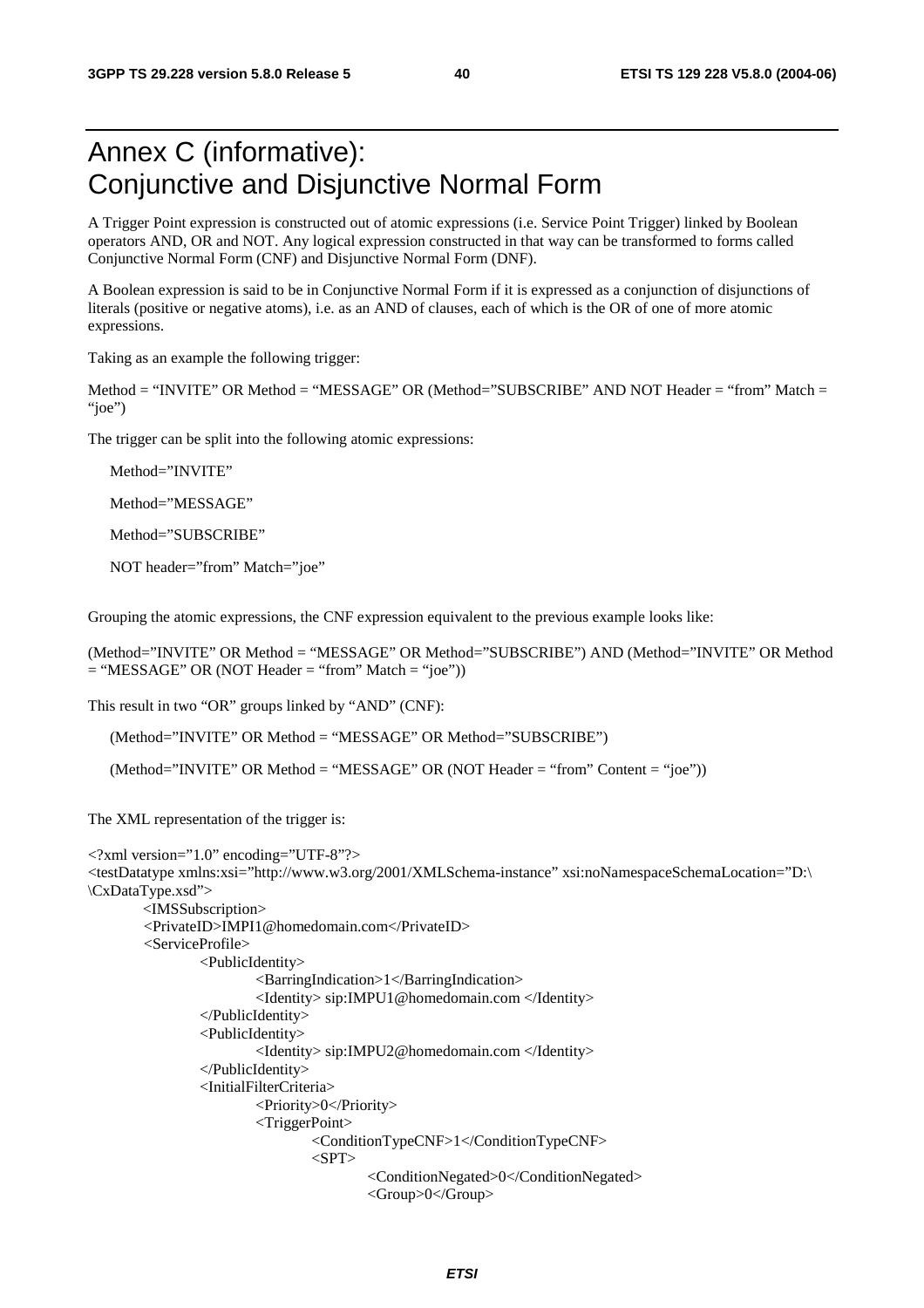# Annex C (informative): Conjunctive and Disjunctive Normal Form

A Trigger Point expression is constructed out of atomic expressions (i.e. Service Point Trigger) linked by Boolean operators AND, OR and NOT. Any logical expression constructed in that way can be transformed to forms called Conjunctive Normal Form (CNF) and Disjunctive Normal Form (DNF).

A Boolean expression is said to be in Conjunctive Normal Form if it is expressed as a conjunction of disjunctions of literals (positive or negative atoms), i.e. as an AND of clauses, each of which is the OR of one of more atomic expressions.

Taking as an example the following trigger:

Method = "INVITE" OR Method = "MESSAGE" OR (Method="SUBSCRIBE" AND NOT Header = "from" Match = "joe")

The trigger can be split into the following atomic expressions:

Method="INVITE"

Method="MESSAGE"

Method="SUBSCRIBE"

NOT header="from" Match="joe"

Grouping the atomic expressions, the CNF expression equivalent to the previous example looks like:

(Method="INVITE" OR Method = "MESSAGE" OR Method="SUBSCRIBE") AND (Method="INVITE" OR Method = "MESSAGE" OR (NOT Header = "from" Match = "joe"))

This result in two "OR" groups linked by "AND" (CNF):

(Method="INVITE" OR Method = "MESSAGE" OR Method="SUBSCRIBE")

(Method="INVITE" OR Method = "MESSAGE" OR (NOT Header = "from" Content = "joe"))

The XML representation of the trigger is:

```
<?xml version="1.0" encoding="UTF-8"?>
<testDatatype xmlns:xsi="http://www.w3.org/2001/XMLSchema-instance" xsi:noNamespaceSchemaLocation="D:\
\CxDataType.xsd">
        <IMSSubscription>
        <PrivateID>IMPI1@homedomain.com</PrivateID>
        <ServiceProfile>
                <PublicIdentity>
                        <BarringIndication>1</BarringIndication>
                        <Identity> sip:IMPU1@homedomain.com </Identity>
                </PublicIdentity>
                <PublicIdentity>
                        <Identity> sip:IMPU2@homedomain.com </Identity>
                </PublicIdentity>
                <InitialFilterCriteria>
                        <Priority>0</Priority>
                        <TriggerPoint>
                                <ConditionTypeCNF>1</ConditionTypeCNF>
                                <SPT>
                                        <ConditionNegated>0</ConditionNegated>
                                        <Group>0</Group>
```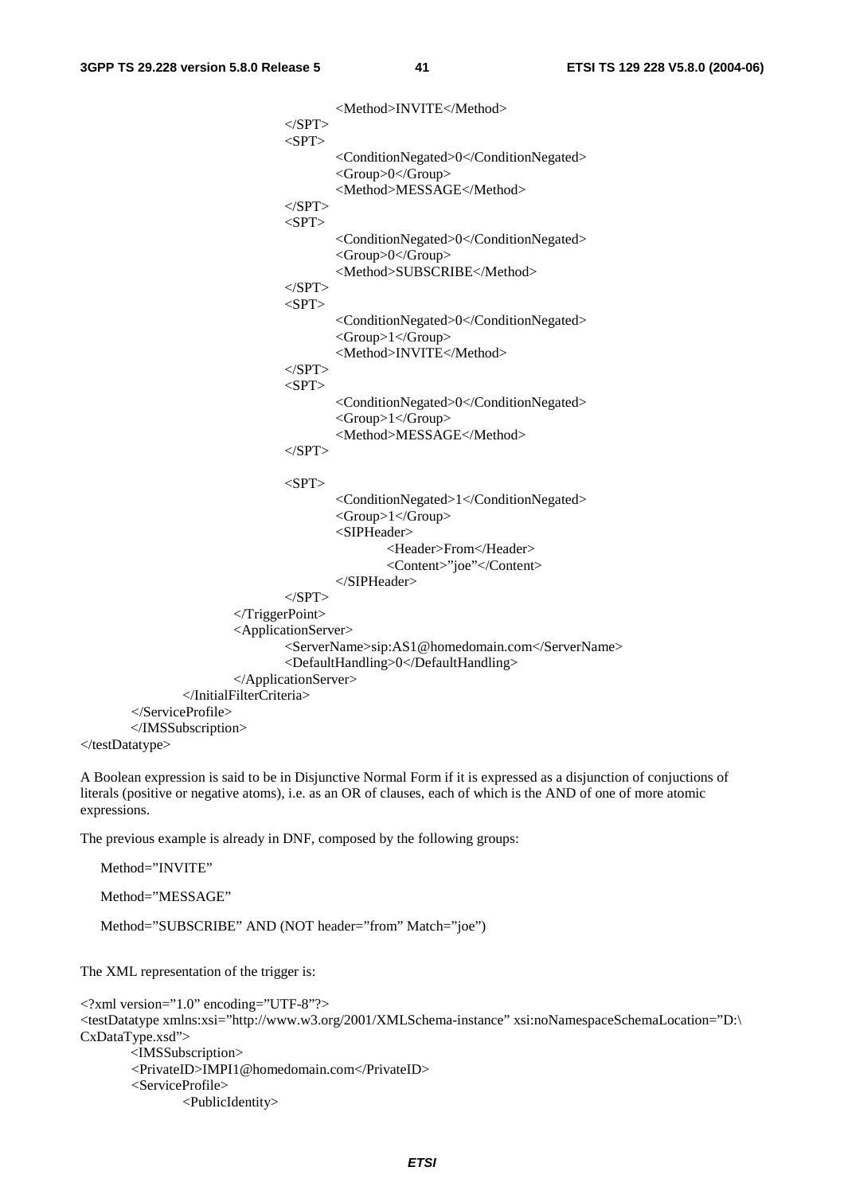```
                                                <Method>INVITE</Method>
                                        </SPT>
                                        <SPT>
                                                <ConditionNegated>0</ConditionNegated>
                                                <Group>0</Group>
                                                <Method>MESSAGE</Method>
                                        </SPT>
                                        <SPT>
                                                <ConditionNegated>0</ConditionNegated>
                                                <Group>0</Group>
                                                <Method>SUBSCRIBE</Method>
                                        </SPT>
                                        <SPT>
                                                <ConditionNegated>0</ConditionNegated>
                                                <Group>1</Group>
                                                <Method>INVITE</Method>
                                        </SPT>
                                        <SPT>
                                                <ConditionNegated>0</ConditionNegated>
                                                <Group>1</Group>
                                                <Method>MESSAGE</Method>
                                        </SPT>

                                        <SPT>
                                                <ConditionNegated>1</ConditionNegated>
                                                <Group>1</Group>
                                                <SIPHeader>
                                                        <Header>From</Header>
                                                        <Content>"joe"</Content>
                                                </SIPHeader>
                                        </SPT>
                                </TriggerPoint>
                                <ApplicationServer>
                                        <ServerName>sip:AS1@homedomain.com</ServerName>
                                        <DefaultHandling>0</DefaultHandling>
                                </ApplicationServer>
                        </InitialFilterCriteria>
                </ServiceProfile>
        </IMSSubscription>
</testDatatype>
```

A Boolean expression is said to be in Disjunctive Normal Form if it is expressed as a disjunction of conjuctions of literals (positive or negative atoms), i.e. as an OR of clauses, each of which is the AND of one of more atomic expressions.

The previous example is already in DNF, composed by the following groups:

Method="INVITE"

Method="MESSAGE"

Method="SUBSCRIBE" AND (NOT header="from" Match="joe")

The XML representation of the trigger is:

```
<?xml version="1.0" encoding="UTF-8"?>
<testDatatype xmlns:xsi="http://www.w3.org/2001/XMLSchema-instance" xsi:noNamespaceSchemaLocation="D:\CxDataType.xsd">
        <IMSSubscription>
        <PrivateID>IMPI1@homedomain.com</PrivateID>
        <ServiceProfile>
                <PublicIdentity>
```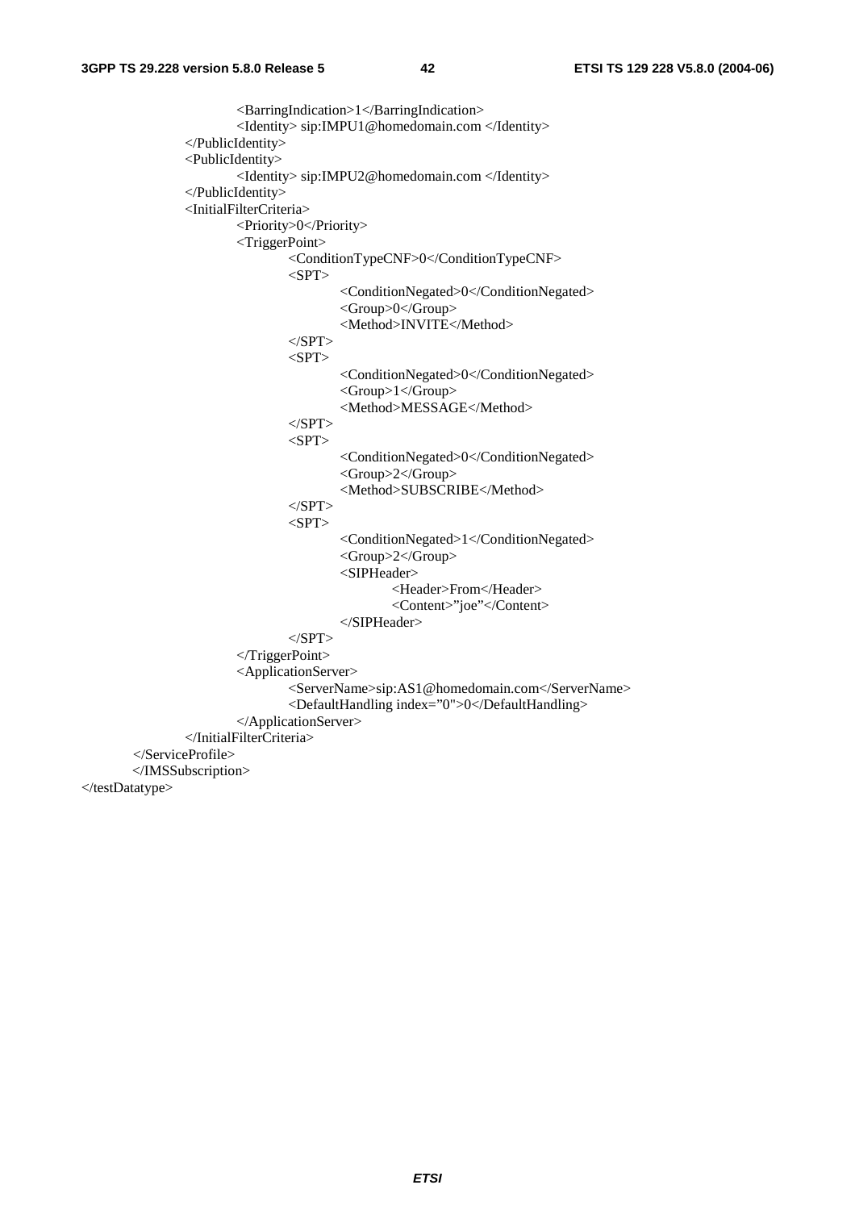```
			<BarringIndication>1</BarringIndication>
			<Identity> sip:IMPU1@homedomain.com </Identity>
		</PublicIdentity>
		<PublicIdentity>
			<Identity> sip:IMPU2@homedomain.com </Identity>
		</PublicIdentity>
		<InitialFilterCriteria>
			<Priority>0</Priority>
			<TriggerPoint>
				<ConditionTypeCNF>0</ConditionTypeCNF>
				<SPT>
					<ConditionNegated>0</ConditionNegated>
					<Group>0</Group>
					<Method>INVITE</Method>
				</SPT>
				<SPT>
					<ConditionNegated>0</ConditionNegated>
					<Group>1</Group>
					<Method>MESSAGE</Method>
				</SPT>
				<SPT>
					<ConditionNegated>0</ConditionNegated>
					<Group>2</Group>
					<Method>SUBSCRIBE</Method>
				</SPT>
				<SPT>
					<ConditionNegated>1</ConditionNegated>
					<Group>2</Group>
					<SIPHeader>
						<Header>From</Header>
						<Content>"joe"</Content>
					</SIPHeader>
				</SPT>
			</TriggerPoint>
			<ApplicationServer>
				<ServerName>sip:AS1@homedomain.com</ServerName>
				<DefaultHandling index="0">0</DefaultHandling>
			</ApplicationServer>
		</InitialFilterCriteria>
	</ServiceProfile>
	</IMSSubscription>
</testDatatype>
```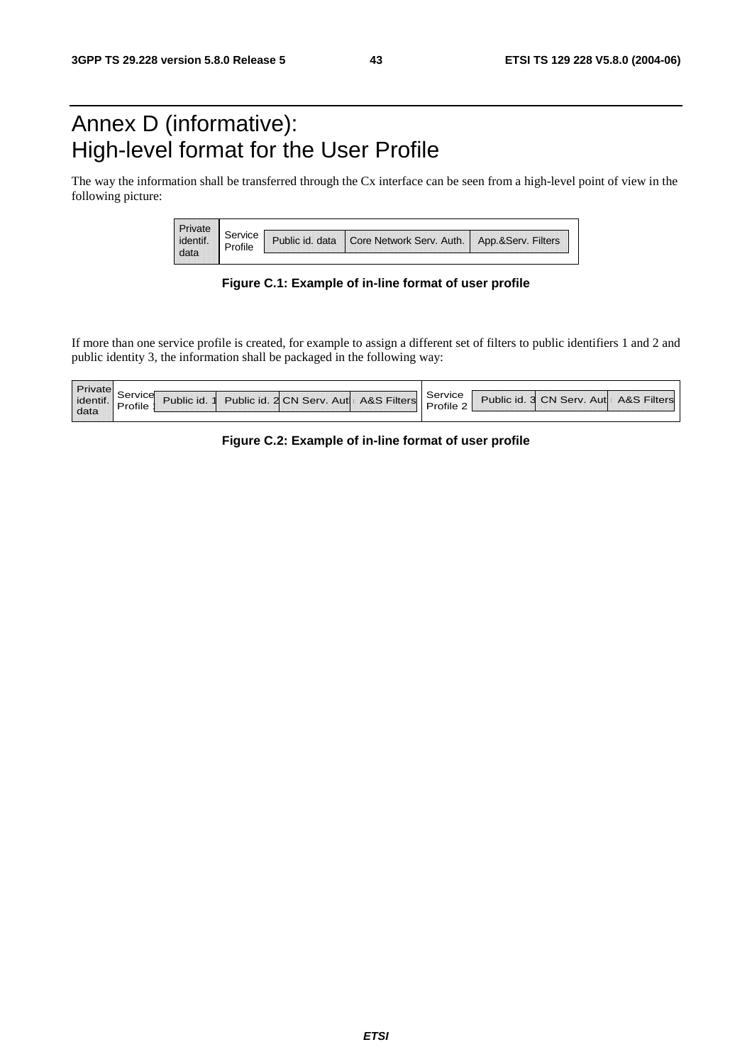# Annex D (informative): High-level format for the User Profile

The way the information shall be transferred through the Cx interface can be seen from a high-level point of view in the following picture:

| Private identif. data | Service Profile | Public id. data | Core Network Serv. Auth. | App.&Serv. Filters |
|---|---|---|---|---|

**Figure C.1: Example of in-line format of user profile**

If more than one service profile is created, for example to assign a different set of filters to public identifiers 1 and 2 and public identity 3, the information shall be packaged in the following way:

| Private identif. data | Service Profile 1 | Public id. 1 | Public id. 2 | CN Serv. Auth | A&S Filters | Service Profile 2 | Public id. 3 | CN Serv. Auth | A&S Filters |
|---|---|---|---|---|---|---|---|---|---|

**Figure C.2: Example of in-line format of user profile**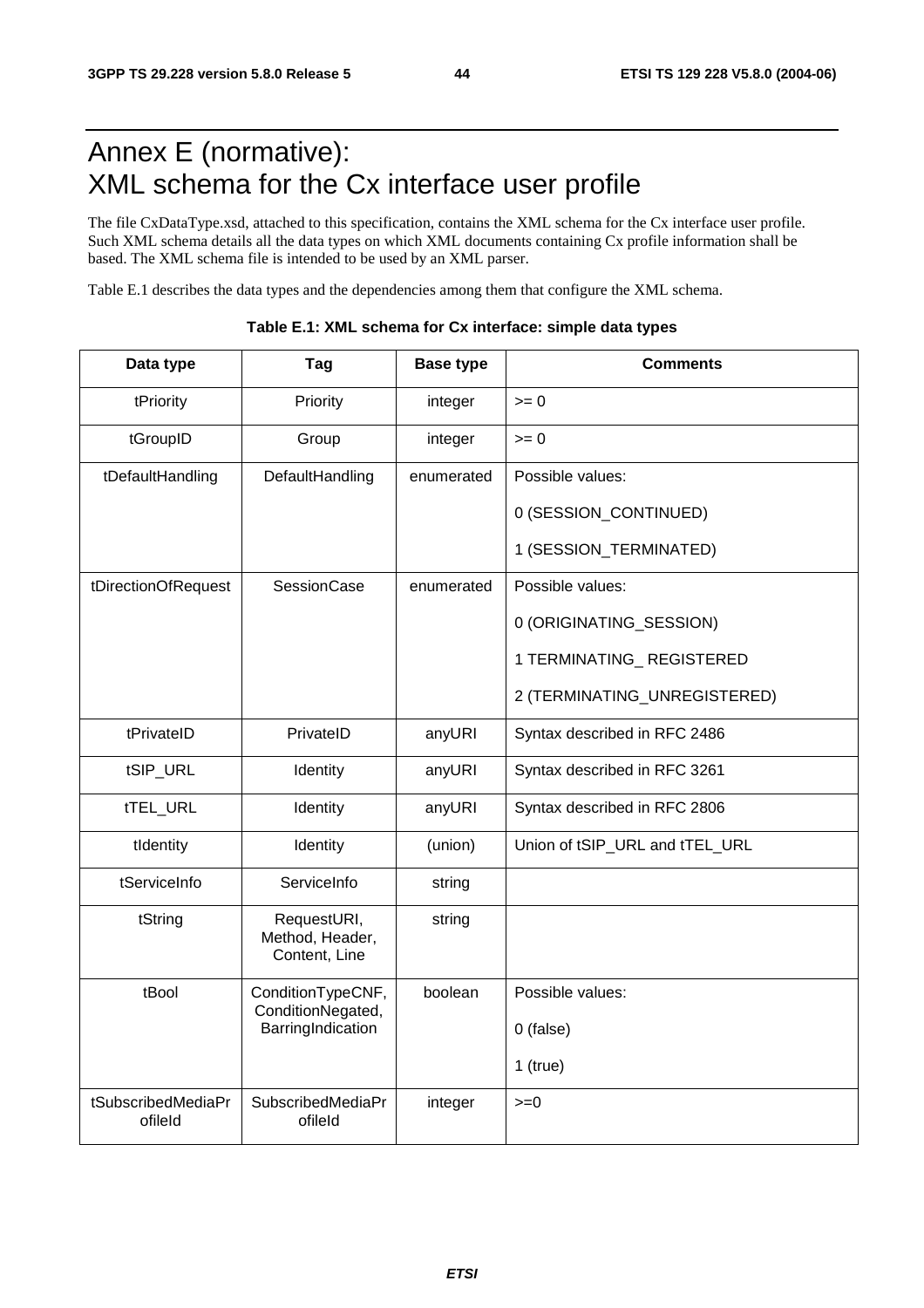# Annex E (normative): XML schema for the Cx interface user profile

The file CxDataType.xsd, attached to this specification, contains the XML schema for the Cx interface user profile. Such XML schema details all the data types on which XML documents containing Cx profile information shall be based. The XML schema file is intended to be used by an XML parser.

Table E.1 describes the data types and the dependencies among them that configure the XML schema.

**Table E.1: XML schema for Cx interface: simple data types**

| Data type | Tag | Base type | Comments |
|---|---|---|---|
| tPriority | Priority | integer | >= 0 |
| tGroupID | Group | integer | >= 0 |
| tDefaultHandling | DefaultHandling | enumerated | Possible values:<br>0 (SESSION_CONTINUED)<br>1 (SESSION_TERMINATED) |
| tDirectionOfRequest | SessionCase | enumerated | Possible values:<br>0 (ORIGINATING_SESSION)<br>1 TERMINATING_ REGISTERED<br>2 (TERMINATING_UNREGISTERED) |
| tPrivateID | PrivateID | anyURI | Syntax described in RFC 2486 |
| tSIP_URL | Identity | anyURI | Syntax described in RFC 3261 |
| tTEL_URL | Identity | anyURI | Syntax described in RFC 2806 |
| tIdentity | Identity | (union) | Union of tSIP_URL and tTEL_URL |
| tServiceInfo | ServiceInfo | string | |
| tString | RequestURI, Method, Header, Content, Line | string | |
| tBool | ConditionTypeCNF, ConditionNegated, BarringIndication | boolean | Possible values:<br>0 (false)<br>1 (true) |
| tSubscribedMediaProfileId | SubscribedMediaProfileId | integer | >=0 |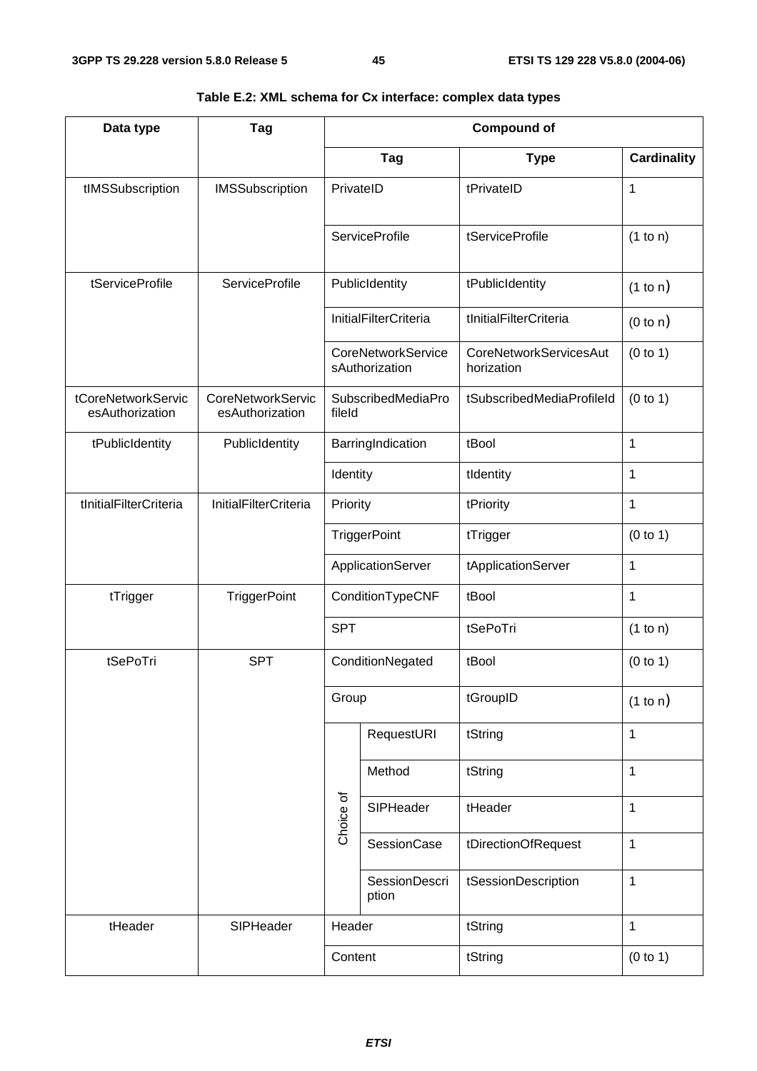**Table E.2: XML schema for Cx interface: complex data types**

| Data type | Tag | Compound of | | | |
|---|---|---|---|---|---|
| | | Tag | | Type | Cardinality |
| tIMSSubscription | IMSSubscription | PrivateID | | tPrivateID | 1 |
| | | ServiceProfile | | tServiceProfile | (1 to n) |
| tServiceProfile | ServiceProfile | PublicIdentity | | tPublicIdentity | (1 to n) |
| | | InitialFilterCriteria | | tInitialFilterCriteria | (0 to n) |
| | | CoreNetworkServicesAuthorization | | CoreNetworkServicesAuthorization | (0 to 1) |
| tCoreNetworkServicesAuthorization | CoreNetworkServicesAuthorization | SubscribedMediaProfileId | | tSubscribedMediaProfileId | (0 to 1) |
| tPublicIdentity | PublicIdentity | BarringIndication | | tBool | 1 |
| | | Identity | | tIdentity | 1 |
| tInitialFilterCriteria | InitialFilterCriteria | Priority | | tPriority | 1 |
| | | TriggerPoint | | tTrigger | (0 to 1) |
| | | ApplicationServer | | tApplicationServer | 1 |
| tTrigger | TriggerPoint | ConditionTypeCNF | | tBool | 1 |
| | | SPT | | tSePoTri | (1 to n) |
| tSePoTri | SPT | ConditionNegated | | tBool | (0 to 1) |
| | | Group | | tGroupID | (1 to n) |
| | | Choice of | RequestURI | tString | 1 |
| | | | Method | tString | 1 |
| | | | SIPHeader | tHeader | 1 |
| | | | SessionCase | tDirectionOfRequest | 1 |
| | | | SessionDescription | tSessionDescription | 1 |
| tHeader | SIPHeader | Header | | tString | 1 |
| | | Content | | tString | (0 to 1) |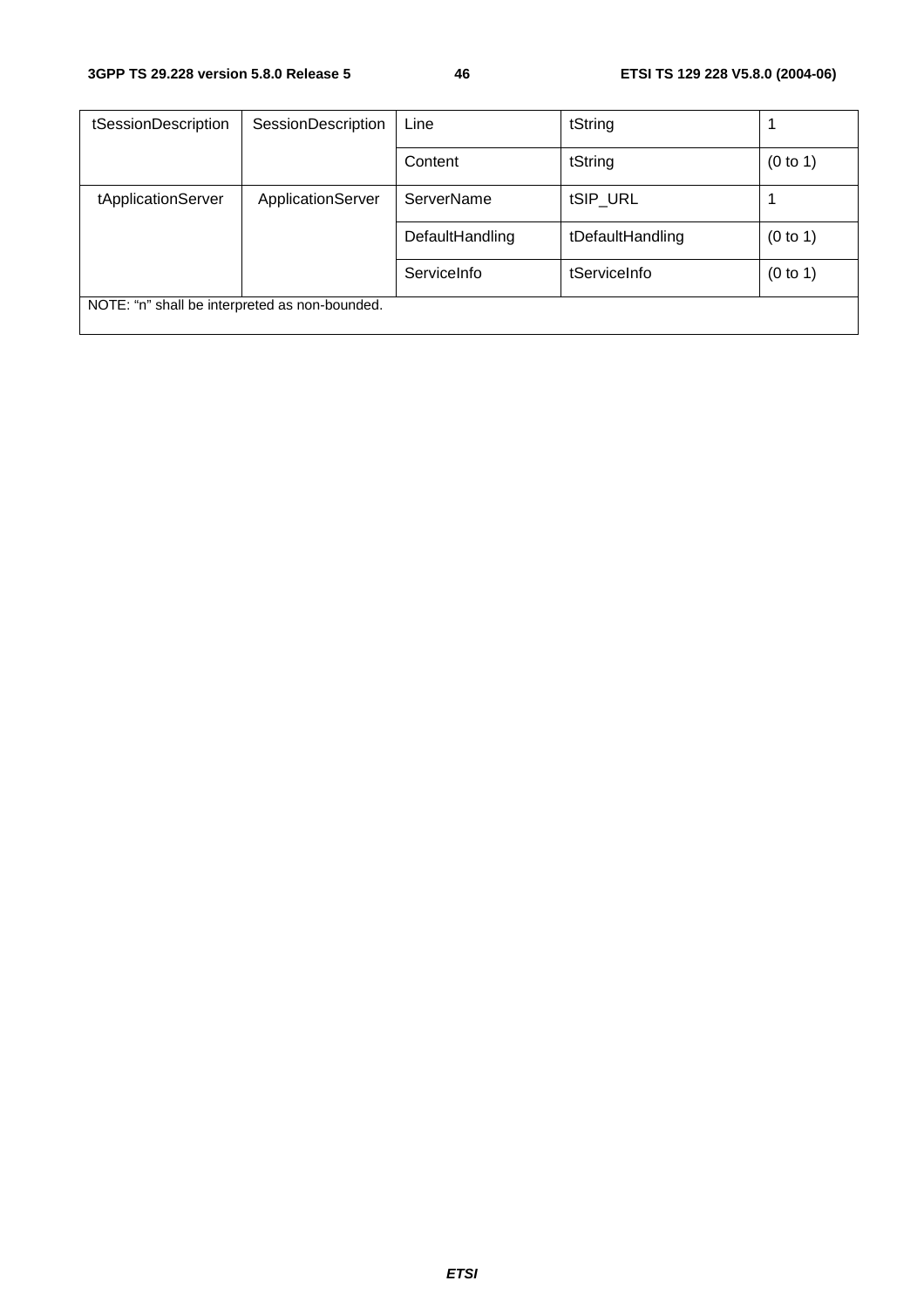| tSessionDescription | SessionDescription | Line | tString | 1 |
|---|---|---|---|---|
| | | Content | tString | (0 to 1) |
| tApplicationServer | ApplicationServer | ServerName | tSIP_URL | 1 |
| | | DefaultHandling | tDefaultHandling | (0 to 1) |
| | | ServiceInfo | tServiceInfo | (0 to 1) |
| NOTE: “n” shall be interpreted as non-bounded. | | | | |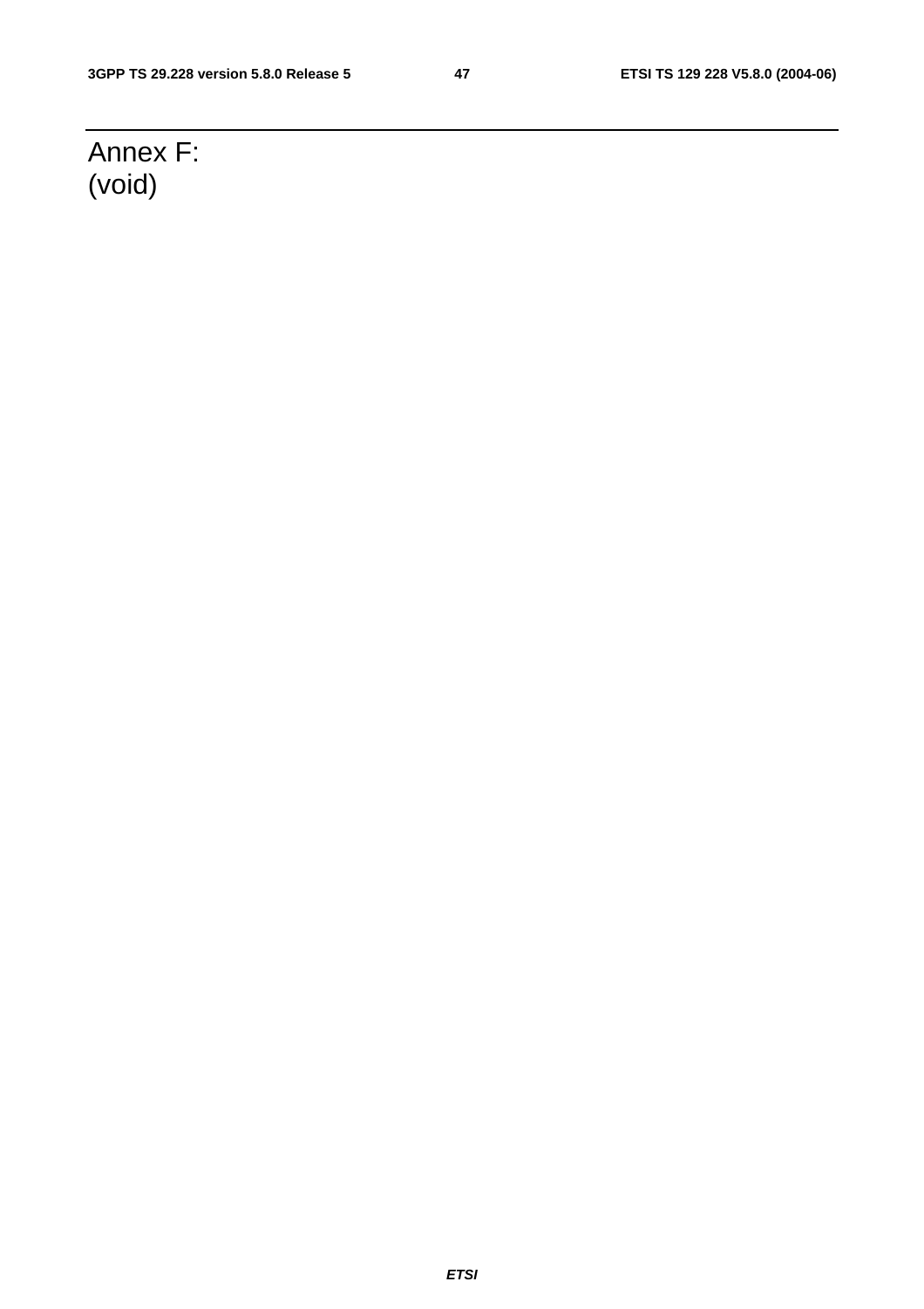# Annex F: (void)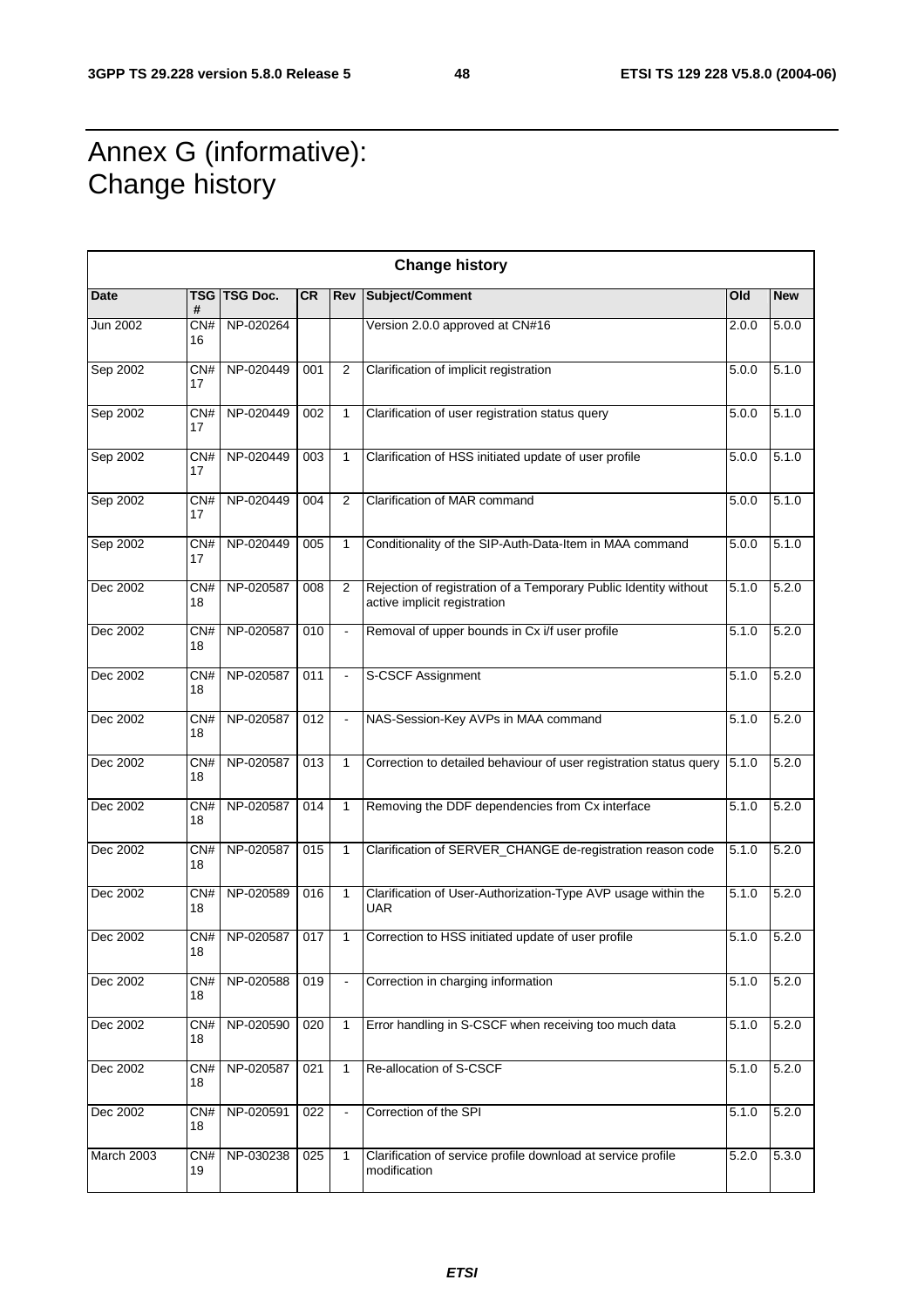# Annex G (informative): Change history

| Change history | | | | | | | |
|---|---|---|---|---|---|---|---|
| **Date** | **TSG #** | **TSG Doc.** | **CR** | **Rev** | **Subject/Comment** | **Old** | **New** |
| Jun 2002 | CN#16 | NP-020264 | | | Version 2.0.0 approved at CN#16 | 2.0.0 | 5.0.0 |
| Sep 2002 | CN#17 | NP-020449 | 001 | 2 | Clarification of implicit registration | 5.0.0 | 5.1.0 |
| Sep 2002 | CN#17 | NP-020449 | 002 | 1 | Clarification of user registration status query | 5.0.0 | 5.1.0 |
| Sep 2002 | CN#17 | NP-020449 | 003 | 1 | Clarification of HSS initiated update of user profile | 5.0.0 | 5.1.0 |
| Sep 2002 | CN#17 | NP-020449 | 004 | 2 | Clarification of MAR command | 5.0.0 | 5.1.0 |
| Sep 2002 | CN#17 | NP-020449 | 005 | 1 | Conditionality of the SIP-Auth-Data-Item in MAA command | 5.0.0 | 5.1.0 |
| Dec 2002 | CN#18 | NP-020587 | 008 | 2 | Rejection of registration of a Temporary Public Identity without active implicit registration | 5.1.0 | 5.2.0 |
| Dec 2002 | CN#18 | NP-020587 | 010 | - | Removal of upper bounds in Cx i/f user profile | 5.1.0 | 5.2.0 |
| Dec 2002 | CN#18 | NP-020587 | 011 | - | S-CSCF Assignment | 5.1.0 | 5.2.0 |
| Dec 2002 | CN#18 | NP-020587 | 012 | - | NAS-Session-Key AVPs in MAA command | 5.1.0 | 5.2.0 |
| Dec 2002 | CN#18 | NP-020587 | 013 | 1 | Correction to detailed behaviour of user registration status query | 5.1.0 | 5.2.0 |
| Dec 2002 | CN#18 | NP-020587 | 014 | 1 | Removing the DDF dependencies from Cx interface | 5.1.0 | 5.2.0 |
| Dec 2002 | CN#18 | NP-020587 | 015 | 1 | Clarification of SERVER_CHANGE de-registration reason code | 5.1.0 | 5.2.0 |
| Dec 2002 | CN#18 | NP-020589 | 016 | 1 | Clarification of User-Authorization-Type AVP usage within the UAR | 5.1.0 | 5.2.0 |
| Dec 2002 | CN#18 | NP-020587 | 017 | 1 | Correction to HSS initiated update of user profile | 5.1.0 | 5.2.0 |
| Dec 2002 | CN#18 | NP-020588 | 019 | - | Correction in charging information | 5.1.0 | 5.2.0 |
| Dec 2002 | CN#18 | NP-020590 | 020 | 1 | Error handling in S-CSCF when receiving too much data | 5.1.0 | 5.2.0 |
| Dec 2002 | CN#18 | NP-020587 | 021 | 1 | Re-allocation of S-CSCF | 5.1.0 | 5.2.0 |
| Dec 2002 | CN#18 | NP-020591 | 022 | - | Correction of the SPI | 5.1.0 | 5.2.0 |
| March 2003 | CN#19 | NP-030238 | 025 | 1 | Clarification of service profile download at service profile modification | 5.2.0 | 5.3.0 |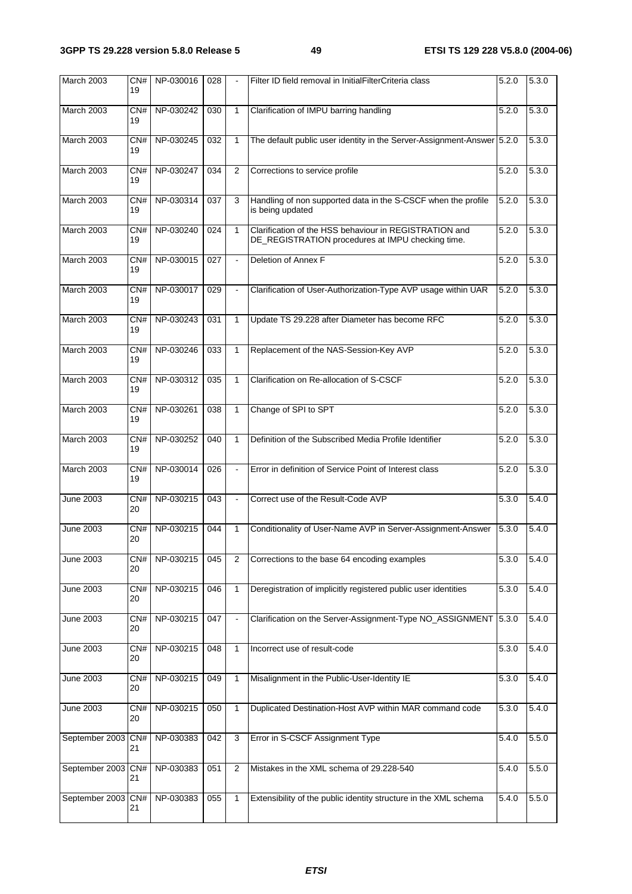| March 2003 | CN#19 | NP-030016 | 028 | - | Filter ID field removal in InitialFilterCriteria class | 5.2.0 | 5.3.0 |
|---|---|---|---|---|---|---|---|
| March 2003 | CN#19 | NP-030242 | 030 | 1 | Clarification of IMPU barring handling | 5.2.0 | 5.3.0 |
| March 2003 | CN#19 | NP-030245 | 032 | 1 | The default public user identity in the Server-Assignment-Answer | 5.2.0 | 5.3.0 |
| March 2003 | CN#19 | NP-030247 | 034 | 2 | Corrections to service profile | 5.2.0 | 5.3.0 |
| March 2003 | CN#19 | NP-030314 | 037 | 3 | Handling of non supported data in the S-CSCF when the profile is being updated | 5.2.0 | 5.3.0 |
| March 2003 | CN#19 | NP-030240 | 024 | 1 | Clarification of the HSS behaviour in REGISTRATION and DE_REGISTRATION procedures at IMPU checking time. | 5.2.0 | 5.3.0 |
| March 2003 | CN#19 | NP-030015 | 027 | - | Deletion of Annex F | 5.2.0 | 5.3.0 |
| March 2003 | CN#19 | NP-030017 | 029 | - | Clarification of User-Authorization-Type AVP usage within UAR | 5.2.0 | 5.3.0 |
| March 2003 | CN#19 | NP-030243 | 031 | 1 | Update TS 29.228 after Diameter has become RFC | 5.2.0 | 5.3.0 |
| March 2003 | CN#19 | NP-030246 | 033 | 1 | Replacement of the NAS-Session-Key AVP | 5.2.0 | 5.3.0 |
| March 2003 | CN#19 | NP-030312 | 035 | 1 | Clarification on Re-allocation of S-CSCF | 5.2.0 | 5.3.0 |
| March 2003 | CN#19 | NP-030261 | 038 | 1 | Change of SPI to SPT | 5.2.0 | 5.3.0 |
| March 2003 | CN#19 | NP-030252 | 040 | 1 | Definition of the Subscribed Media Profile Identifier | 5.2.0 | 5.3.0 |
| March 2003 | CN#19 | NP-030014 | 026 | - | Error in definition of Service Point of Interest class | 5.2.0 | 5.3.0 |
| June 2003 | CN#20 | NP-030215 | 043 | - | Correct use of the Result-Code AVP | 5.3.0 | 5.4.0 |
| June 2003 | CN#20 | NP-030215 | 044 | 1 | Conditionality of User-Name AVP in Server-Assignment-Answer | 5.3.0 | 5.4.0 |
| June 2003 | CN#20 | NP-030215 | 045 | 2 | Corrections to the base 64 encoding examples | 5.3.0 | 5.4.0 |
| June 2003 | CN#20 | NP-030215 | 046 | 1 | Deregistration of implicitly registered public user identities | 5.3.0 | 5.4.0 |
| June 2003 | CN#20 | NP-030215 | 047 | - | Clarification on the Server-Assignment-Type NO_ASSIGNMENT | 5.3.0 | 5.4.0 |
| June 2003 | CN#20 | NP-030215 | 048 | 1 | Incorrect use of result-code | 5.3.0 | 5.4.0 |
| June 2003 | CN#20 | NP-030215 | 049 | 1 | Misalignment in the Public-User-Identity IE | 5.3.0 | 5.4.0 |
| June 2003 | CN#20 | NP-030215 | 050 | 1 | Duplicated Destination-Host AVP within MAR command code | 5.3.0 | 5.4.0 |
| September 2003 | CN#21 | NP-030383 | 042 | 3 | Error in S-CSCF Assignment Type | 5.4.0 | 5.5.0 |
| September 2003 | CN#21 | NP-030383 | 051 | 2 | Mistakes in the XML schema of 29.228-540 | 5.4.0 | 5.5.0 |
| September 2003 | CN#21 | NP-030383 | 055 | 1 | Extensibility of the public identity structure in the XML schema | 5.4.0 | 5.5.0 |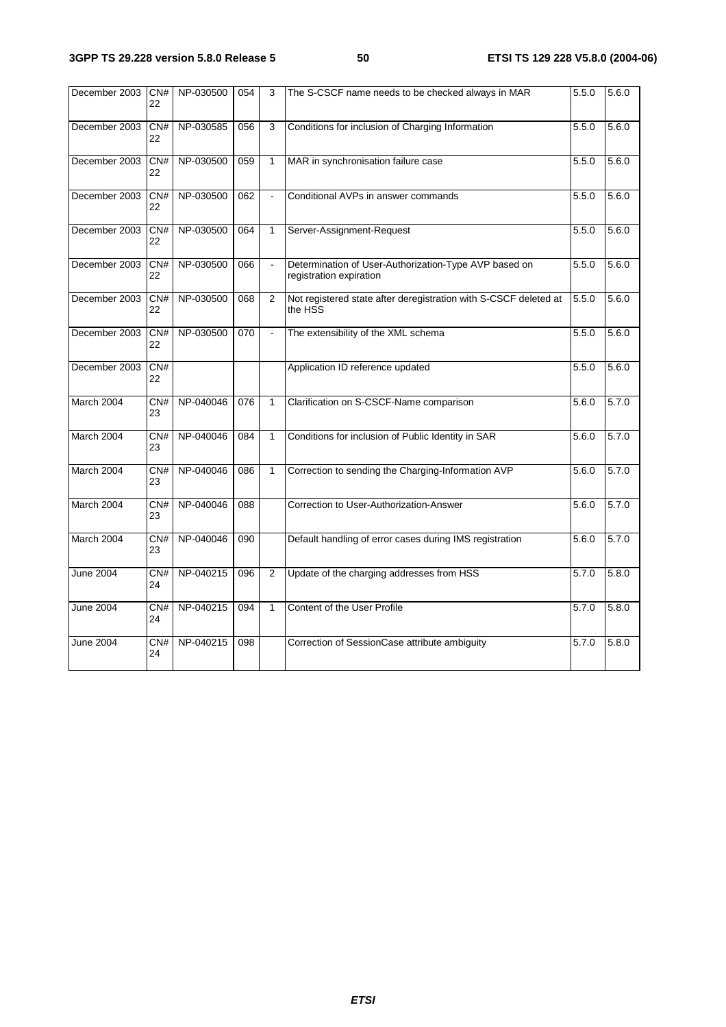| December 2003 | CN#22 | NP-030500 | 054 | 3 | The S-CSCF name needs to be checked always in MAR | 5.5.0 | 5.6.0 |
|---|---|---|---|---|---|---|---|
| December 2003 | CN#22 | NP-030585 | 056 | 3 | Conditions for inclusion of Charging Information | 5.5.0 | 5.6.0 |
| December 2003 | CN#22 | NP-030500 | 059 | 1 | MAR in synchronisation failure case | 5.5.0 | 5.6.0 |
| December 2003 | CN#22 | NP-030500 | 062 | - | Conditional AVPs in answer commands | 5.5.0 | 5.6.0 |
| December 2003 | CN#22 | NP-030500 | 064 | 1 | Server-Assignment-Request | 5.5.0 | 5.6.0 |
| December 2003 | CN#22 | NP-030500 | 066 | - | Determination of User-Authorization-Type AVP based on registration expiration | 5.5.0 | 5.6.0 |
| December 2003 | CN#22 | NP-030500 | 068 | 2 | Not registered state after deregistration with S-CSCF deleted at the HSS | 5.5.0 | 5.6.0 |
| December 2003 | CN#22 | NP-030500 | 070 | - | The extensibility of the XML schema | 5.5.0 | 5.6.0 |
| December 2003 | CN#22 | | | | Application ID reference updated | 5.5.0 | 5.6.0 |
| March 2004 | CN#23 | NP-040046 | 076 | 1 | Clarification on S-CSCF-Name comparison | 5.6.0 | 5.7.0 |
| March 2004 | CN#23 | NP-040046 | 084 | 1 | Conditions for inclusion of Public Identity in SAR | 5.6.0 | 5.7.0 |
| March 2004 | CN#23 | NP-040046 | 086 | 1 | Correction to sending the Charging-Information AVP | 5.6.0 | 5.7.0 |
| March 2004 | CN#23 | NP-040046 | 088 | | Correction to User-Authorization-Answer | 5.6.0 | 5.7.0 |
| March 2004 | CN#23 | NP-040046 | 090 | | Default handling of error cases during IMS registration | 5.6.0 | 5.7.0 |
| June 2004 | CN#24 | NP-040215 | 096 | 2 | Update of the charging addresses from HSS | 5.7.0 | 5.8.0 |
| June 2004 | CN#24 | NP-040215 | 094 | 1 | Content of the User Profile | 5.7.0 | 5.8.0 |
| June 2004 | CN#24 | NP-040215 | 098 | | Correction of SessionCase attribute ambiguity | 5.7.0 | 5.8.0 |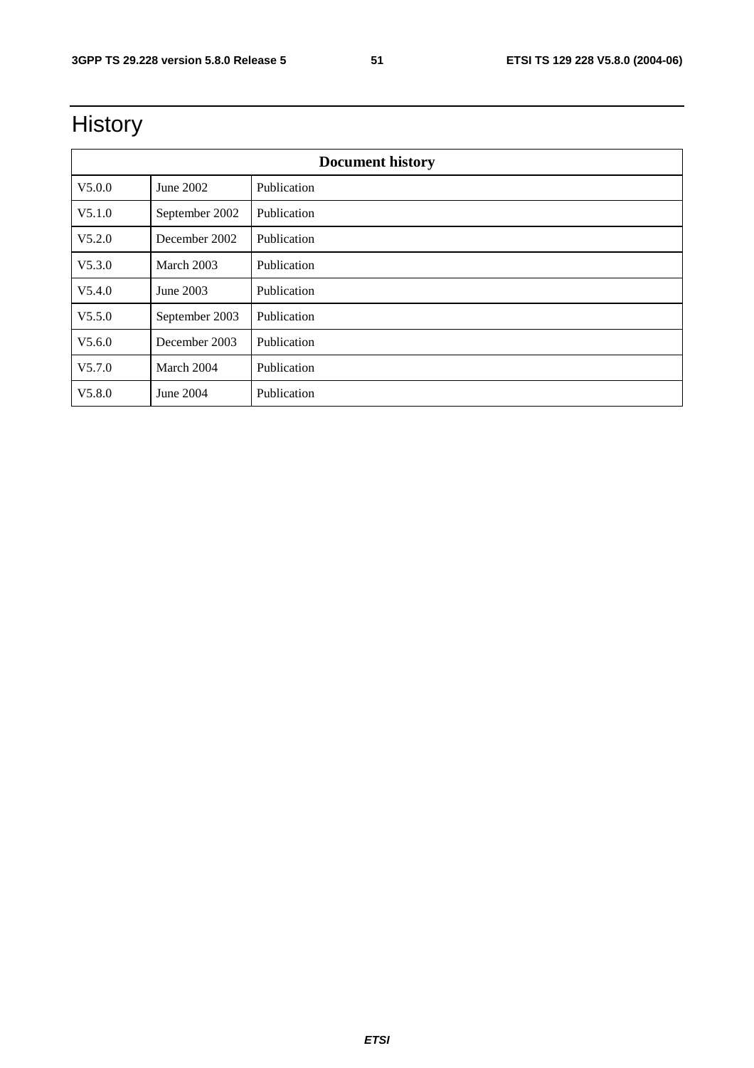# History

| Document history | | |
| --- | --- | --- |
| V5.0.0 | June 2002 | Publication |
| V5.1.0 | September 2002 | Publication |
| V5.2.0 | December 2002 | Publication |
| V5.3.0 | March 2003 | Publication |
| V5.4.0 | June 2003 | Publication |
| V5.5.0 | September 2003 | Publication |
| V5.6.0 | December 2003 | Publication |
| V5.7.0 | March 2004 | Publication |
| V5.8.0 | June 2004 | Publication |